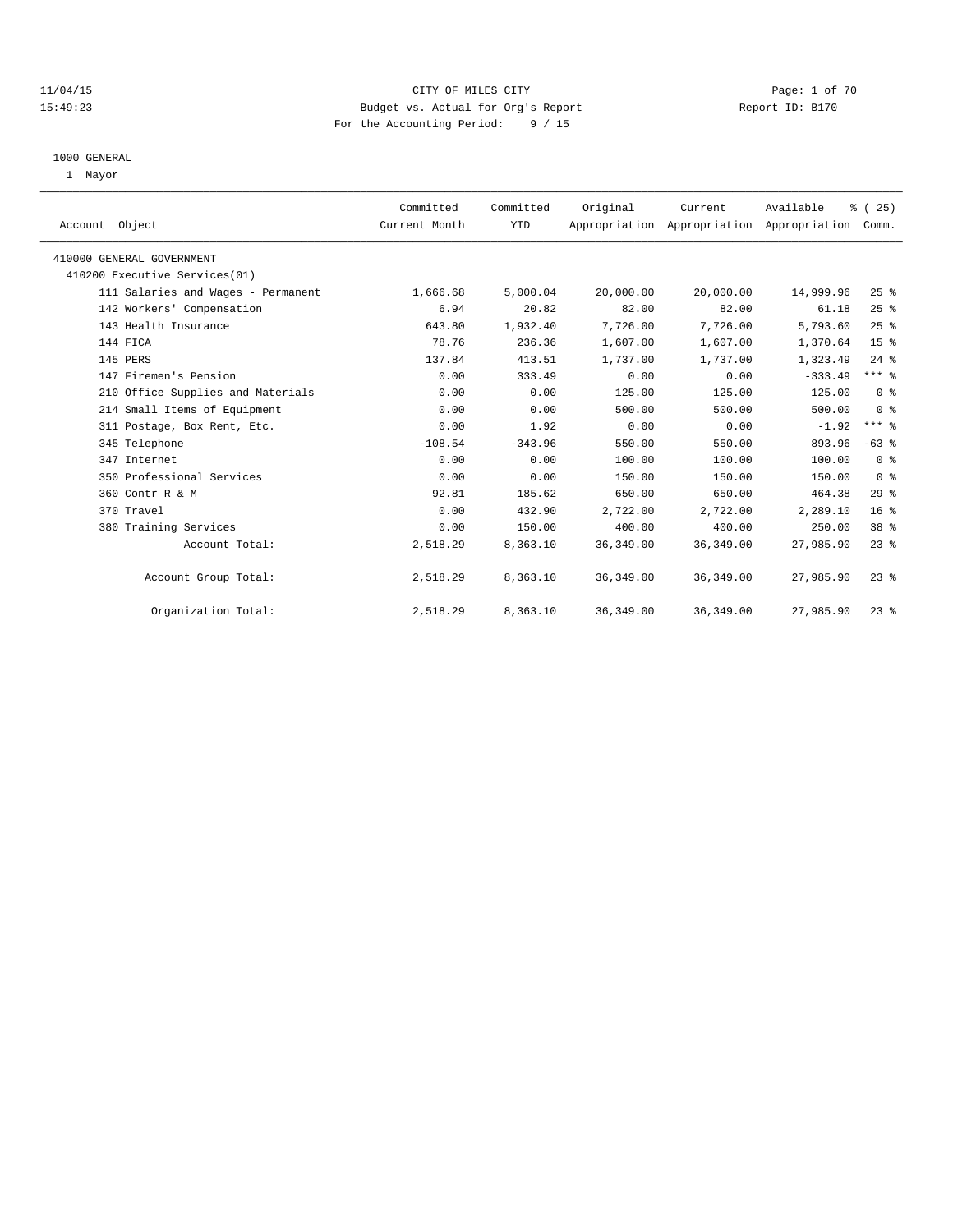CITY OF MILES CITY
Budget vs. Actual for Org's Report
For the Accounting Period: 9 / 15

11/04/15
15:49:23

Report ID: B170

1000 GENERAL
1 Mayor

| Account Object | Committed Current Month | Committed YTD | Original Appropriation | Current Appropriation | Available Appropriation | % ( 25) Comm. |
|---|---|---|---|---|---|---|
| 410000 GENERAL GOVERNMENT | | | | | | |
| 410200 Executive Services(01) | | | | | | |
| 111 Salaries and Wages - Permanent | 1,666.68 | 5,000.04 | 20,000.00 | 20,000.00 | 14,999.96 | 25 % |
| 142 Workers' Compensation | 6.94 | 20.82 | 82.00 | 82.00 | 61.18 | 25 % |
| 143 Health Insurance | 643.80 | 1,932.40 | 7,726.00 | 7,726.00 | 5,793.60 | 25 % |
| 144 FICA | 78.76 | 236.36 | 1,607.00 | 1,607.00 | 1,370.64 | 15 % |
| 145 PERS | 137.84 | 413.51 | 1,737.00 | 1,737.00 | 1,323.49 | 24 % |
| 147 Firemen's Pension | 0.00 | 333.49 | 0.00 | 0.00 | -333.49 | *** % |
| 210 Office Supplies and Materials | 0.00 | 0.00 | 125.00 | 125.00 | 125.00 | 0 % |
| 214 Small Items of Equipment | 0.00 | 0.00 | 500.00 | 500.00 | 500.00 | 0 % |
| 311 Postage, Box Rent, Etc. | 0.00 | 1.92 | 0.00 | 0.00 | -1.92 | *** % |
| 345 Telephone | -108.54 | -343.96 | 550.00 | 550.00 | 893.96 | -63 % |
| 347 Internet | 0.00 | 0.00 | 100.00 | 100.00 | 100.00 | 0 % |
| 350 Professional Services | 0.00 | 0.00 | 150.00 | 150.00 | 150.00 | 0 % |
| 360 Contr R & M | 92.81 | 185.62 | 650.00 | 650.00 | 464.38 | 29 % |
| 370 Travel | 0.00 | 432.90 | 2,722.00 | 2,722.00 | 2,289.10 | 16 % |
| 380 Training Services | 0.00 | 150.00 | 400.00 | 400.00 | 250.00 | 38 % |
| Account Total: | 2,518.29 | 8,363.10 | 36,349.00 | 36,349.00 | 27,985.90 | 23 % |
| Account Group Total: | 2,518.29 | 8,363.10 | 36,349.00 | 36,349.00 | 27,985.90 | 23 % |
| Organization Total: | 2,518.29 | 8,363.10 | 36,349.00 | 36,349.00 | 27,985.90 | 23 % |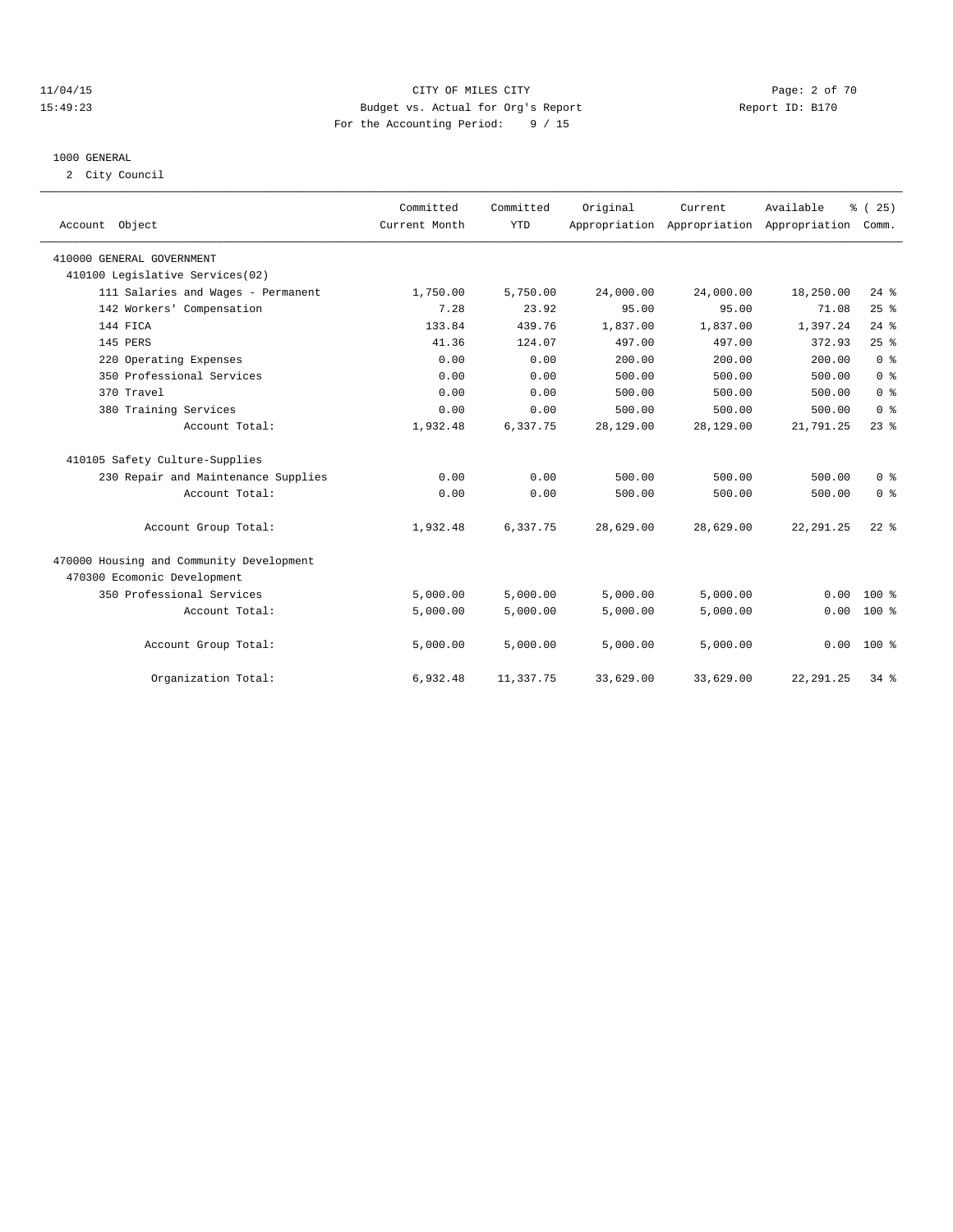CITY OF MILES CITY
Budget vs. Actual for Org's Report
For the Accounting Period: 9 / 15

11/04/15
15:49:23

Report ID: B170

1000 GENERAL
2 City Council

| Account Object | Committed Current Month | Committed YTD | Original Appropriation | Current Appropriation | Available Appropriation | % ( 25) Comm. |
|---|---|---|---|---|---|---|
| 410000 GENERAL GOVERNMENT | | | | | | |
| 410100 Legislative Services(02) | | | | | | |
| 111 Salaries and Wages - Permanent | 1,750.00 | 5,750.00 | 24,000.00 | 24,000.00 | 18,250.00 | 24 % |
| 142 Workers' Compensation | 7.28 | 23.92 | 95.00 | 95.00 | 71.08 | 25 % |
| 144 FICA | 133.84 | 439.76 | 1,837.00 | 1,837.00 | 1,397.24 | 24 % |
| 145 PERS | 41.36 | 124.07 | 497.00 | 497.00 | 372.93 | 25 % |
| 220 Operating Expenses | 0.00 | 0.00 | 200.00 | 200.00 | 200.00 | 0 % |
| 350 Professional Services | 0.00 | 0.00 | 500.00 | 500.00 | 500.00 | 0 % |
| 370 Travel | 0.00 | 0.00 | 500.00 | 500.00 | 500.00 | 0 % |
| 380 Training Services | 0.00 | 0.00 | 500.00 | 500.00 | 500.00 | 0 % |
| Account Total: | 1,932.48 | 6,337.75 | 28,129.00 | 28,129.00 | 21,791.25 | 23 % |
| 410105 Safety Culture-Supplies | | | | | | |
| 230 Repair and Maintenance Supplies | 0.00 | 0.00 | 500.00 | 500.00 | 500.00 | 0 % |
| Account Total: | 0.00 | 0.00 | 500.00 | 500.00 | 500.00 | 0 % |
| Account Group Total: | 1,932.48 | 6,337.75 | 28,629.00 | 28,629.00 | 22,291.25 | 22 % |
| 470000 Housing and Community Development | | | | | | |
| 470300 Ecomonic Development | | | | | | |
| 350 Professional Services | 5,000.00 | 5,000.00 | 5,000.00 | 5,000.00 | 0.00 | 100 % |
| Account Total: | 5,000.00 | 5,000.00 | 5,000.00 | 5,000.00 | 0.00 | 100 % |
| Account Group Total: | 5,000.00 | 5,000.00 | 5,000.00 | 5,000.00 | 0.00 | 100 % |
| Organization Total: | 6,932.48 | 11,337.75 | 33,629.00 | 33,629.00 | 22,291.25 | 34 % |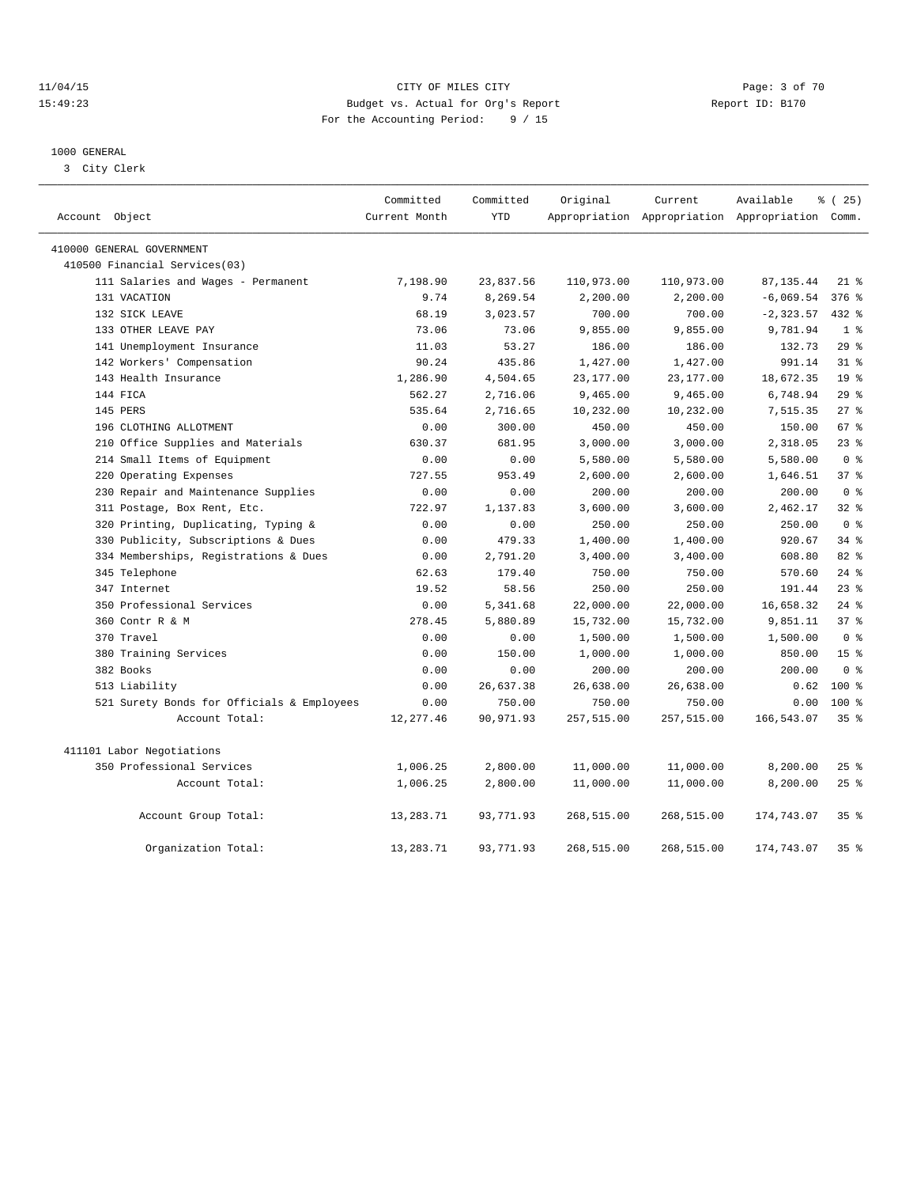11/04/15 CITY OF MILES CITY
15:49:23 Budget vs. Actual for Org's Report Report ID: B170
For the Accounting Period: 9 / 15

1000 GENERAL
3 City Clerk

| Account Object | Committed Current Month | Committed YTD | Original Appropriation | Current Appropriation | Available Appropriation | % ( 25) Comm. |
|---|---|---|---|---|---|---|
| 410000 GENERAL GOVERNMENT | | | | | | |
| 410500 Financial Services(03) | | | | | | |
| 111 Salaries and Wages - Permanent | 7,198.90 | 23,837.56 | 110,973.00 | 110,973.00 | 87,135.44 | 21 % |
| 131 VACATION | 9.74 | 8,269.54 | 2,200.00 | 2,200.00 | -6,069.54 | 376 % |
| 132 SICK LEAVE | 68.19 | 3,023.57 | 700.00 | 700.00 | -2,323.57 | 432 % |
| 133 OTHER LEAVE PAY | 73.06 | 73.06 | 9,855.00 | 9,855.00 | 9,781.94 | 1 % |
| 141 Unemployment Insurance | 11.03 | 53.27 | 186.00 | 186.00 | 132.73 | 29 % |
| 142 Workers' Compensation | 90.24 | 435.86 | 1,427.00 | 1,427.00 | 991.14 | 31 % |
| 143 Health Insurance | 1,286.90 | 4,504.65 | 23,177.00 | 23,177.00 | 18,672.35 | 19 % |
| 144 FICA | 562.27 | 2,716.06 | 9,465.00 | 9,465.00 | 6,748.94 | 29 % |
| 145 PERS | 535.64 | 2,716.65 | 10,232.00 | 10,232.00 | 7,515.35 | 27 % |
| 196 CLOTHING ALLOTMENT | 0.00 | 300.00 | 450.00 | 450.00 | 150.00 | 67 % |
| 210 Office Supplies and Materials | 630.37 | 681.95 | 3,000.00 | 3,000.00 | 2,318.05 | 23 % |
| 214 Small Items of Equipment | 0.00 | 0.00 | 5,580.00 | 5,580.00 | 5,580.00 | 0 % |
| 220 Operating Expenses | 727.55 | 953.49 | 2,600.00 | 2,600.00 | 1,646.51 | 37 % |
| 230 Repair and Maintenance Supplies | 0.00 | 0.00 | 200.00 | 200.00 | 200.00 | 0 % |
| 311 Postage, Box Rent, Etc. | 722.97 | 1,137.83 | 3,600.00 | 3,600.00 | 2,462.17 | 32 % |
| 320 Printing, Duplicating, Typing & | 0.00 | 0.00 | 250.00 | 250.00 | 250.00 | 0 % |
| 330 Publicity, Subscriptions & Dues | 0.00 | 479.33 | 1,400.00 | 1,400.00 | 920.67 | 34 % |
| 334 Memberships, Registrations & Dues | 0.00 | 2,791.20 | 3,400.00 | 3,400.00 | 608.80 | 82 % |
| 345 Telephone | 62.63 | 179.40 | 750.00 | 750.00 | 570.60 | 24 % |
| 347 Internet | 19.52 | 58.56 | 250.00 | 250.00 | 191.44 | 23 % |
| 350 Professional Services | 0.00 | 5,341.68 | 22,000.00 | 22,000.00 | 16,658.32 | 24 % |
| 360 Contr R & M | 278.45 | 5,880.89 | 15,732.00 | 15,732.00 | 9,851.11 | 37 % |
| 370 Travel | 0.00 | 0.00 | 1,500.00 | 1,500.00 | 1,500.00 | 0 % |
| 380 Training Services | 0.00 | 150.00 | 1,000.00 | 1,000.00 | 850.00 | 15 % |
| 382 Books | 0.00 | 0.00 | 200.00 | 200.00 | 200.00 | 0 % |
| 513 Liability | 0.00 | 26,637.38 | 26,638.00 | 26,638.00 | 0.62 | 100 % |
| 521 Surety Bonds for Officials & Employees | 0.00 | 750.00 | 750.00 | 750.00 | 0.00 | 100 % |
| Account Total: | 12,277.46 | 90,971.93 | 257,515.00 | 257,515.00 | 166,543.07 | 35 % |
| 411101 Labor Negotiations | | | | | | |
| 350 Professional Services | 1,006.25 | 2,800.00 | 11,000.00 | 11,000.00 | 8,200.00 | 25 % |
| Account Total: | 1,006.25 | 2,800.00 | 11,000.00 | 11,000.00 | 8,200.00 | 25 % |
| Account Group Total: | 13,283.71 | 93,771.93 | 268,515.00 | 268,515.00 | 174,743.07 | 35 % |
| Organization Total: | 13,283.71 | 93,771.93 | 268,515.00 | 268,515.00 | 174,743.07 | 35 % |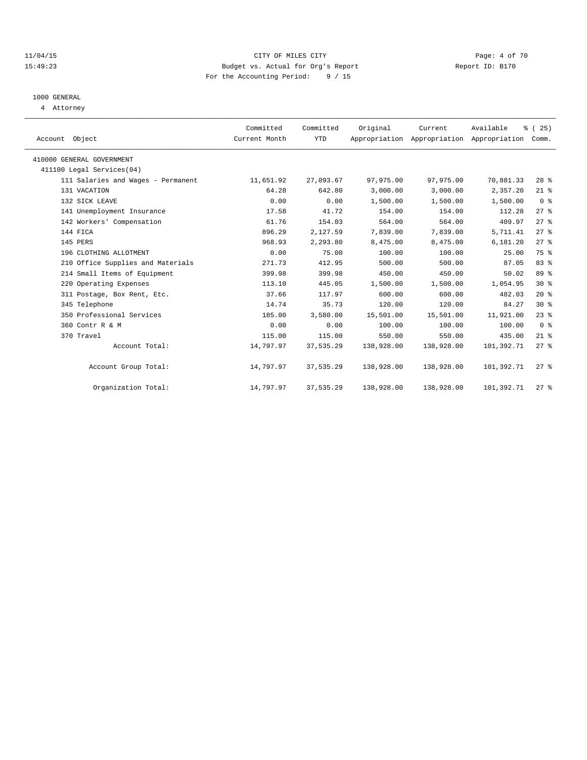CITY OF MILES CITY
Budget vs. Actual for Org's Report
For the Accounting Period: 9 / 15

11/04/15
15:49:23

Report ID: B170

## 1000 GENERAL

4 Attorney

| Account Object | Committed Current Month | Committed YTD | Original Appropriation | Current Appropriation | Available Appropriation | % ( 25) Comm. |
|---|---|---|---|---|---|---|
| 410000 GENERAL GOVERNMENT | | | | | | |
| 411100 Legal Services(04) | | | | | | |
| 111 Salaries and Wages - Permanent | 11,651.92 | 27,093.67 | 97,975.00 | 97,975.00 | 70,881.33 | 28 % |
| 131 VACATION | 64.28 | 642.80 | 3,000.00 | 3,000.00 | 2,357.20 | 21 % |
| 132 SICK LEAVE | 0.00 | 0.00 | 1,500.00 | 1,500.00 | 1,500.00 | 0 % |
| 141 Unemployment Insurance | 17.58 | 41.72 | 154.00 | 154.00 | 112.28 | 27 % |
| 142 Workers' Compensation | 61.76 | 154.03 | 564.00 | 564.00 | 409.97 | 27 % |
| 144 FICA | 896.29 | 2,127.59 | 7,839.00 | 7,839.00 | 5,711.41 | 27 % |
| 145 PERS | 968.93 | 2,293.80 | 8,475.00 | 8,475.00 | 6,181.20 | 27 % |
| 196 CLOTHING ALLOTMENT | 0.00 | 75.00 | 100.00 | 100.00 | 25.00 | 75 % |
| 210 Office Supplies and Materials | 271.73 | 412.95 | 500.00 | 500.00 | 87.05 | 83 % |
| 214 Small Items of Equipment | 399.98 | 399.98 | 450.00 | 450.00 | 50.02 | 89 % |
| 220 Operating Expenses | 113.10 | 445.05 | 1,500.00 | 1,500.00 | 1,054.95 | 30 % |
| 311 Postage, Box Rent, Etc. | 37.66 | 117.97 | 600.00 | 600.00 | 482.03 | 20 % |
| 345 Telephone | 14.74 | 35.73 | 120.00 | 120.00 | 84.27 | 30 % |
| 350 Professional Services | 185.00 | 3,580.00 | 15,501.00 | 15,501.00 | 11,921.00 | 23 % |
| 360 Contr R & M | 0.00 | 0.00 | 100.00 | 100.00 | 100.00 | 0 % |
| 370 Travel | 115.00 | 115.00 | 550.00 | 550.00 | 435.00 | 21 % |
| Account Total: | 14,797.97 | 37,535.29 | 138,928.00 | 138,928.00 | 101,392.71 | 27 % |
| Account Group Total: | 14,797.97 | 37,535.29 | 138,928.00 | 138,928.00 | 101,392.71 | 27 % |
| Organization Total: | 14,797.97 | 37,535.29 | 138,928.00 | 138,928.00 | 101,392.71 | 27 % |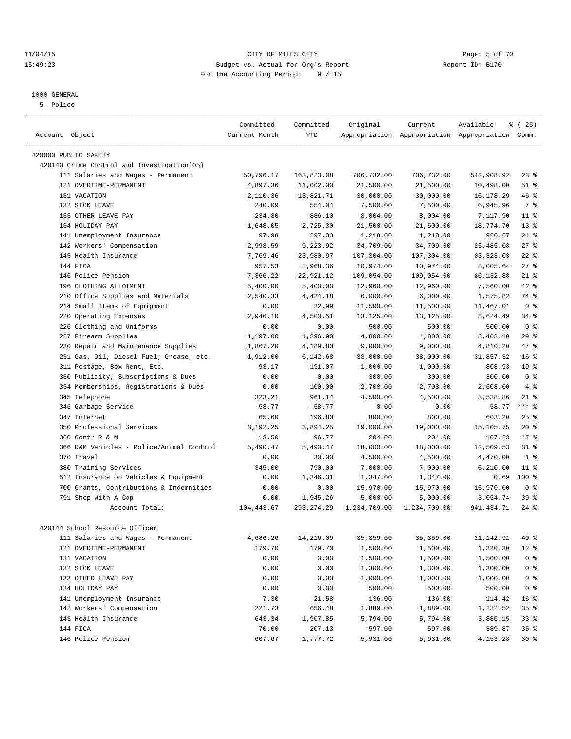CITY OF MILES CITY
Budget vs. Actual for Org's Report
For the Accounting Period: 9 / 15

11/04/15 15:49:23 — Report ID: B170

1000 GENERAL
5 Police

| Account Object | Committed Current Month | Committed YTD | Original Appropriation | Current Appropriation | Available Appropriation | % ( 25) Comm. |
|---|---|---|---|---|---|---|
| 420000 PUBLIC SAFETY | | | | | | |
| 420140 Crime Control and Investigation(05) | | | | | | |
| 111 Salaries and Wages - Permanent | 50,796.17 | 163,823.08 | 706,732.00 | 706,732.00 | 542,908.92 | 23 % |
| 121 OVERTIME-PERMANENT | 4,897.36 | 11,002.00 | 21,500.00 | 21,500.00 | 10,498.00 | 51 % |
| 131 VACATION | 2,110.36 | 13,821.71 | 30,000.00 | 30,000.00 | 16,178.29 | 46 % |
| 132 SICK LEAVE | 240.09 | 554.04 | 7,500.00 | 7,500.00 | 6,945.96 | 7 % |
| 133 OTHER LEAVE PAY | 234.80 | 886.10 | 8,004.00 | 8,004.00 | 7,117.90 | 11 % |
| 134 HOLIDAY PAY | 1,648.05 | 2,725.30 | 21,500.00 | 21,500.00 | 18,774.70 | 13 % |
| 141 Unemployment Insurance | 97.98 | 297.33 | 1,218.00 | 1,218.00 | 920.67 | 24 % |
| 142 Workers' Compensation | 2,998.59 | 9,223.92 | 34,709.00 | 34,709.00 | 25,485.08 | 27 % |
| 143 Health Insurance | 7,769.46 | 23,980.97 | 107,304.00 | 107,304.00 | 83,323.03 | 22 % |
| 144 FICA | 957.53 | 2,968.36 | 10,974.00 | 10,974.00 | 8,005.64 | 27 % |
| 146 Police Pension | 7,366.22 | 22,921.12 | 109,054.00 | 109,054.00 | 86,132.88 | 21 % |
| 196 CLOTHING ALLOTMENT | 5,400.00 | 5,400.00 | 12,960.00 | 12,960.00 | 7,560.00 | 42 % |
| 210 Office Supplies and Materials | 2,540.33 | 4,424.18 | 6,000.00 | 6,000.00 | 1,575.82 | 74 % |
| 214 Small Items of Equipment | 0.00 | 32.99 | 11,500.00 | 11,500.00 | 11,467.01 | 0 % |
| 220 Operating Expenses | 2,946.10 | 4,500.51 | 13,125.00 | 13,125.00 | 8,624.49 | 34 % |
| 226 Clothing and Uniforms | 0.00 | 0.00 | 500.00 | 500.00 | 500.00 | 0 % |
| 227 Firearm Supplies | 1,197.00 | 1,396.90 | 4,800.00 | 4,800.00 | 3,403.10 | 29 % |
| 230 Repair and Maintenance Supplies | 1,867.20 | 4,189.80 | 9,000.00 | 9,000.00 | 4,810.20 | 47 % |
| 231 Gas, Oil, Diesel Fuel, Grease, etc. | 1,912.00 | 6,142.68 | 38,000.00 | 38,000.00 | 31,857.32 | 16 % |
| 311 Postage, Box Rent, Etc. | 93.17 | 191.07 | 1,000.00 | 1,000.00 | 808.93 | 19 % |
| 330 Publicity, Subscriptions & Dues | 0.00 | 0.00 | 300.00 | 300.00 | 300.00 | 0 % |
| 334 Memberships, Registrations & Dues | 0.00 | 100.00 | 2,708.00 | 2,708.00 | 2,608.00 | 4 % |
| 345 Telephone | 323.21 | 961.14 | 4,500.00 | 4,500.00 | 3,538.86 | 21 % |
| 346 Garbage Service | -58.77 | -58.77 | 0.00 | 0.00 | 58.77 | *** % |
| 347 Internet | 65.60 | 196.80 | 800.00 | 800.00 | 603.20 | 25 % |
| 350 Professional Services | 3,192.25 | 3,894.25 | 19,000.00 | 19,000.00 | 15,105.75 | 20 % |
| 360 Contr R & M | 13.50 | 96.77 | 204.00 | 204.00 | 107.23 | 47 % |
| 366 R&M Vehicles - Police/Animal Control | 5,490.47 | 5,490.47 | 18,000.00 | 18,000.00 | 12,509.53 | 31 % |
| 370 Travel | 0.00 | 30.00 | 4,500.00 | 4,500.00 | 4,470.00 | 1 % |
| 380 Training Services | 345.00 | 790.00 | 7,000.00 | 7,000.00 | 6,210.00 | 11 % |
| 512 Insurance on Vehicles & Equipment | 0.00 | 1,346.31 | 1,347.00 | 1,347.00 | 0.69 | 100 % |
| 700 Grants, Contributions & Indemnities | 0.00 | 0.00 | 15,970.00 | 15,970.00 | 15,970.00 | 0 % |
| 791 Shop With A Cop | 0.00 | 1,945.26 | 5,000.00 | 5,000.00 | 3,054.74 | 39 % |
| Account Total: | 104,443.67 | 293,274.29 | 1,234,709.00 | 1,234,709.00 | 941,434.71 | 24 % |
| 420144 School Resource Officer | | | | | | |
| 111 Salaries and Wages - Permanent | 4,686.26 | 14,216.09 | 35,359.00 | 35,359.00 | 21,142.91 | 40 % |
| 121 OVERTIME-PERMANENT | 179.70 | 179.70 | 1,500.00 | 1,500.00 | 1,320.30 | 12 % |
| 131 VACATION | 0.00 | 0.00 | 1,500.00 | 1,500.00 | 1,500.00 | 0 % |
| 132 SICK LEAVE | 0.00 | 0.00 | 1,300.00 | 1,300.00 | 1,300.00 | 0 % |
| 133 OTHER LEAVE PAY | 0.00 | 0.00 | 1,000.00 | 1,000.00 | 1,000.00 | 0 % |
| 134 HOLIDAY PAY | 0.00 | 0.00 | 500.00 | 500.00 | 500.00 | 0 % |
| 141 Unemployment Insurance | 7.30 | 21.58 | 136.00 | 136.00 | 114.42 | 16 % |
| 142 Workers' Compensation | 221.73 | 656.48 | 1,889.00 | 1,889.00 | 1,232.52 | 35 % |
| 143 Health Insurance | 643.34 | 1,907.85 | 5,794.00 | 5,794.00 | 3,886.15 | 33 % |
| 144 FICA | 70.00 | 207.13 | 597.00 | 597.00 | 389.87 | 35 % |
| 146 Police Pension | 607.67 | 1,777.72 | 5,931.00 | 5,931.00 | 4,153.28 | 30 % |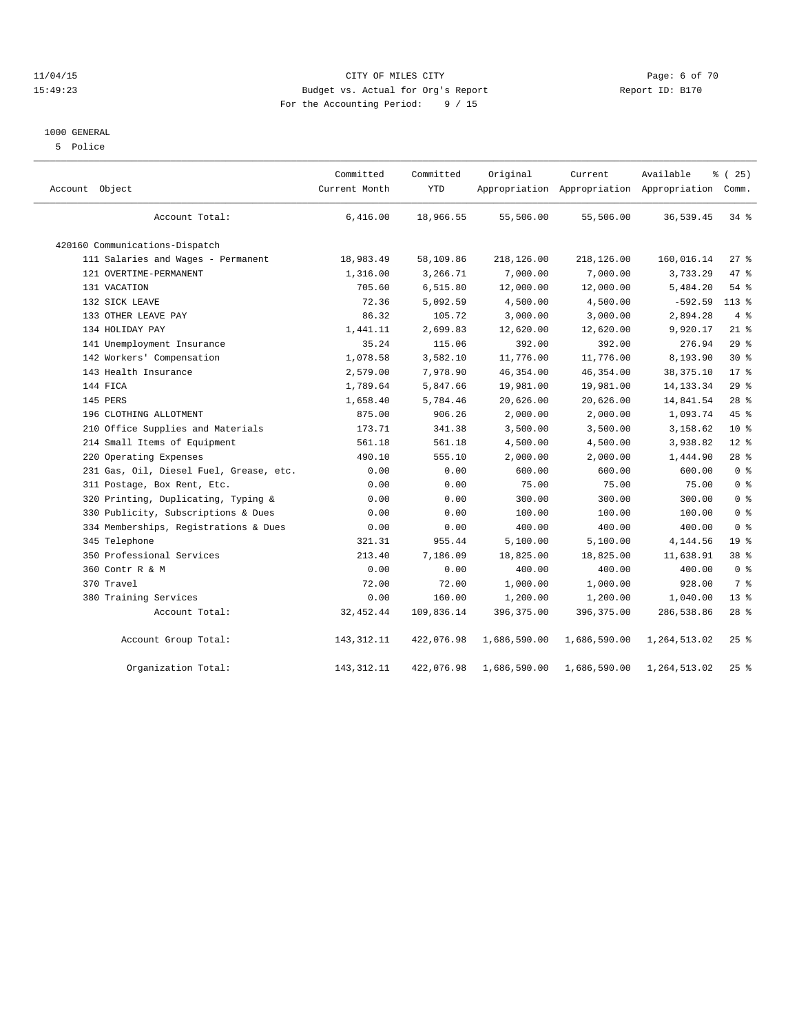# 1000 GENERAL

5 Police

| Account Object | Committed Current Month | Committed YTD | Original Appropriation | Current Appropriation | Available Appropriation | % ( 25) Comm. |
|---|---|---|---|---|---|---|
| Account Total: | 6,416.00 | 18,966.55 | 55,506.00 | 55,506.00 | 36,539.45 | 34 % |
| 420160 Communications-Dispatch | | | | | | |
| 111 Salaries and Wages - Permanent | 18,983.49 | 58,109.86 | 218,126.00 | 218,126.00 | 160,016.14 | 27 % |
| 121 OVERTIME-PERMANENT | 1,316.00 | 3,266.71 | 7,000.00 | 7,000.00 | 3,733.29 | 47 % |
| 131 VACATION | 705.60 | 6,515.80 | 12,000.00 | 12,000.00 | 5,484.20 | 54 % |
| 132 SICK LEAVE | 72.36 | 5,092.59 | 4,500.00 | 4,500.00 | -592.59 | 113 % |
| 133 OTHER LEAVE PAY | 86.32 | 105.72 | 3,000.00 | 3,000.00 | 2,894.28 | 4 % |
| 134 HOLIDAY PAY | 1,441.11 | 2,699.83 | 12,620.00 | 12,620.00 | 9,920.17 | 21 % |
| 141 Unemployment Insurance | 35.24 | 115.06 | 392.00 | 392.00 | 276.94 | 29 % |
| 142 Workers' Compensation | 1,078.58 | 3,582.10 | 11,776.00 | 11,776.00 | 8,193.90 | 30 % |
| 143 Health Insurance | 2,579.00 | 7,978.90 | 46,354.00 | 46,354.00 | 38,375.10 | 17 % |
| 144 FICA | 1,789.64 | 5,847.66 | 19,981.00 | 19,981.00 | 14,133.34 | 29 % |
| 145 PERS | 1,658.40 | 5,784.46 | 20,626.00 | 20,626.00 | 14,841.54 | 28 % |
| 196 CLOTHING ALLOTMENT | 875.00 | 906.26 | 2,000.00 | 2,000.00 | 1,093.74 | 45 % |
| 210 Office Supplies and Materials | 173.71 | 341.38 | 3,500.00 | 3,500.00 | 3,158.62 | 10 % |
| 214 Small Items of Equipment | 561.18 | 561.18 | 4,500.00 | 4,500.00 | 3,938.82 | 12 % |
| 220 Operating Expenses | 490.10 | 555.10 | 2,000.00 | 2,000.00 | 1,444.90 | 28 % |
| 231 Gas, Oil, Diesel Fuel, Grease, etc. | 0.00 | 0.00 | 600.00 | 600.00 | 600.00 | 0 % |
| 311 Postage, Box Rent, Etc. | 0.00 | 0.00 | 75.00 | 75.00 | 75.00 | 0 % |
| 320 Printing, Duplicating, Typing & | 0.00 | 0.00 | 300.00 | 300.00 | 300.00 | 0 % |
| 330 Publicity, Subscriptions & Dues | 0.00 | 0.00 | 100.00 | 100.00 | 100.00 | 0 % |
| 334 Memberships, Registrations & Dues | 0.00 | 0.00 | 400.00 | 400.00 | 400.00 | 0 % |
| 345 Telephone | 321.31 | 955.44 | 5,100.00 | 5,100.00 | 4,144.56 | 19 % |
| 350 Professional Services | 213.40 | 7,186.09 | 18,825.00 | 18,825.00 | 11,638.91 | 38 % |
| 360 Contr R & M | 0.00 | 0.00 | 400.00 | 400.00 | 400.00 | 0 % |
| 370 Travel | 72.00 | 72.00 | 1,000.00 | 1,000.00 | 928.00 | 7 % |
| 380 Training Services | 0.00 | 160.00 | 1,200.00 | 1,200.00 | 1,040.00 | 13 % |
| Account Total: | 32,452.44 | 109,836.14 | 396,375.00 | 396,375.00 | 286,538.86 | 28 % |
| Account Group Total: | 143,312.11 | 422,076.98 | 1,686,590.00 | 1,686,590.00 | 1,264,513.02 | 25 % |
| Organization Total: | 143,312.11 | 422,076.98 | 1,686,590.00 | 1,686,590.00 | 1,264,513.02 | 25 % |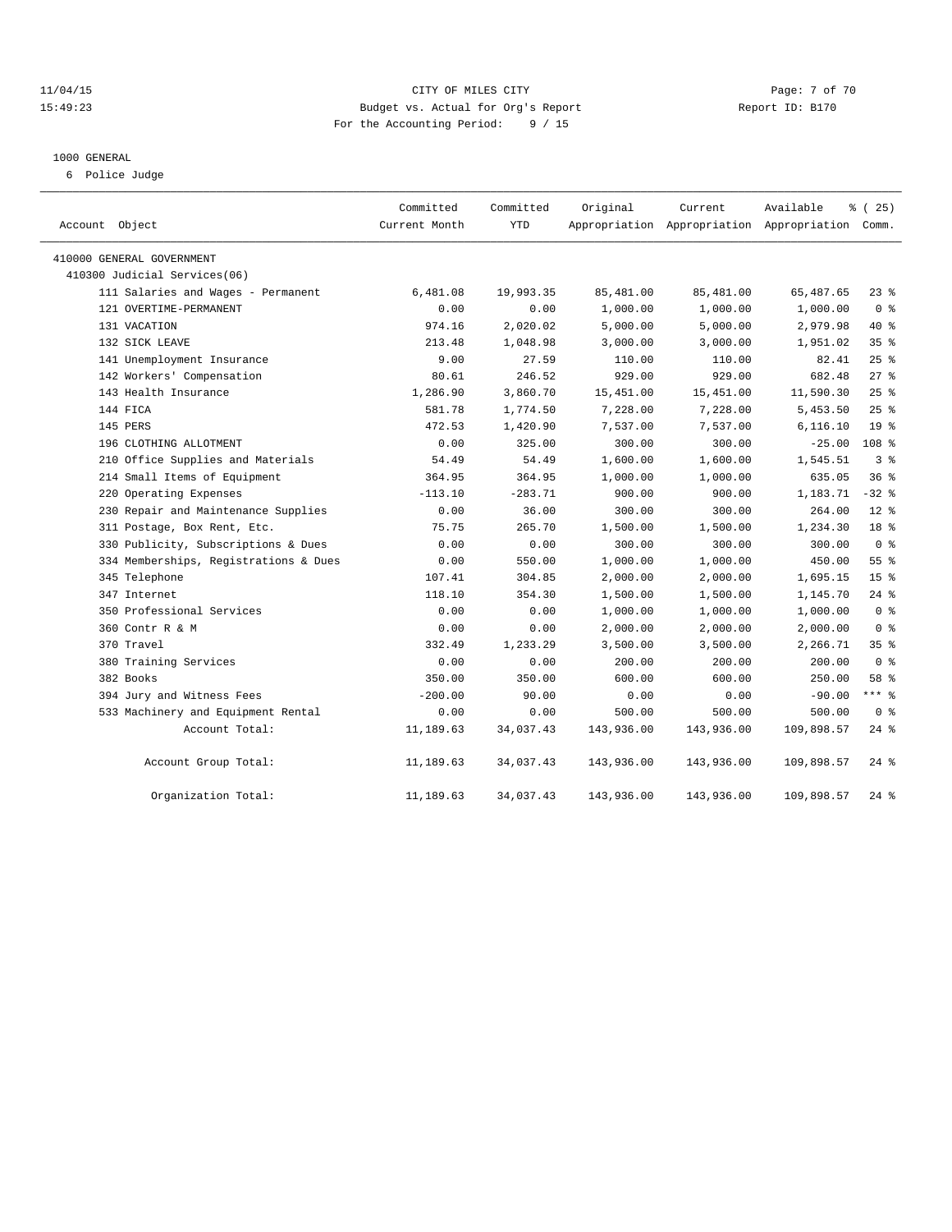11/04/15 CITY OF MILES CITY
15:49:23 Budget vs. Actual for Org's Report Report ID: B170
For the Accounting Period: 9 / 15

# 1000 GENERAL

6 Police Judge

| Account Object | Committed Current Month | Committed YTD | Original Appropriation | Current Appropriation | Available Appropriation | % ( 25) Comm. |
|---|---|---|---|---|---|---|
| 410000 GENERAL GOVERNMENT | | | | | | |
| 410300 Judicial Services(06) | | | | | | |
| 111 Salaries and Wages - Permanent | 6,481.08 | 19,993.35 | 85,481.00 | 85,481.00 | 65,487.65 | 23 % |
| 121 OVERTIME-PERMANENT | 0.00 | 0.00 | 1,000.00 | 1,000.00 | 1,000.00 | 0 % |
| 131 VACATION | 974.16 | 2,020.02 | 5,000.00 | 5,000.00 | 2,979.98 | 40 % |
| 132 SICK LEAVE | 213.48 | 1,048.98 | 3,000.00 | 3,000.00 | 1,951.02 | 35 % |
| 141 Unemployment Insurance | 9.00 | 27.59 | 110.00 | 110.00 | 82.41 | 25 % |
| 142 Workers' Compensation | 80.61 | 246.52 | 929.00 | 929.00 | 682.48 | 27 % |
| 143 Health Insurance | 1,286.90 | 3,860.70 | 15,451.00 | 15,451.00 | 11,590.30 | 25 % |
| 144 FICA | 581.78 | 1,774.50 | 7,228.00 | 7,228.00 | 5,453.50 | 25 % |
| 145 PERS | 472.53 | 1,420.90 | 7,537.00 | 7,537.00 | 6,116.10 | 19 % |
| 196 CLOTHING ALLOTMENT | 0.00 | 325.00 | 300.00 | 300.00 | -25.00 | 108 % |
| 210 Office Supplies and Materials | 54.49 | 54.49 | 1,600.00 | 1,600.00 | 1,545.51 | 3 % |
| 214 Small Items of Equipment | 364.95 | 364.95 | 1,000.00 | 1,000.00 | 635.05 | 36 % |
| 220 Operating Expenses | -113.10 | -283.71 | 900.00 | 900.00 | 1,183.71 | -32 % |
| 230 Repair and Maintenance Supplies | 0.00 | 36.00 | 300.00 | 300.00 | 264.00 | 12 % |
| 311 Postage, Box Rent, Etc. | 75.75 | 265.70 | 1,500.00 | 1,500.00 | 1,234.30 | 18 % |
| 330 Publicity, Subscriptions & Dues | 0.00 | 0.00 | 300.00 | 300.00 | 300.00 | 0 % |
| 334 Memberships, Registrations & Dues | 0.00 | 550.00 | 1,000.00 | 1,000.00 | 450.00 | 55 % |
| 345 Telephone | 107.41 | 304.85 | 2,000.00 | 2,000.00 | 1,695.15 | 15 % |
| 347 Internet | 118.10 | 354.30 | 1,500.00 | 1,500.00 | 1,145.70 | 24 % |
| 350 Professional Services | 0.00 | 0.00 | 1,000.00 | 1,000.00 | 1,000.00 | 0 % |
| 360 Contr R & M | 0.00 | 0.00 | 2,000.00 | 2,000.00 | 2,000.00 | 0 % |
| 370 Travel | 332.49 | 1,233.29 | 3,500.00 | 3,500.00 | 2,266.71 | 35 % |
| 380 Training Services | 0.00 | 0.00 | 200.00 | 200.00 | 200.00 | 0 % |
| 382 Books | 350.00 | 350.00 | 600.00 | 600.00 | 250.00 | 58 % |
| 394 Jury and Witness Fees | -200.00 | 90.00 | 0.00 | 0.00 | -90.00 | *** % |
| 533 Machinery and Equipment Rental | 0.00 | 0.00 | 500.00 | 500.00 | 500.00 | 0 % |
| Account Total: | 11,189.63 | 34,037.43 | 143,936.00 | 143,936.00 | 109,898.57 | 24 % |
| Account Group Total: | 11,189.63 | 34,037.43 | 143,936.00 | 143,936.00 | 109,898.57 | 24 % |
| Organization Total: | 11,189.63 | 34,037.43 | 143,936.00 | 143,936.00 | 109,898.57 | 24 % |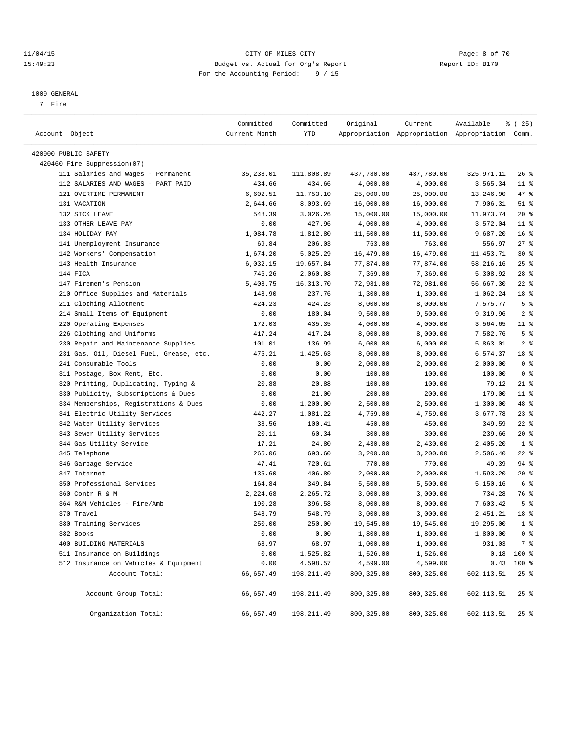11/04/15 CITY OF MILES CITY
15:49:23 Budget vs. Actual for Org's Report Report ID: B170
For the Accounting Period: 9 / 15

1000 GENERAL
7 Fire

| Account Object | Committed Current Month | Committed YTD | Original Appropriation | Current Appropriation | Available Appropriation | % ( 25) Comm. |
|---|---|---|---|---|---|---|
| 420000 PUBLIC SAFETY | | | | | | |
| 420460 Fire Suppression(07) | | | | | | |
| 111 Salaries and Wages - Permanent | 35,238.01 | 111,808.89 | 437,780.00 | 437,780.00 | 325,971.11 | 26 % |
| 112 SALARIES AND WAGES - PART PAID | 434.66 | 434.66 | 4,000.00 | 4,000.00 | 3,565.34 | 11 % |
| 121 OVERTIME-PERMANENT | 6,602.51 | 11,753.10 | 25,000.00 | 25,000.00 | 13,246.90 | 47 % |
| 131 VACATION | 2,644.66 | 8,093.69 | 16,000.00 | 16,000.00 | 7,906.31 | 51 % |
| 132 SICK LEAVE | 548.39 | 3,026.26 | 15,000.00 | 15,000.00 | 11,973.74 | 20 % |
| 133 OTHER LEAVE PAY | 0.00 | 427.96 | 4,000.00 | 4,000.00 | 3,572.04 | 11 % |
| 134 HOLIDAY PAY | 1,084.78 | 1,812.80 | 11,500.00 | 11,500.00 | 9,687.20 | 16 % |
| 141 Unemployment Insurance | 69.84 | 206.03 | 763.00 | 763.00 | 556.97 | 27 % |
| 142 Workers' Compensation | 1,674.20 | 5,025.29 | 16,479.00 | 16,479.00 | 11,453.71 | 30 % |
| 143 Health Insurance | 6,032.15 | 19,657.84 | 77,874.00 | 77,874.00 | 58,216.16 | 25 % |
| 144 FICA | 746.26 | 2,060.08 | 7,369.00 | 7,369.00 | 5,308.92 | 28 % |
| 147 Firemen's Pension | 5,408.75 | 16,313.70 | 72,981.00 | 72,981.00 | 56,667.30 | 22 % |
| 210 Office Supplies and Materials | 148.90 | 237.76 | 1,300.00 | 1,300.00 | 1,062.24 | 18 % |
| 211 Clothing Allotment | 424.23 | 424.23 | 8,000.00 | 8,000.00 | 7,575.77 | 5 % |
| 214 Small Items of Equipment | 0.00 | 180.04 | 9,500.00 | 9,500.00 | 9,319.96 | 2 % |
| 220 Operating Expenses | 172.03 | 435.35 | 4,000.00 | 4,000.00 | 3,564.65 | 11 % |
| 226 Clothing and Uniforms | 417.24 | 417.24 | 8,000.00 | 8,000.00 | 7,582.76 | 5 % |
| 230 Repair and Maintenance Supplies | 101.01 | 136.99 | 6,000.00 | 6,000.00 | 5,863.01 | 2 % |
| 231 Gas, Oil, Diesel Fuel, Grease, etc. | 475.21 | 1,425.63 | 8,000.00 | 8,000.00 | 6,574.37 | 18 % |
| 241 Consumable Tools | 0.00 | 0.00 | 2,000.00 | 2,000.00 | 2,000.00 | 0 % |
| 311 Postage, Box Rent, Etc. | 0.00 | 0.00 | 100.00 | 100.00 | 100.00 | 0 % |
| 320 Printing, Duplicating, Typing & | 20.88 | 20.88 | 100.00 | 100.00 | 79.12 | 21 % |
| 330 Publicity, Subscriptions & Dues | 0.00 | 21.00 | 200.00 | 200.00 | 179.00 | 11 % |
| 334 Memberships, Registrations & Dues | 0.00 | 1,200.00 | 2,500.00 | 2,500.00 | 1,300.00 | 48 % |
| 341 Electric Utility Services | 442.27 | 1,081.22 | 4,759.00 | 4,759.00 | 3,677.78 | 23 % |
| 342 Water Utility Services | 38.56 | 100.41 | 450.00 | 450.00 | 349.59 | 22 % |
| 343 Sewer Utility Services | 20.11 | 60.34 | 300.00 | 300.00 | 239.66 | 20 % |
| 344 Gas Utility Service | 17.21 | 24.80 | 2,430.00 | 2,430.00 | 2,405.20 | 1 % |
| 345 Telephone | 265.06 | 693.60 | 3,200.00 | 3,200.00 | 2,506.40 | 22 % |
| 346 Garbage Service | 47.41 | 720.61 | 770.00 | 770.00 | 49.39 | 94 % |
| 347 Internet | 135.60 | 406.80 | 2,000.00 | 2,000.00 | 1,593.20 | 20 % |
| 350 Professional Services | 164.84 | 349.84 | 5,500.00 | 5,500.00 | 5,150.16 | 6 % |
| 360 Contr R & M | 2,224.68 | 2,265.72 | 3,000.00 | 3,000.00 | 734.28 | 76 % |
| 364 R&M Vehicles - Fire/Amb | 190.28 | 396.58 | 8,000.00 | 8,000.00 | 7,603.42 | 5 % |
| 370 Travel | 548.79 | 548.79 | 3,000.00 | 3,000.00 | 2,451.21 | 18 % |
| 380 Training Services | 250.00 | 250.00 | 19,545.00 | 19,545.00 | 19,295.00 | 1 % |
| 382 Books | 0.00 | 0.00 | 1,800.00 | 1,800.00 | 1,800.00 | 0 % |
| 400 BUILDING MATERIALS | 68.97 | 68.97 | 1,000.00 | 1,000.00 | 931.03 | 7 % |
| 511 Insurance on Buildings | 0.00 | 1,525.82 | 1,526.00 | 1,526.00 | 0.18 | 100 % |
| 512 Insurance on Vehicles & Equipment | 0.00 | 4,598.57 | 4,599.00 | 4,599.00 | 0.43 | 100 % |
| Account Total: | 66,657.49 | 198,211.49 | 800,325.00 | 800,325.00 | 602,113.51 | 25 % |
| Account Group Total: | 66,657.49 | 198,211.49 | 800,325.00 | 800,325.00 | 602,113.51 | 25 % |
| Organization Total: | 66,657.49 | 198,211.49 | 800,325.00 | 800,325.00 | 602,113.51 | 25 % |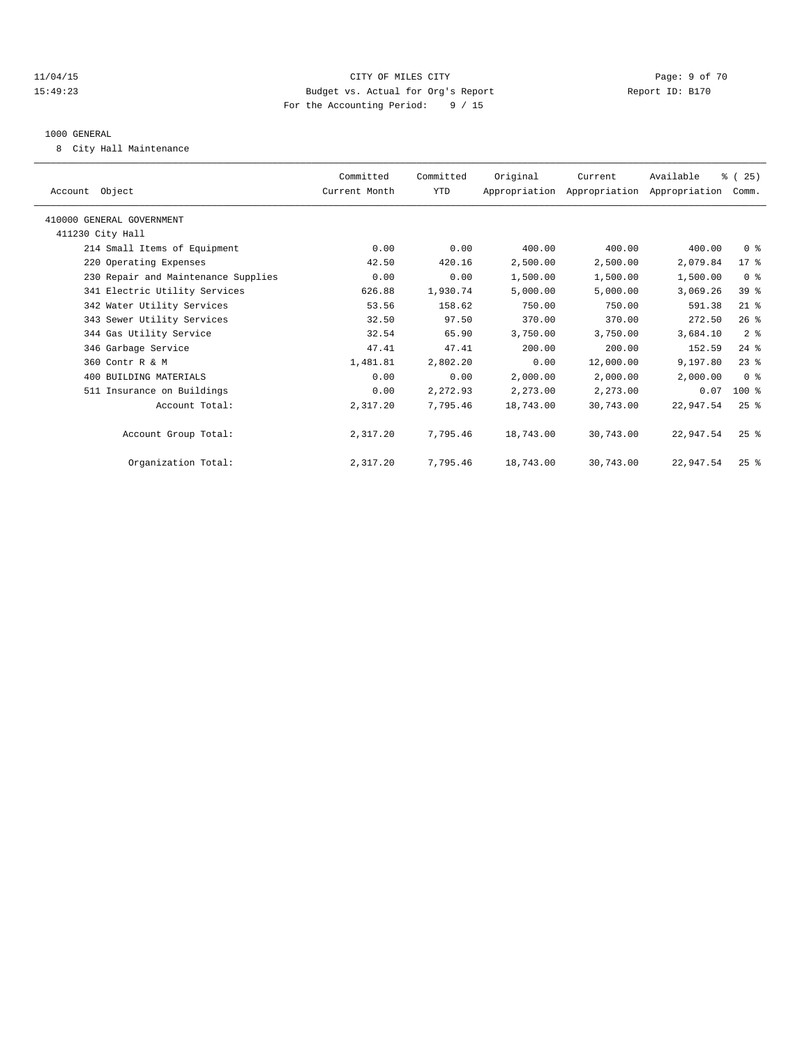11/04/15 CITY OF MILES CITY
15:49:23 Budget vs. Actual for Org's Report Report ID: B170
For the Accounting Period: 9 / 15

1000 GENERAL

8 City Hall Maintenance

| Account Object | Committed Current Month | Committed YTD | Original Appropriation | Current Appropriation | Available Appropriation | % ( 25) Comm. |
|---|---|---|---|---|---|---|
| 410000 GENERAL GOVERNMENT | | | | | | |
| 411230 City Hall | | | | | | |
| 214 Small Items of Equipment | 0.00 | 0.00 | 400.00 | 400.00 | 400.00 | 0 % |
| 220 Operating Expenses | 42.50 | 420.16 | 2,500.00 | 2,500.00 | 2,079.84 | 17 % |
| 230 Repair and Maintenance Supplies | 0.00 | 0.00 | 1,500.00 | 1,500.00 | 1,500.00 | 0 % |
| 341 Electric Utility Services | 626.88 | 1,930.74 | 5,000.00 | 5,000.00 | 3,069.26 | 39 % |
| 342 Water Utility Services | 53.56 | 158.62 | 750.00 | 750.00 | 591.38 | 21 % |
| 343 Sewer Utility Services | 32.50 | 97.50 | 370.00 | 370.00 | 272.50 | 26 % |
| 344 Gas Utility Service | 32.54 | 65.90 | 3,750.00 | 3,750.00 | 3,684.10 | 2 % |
| 346 Garbage Service | 47.41 | 47.41 | 200.00 | 200.00 | 152.59 | 24 % |
| 360 Contr R & M | 1,481.81 | 2,802.20 | 0.00 | 12,000.00 | 9,197.80 | 23 % |
| 400 BUILDING MATERIALS | 0.00 | 0.00 | 2,000.00 | 2,000.00 | 2,000.00 | 0 % |
| 511 Insurance on Buildings | 0.00 | 2,272.93 | 2,273.00 | 2,273.00 | 0.07 | 100 % |
| Account Total: | 2,317.20 | 7,795.46 | 18,743.00 | 30,743.00 | 22,947.54 | 25 % |
| Account Group Total: | 2,317.20 | 7,795.46 | 18,743.00 | 30,743.00 | 22,947.54 | 25 % |
| Organization Total: | 2,317.20 | 7,795.46 | 18,743.00 | 30,743.00 | 22,947.54 | 25 % |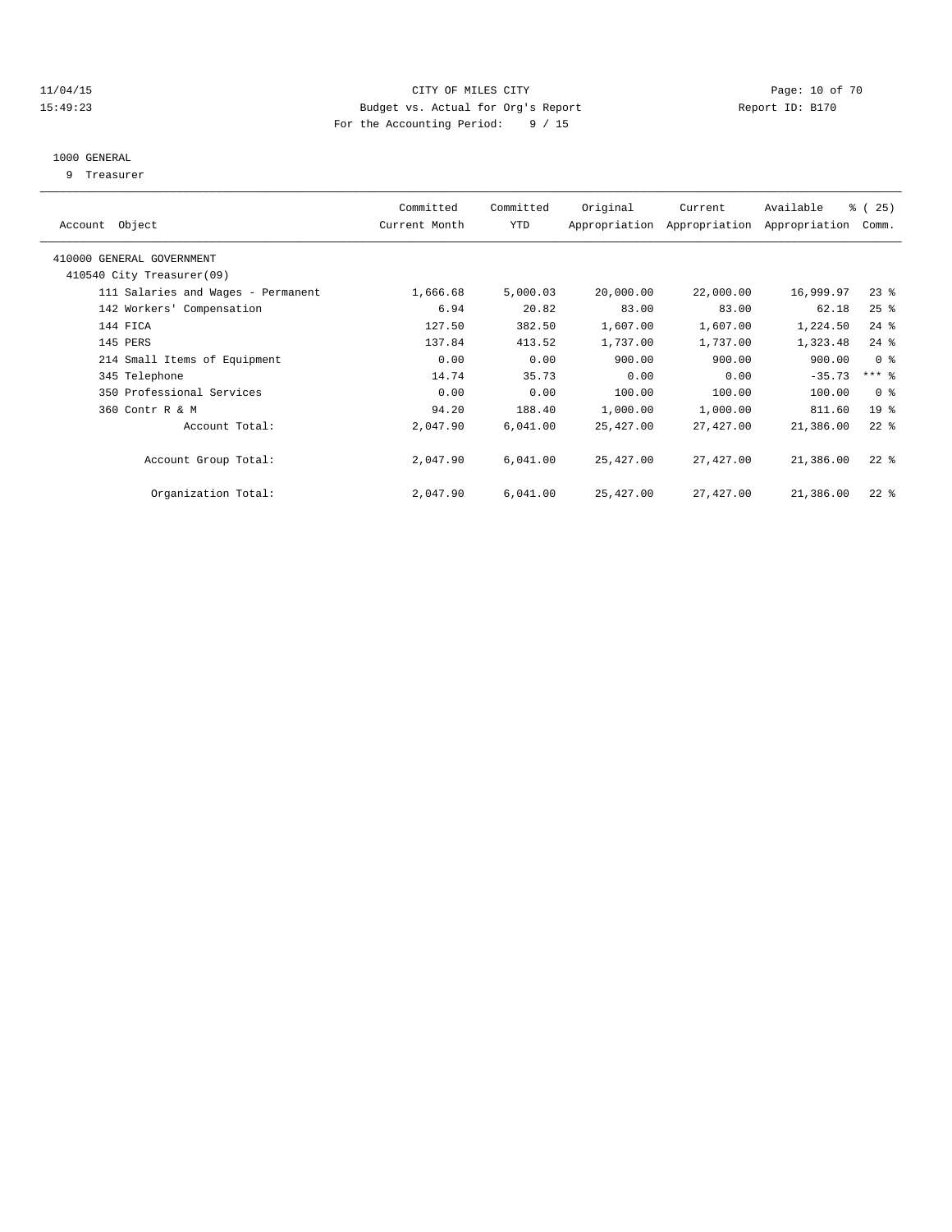CITY OF MILES CITY
Budget vs. Actual for Org's Report
For the Accounting Period: 9 / 15

11/04/15
15:49:23

Report ID: B170

1000 GENERAL
9 Treasurer

| Account Object | Committed Current Month | Committed YTD | Original Appropriation | Current Appropriation | Available Appropriation | % ( 25) Comm. |
|---|---|---|---|---|---|---|
| 410000 GENERAL GOVERNMENT | | | | | | |
| 410540 City Treasurer(09) | | | | | | |
| 111 Salaries and Wages - Permanent | 1,666.68 | 5,000.03 | 20,000.00 | 22,000.00 | 16,999.97 | 23 % |
| 142 Workers' Compensation | 6.94 | 20.82 | 83.00 | 83.00 | 62.18 | 25 % |
| 144 FICA | 127.50 | 382.50 | 1,607.00 | 1,607.00 | 1,224.50 | 24 % |
| 145 PERS | 137.84 | 413.52 | 1,737.00 | 1,737.00 | 1,323.48 | 24 % |
| 214 Small Items of Equipment | 0.00 | 0.00 | 900.00 | 900.00 | 900.00 | 0 % |
| 345 Telephone | 14.74 | 35.73 | 0.00 | 0.00 | -35.73 | *** % |
| 350 Professional Services | 0.00 | 0.00 | 100.00 | 100.00 | 100.00 | 0 % |
| 360 Contr R & M | 94.20 | 188.40 | 1,000.00 | 1,000.00 | 811.60 | 19 % |
| Account Total: | 2,047.90 | 6,041.00 | 25,427.00 | 27,427.00 | 21,386.00 | 22 % |
| Account Group Total: | 2,047.90 | 6,041.00 | 25,427.00 | 27,427.00 | 21,386.00 | 22 % |
| Organization Total: | 2,047.90 | 6,041.00 | 25,427.00 | 27,427.00 | 21,386.00 | 22 % |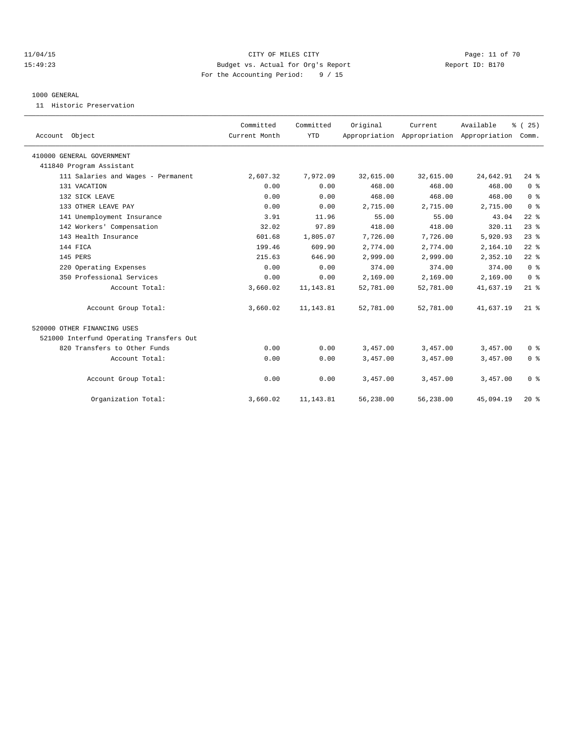11/04/15 CITY OF MILES CITY
15:49:23 Budget vs. Actual for Org's Report Report ID: B170
For the Accounting Period: 9 / 15

1000 GENERAL
11 Historic Preservation

| Account Object | Committed Current Month | Committed YTD | Original Appropriation | Current Appropriation | Available Appropriation | % ( 25) Comm. |
|---|---|---|---|---|---|---|
| 410000 GENERAL GOVERNMENT | | | | | | |
| 411840 Program Assistant | | | | | | |
| 111 Salaries and Wages - Permanent | 2,607.32 | 7,972.09 | 32,615.00 | 32,615.00 | 24,642.91 | 24 % |
| 131 VACATION | 0.00 | 0.00 | 468.00 | 468.00 | 468.00 | 0 % |
| 132 SICK LEAVE | 0.00 | 0.00 | 468.00 | 468.00 | 468.00 | 0 % |
| 133 OTHER LEAVE PAY | 0.00 | 0.00 | 2,715.00 | 2,715.00 | 2,715.00 | 0 % |
| 141 Unemployment Insurance | 3.91 | 11.96 | 55.00 | 55.00 | 43.04 | 22 % |
| 142 Workers' Compensation | 32.02 | 97.89 | 418.00 | 418.00 | 320.11 | 23 % |
| 143 Health Insurance | 601.68 | 1,805.07 | 7,726.00 | 7,726.00 | 5,920.93 | 23 % |
| 144 FICA | 199.46 | 609.90 | 2,774.00 | 2,774.00 | 2,164.10 | 22 % |
| 145 PERS | 215.63 | 646.90 | 2,999.00 | 2,999.00 | 2,352.10 | 22 % |
| 220 Operating Expenses | 0.00 | 0.00 | 374.00 | 374.00 | 374.00 | 0 % |
| 350 Professional Services | 0.00 | 0.00 | 2,169.00 | 2,169.00 | 2,169.00 | 0 % |
| Account Total: | 3,660.02 | 11,143.81 | 52,781.00 | 52,781.00 | 41,637.19 | 21 % |
| Account Group Total: | 3,660.02 | 11,143.81 | 52,781.00 | 52,781.00 | 41,637.19 | 21 % |
| 520000 OTHER FINANCING USES | | | | | | |
| 521000 Interfund Operating Transfers Out | | | | | | |
| 820 Transfers to Other Funds | 0.00 | 0.00 | 3,457.00 | 3,457.00 | 3,457.00 | 0 % |
| Account Total: | 0.00 | 0.00 | 3,457.00 | 3,457.00 | 3,457.00 | 0 % |
| Account Group Total: | 0.00 | 0.00 | 3,457.00 | 3,457.00 | 3,457.00 | 0 % |
| Organization Total: | 3,660.02 | 11,143.81 | 56,238.00 | 56,238.00 | 45,094.19 | 20 % |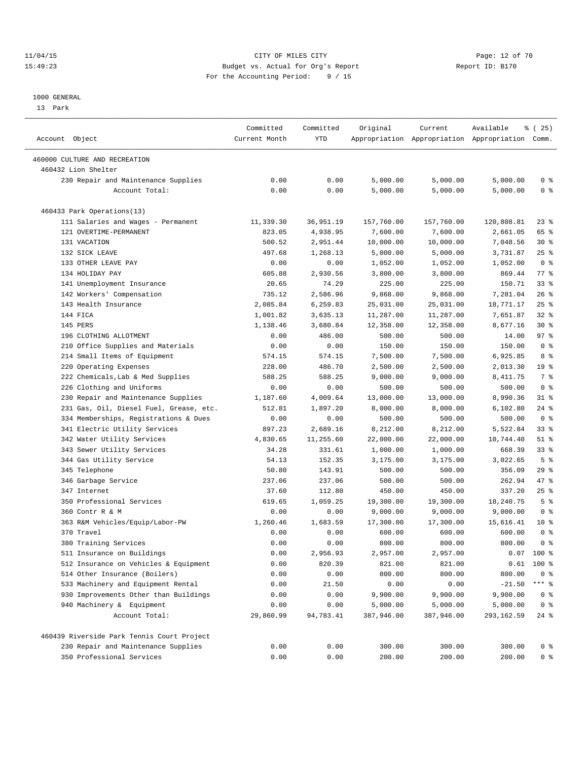CITY OF MILES CITY
Budget vs. Actual for Org's Report
For the Accounting Period: 9 / 15

11/04/15
15:49:23

Report ID: B170

1000 GENERAL
13 Park

| Account Object | Committed Current Month | Committed YTD | Original Appropriation | Current Appropriation | Available Appropriation | % ( 25) Comm. |
|---|---|---|---|---|---|---|
| 460000 CULTURE AND RECREATION | | | | | | |
| 460432 Lion Shelter | | | | | | |
| 230 Repair and Maintenance Supplies | 0.00 | 0.00 | 5,000.00 | 5,000.00 | 5,000.00 | 0 % |
| Account Total: | 0.00 | 0.00 | 5,000.00 | 5,000.00 | 5,000.00 | 0 % |
| 460433 Park Operations(13) | | | | | | |
| 111 Salaries and Wages - Permanent | 11,339.30 | 36,951.19 | 157,760.00 | 157,760.00 | 120,808.81 | 23 % |
| 121 OVERTIME-PERMANENT | 823.05 | 4,938.95 | 7,600.00 | 7,600.00 | 2,661.05 | 65 % |
| 131 VACATION | 500.52 | 2,951.44 | 10,000.00 | 10,000.00 | 7,048.56 | 30 % |
| 132 SICK LEAVE | 497.68 | 1,268.13 | 5,000.00 | 5,000.00 | 3,731.87 | 25 % |
| 133 OTHER LEAVE PAY | 0.00 | 0.00 | 1,052.00 | 1,052.00 | 1,052.00 | 0 % |
| 134 HOLIDAY PAY | 605.88 | 2,930.56 | 3,800.00 | 3,800.00 | 869.44 | 77 % |
| 141 Unemployment Insurance | 20.65 | 74.29 | 225.00 | 225.00 | 150.71 | 33 % |
| 142 Workers' Compensation | 735.12 | 2,586.96 | 9,868.00 | 9,868.00 | 7,281.04 | 26 % |
| 143 Health Insurance | 2,085.84 | 6,259.83 | 25,031.00 | 25,031.00 | 18,771.17 | 25 % |
| 144 FICA | 1,001.82 | 3,635.13 | 11,287.00 | 11,287.00 | 7,651.87 | 32 % |
| 145 PERS | 1,138.46 | 3,680.84 | 12,358.00 | 12,358.00 | 8,677.16 | 30 % |
| 196 CLOTHING ALLOTMENT | 0.00 | 486.00 | 500.00 | 500.00 | 14.00 | 97 % |
| 210 Office Supplies and Materials | 0.00 | 0.00 | 150.00 | 150.00 | 150.00 | 0 % |
| 214 Small Items of Equipment | 574.15 | 574.15 | 7,500.00 | 7,500.00 | 6,925.85 | 8 % |
| 220 Operating Expenses | 228.00 | 486.70 | 2,500.00 | 2,500.00 | 2,013.30 | 19 % |
| 222 Chemicals,Lab & Med Supplies | 588.25 | 588.25 | 9,000.00 | 9,000.00 | 8,411.75 | 7 % |
| 226 Clothing and Uniforms | 0.00 | 0.00 | 500.00 | 500.00 | 500.00 | 0 % |
| 230 Repair and Maintenance Supplies | 1,187.60 | 4,009.64 | 13,000.00 | 13,000.00 | 8,990.36 | 31 % |
| 231 Gas, Oil, Diesel Fuel, Grease, etc. | 512.81 | 1,897.20 | 8,000.00 | 8,000.00 | 6,102.80 | 24 % |
| 334 Memberships, Registrations & Dues | 0.00 | 0.00 | 500.00 | 500.00 | 500.00 | 0 % |
| 341 Electric Utility Services | 897.23 | 2,689.16 | 8,212.00 | 8,212.00 | 5,522.84 | 33 % |
| 342 Water Utility Services | 4,830.65 | 11,255.60 | 22,000.00 | 22,000.00 | 10,744.40 | 51 % |
| 343 Sewer Utility Services | 34.28 | 331.61 | 1,000.00 | 1,000.00 | 668.39 | 33 % |
| 344 Gas Utility Service | 54.13 | 152.35 | 3,175.00 | 3,175.00 | 3,022.65 | 5 % |
| 345 Telephone | 50.80 | 143.91 | 500.00 | 500.00 | 356.09 | 29 % |
| 346 Garbage Service | 237.06 | 237.06 | 500.00 | 500.00 | 262.94 | 47 % |
| 347 Internet | 37.60 | 112.80 | 450.00 | 450.00 | 337.20 | 25 % |
| 350 Professional Services | 619.65 | 1,059.25 | 19,300.00 | 19,300.00 | 18,240.75 | 5 % |
| 360 Contr R & M | 0.00 | 0.00 | 9,000.00 | 9,000.00 | 9,000.00 | 0 % |
| 363 R&M Vehicles/Equip/Labor-PW | 1,260.46 | 1,683.59 | 17,300.00 | 17,300.00 | 15,616.41 | 10 % |
| 370 Travel | 0.00 | 0.00 | 600.00 | 600.00 | 600.00 | 0 % |
| 380 Training Services | 0.00 | 0.00 | 800.00 | 800.00 | 800.00 | 0 % |
| 511 Insurance on Buildings | 0.00 | 2,956.93 | 2,957.00 | 2,957.00 | 0.07 | 100 % |
| 512 Insurance on Vehicles & Equipment | 0.00 | 820.39 | 821.00 | 821.00 | 0.61 | 100 % |
| 514 Other Insurance (Boilers) | 0.00 | 0.00 | 800.00 | 800.00 | 800.00 | 0 % |
| 533 Machinery and Equipment Rental | 0.00 | 21.50 | 0.00 | 0.00 | -21.50 | *** % |
| 930 Improvements Other than Buildings | 0.00 | 0.00 | 9,900.00 | 9,900.00 | 9,900.00 | 0 % |
| 940 Machinery & Equipment | 0.00 | 0.00 | 5,000.00 | 5,000.00 | 5,000.00 | 0 % |
| Account Total: | 29,860.99 | 94,783.41 | 387,946.00 | 387,946.00 | 293,162.59 | 24 % |
| 460439 Riverside Park Tennis Court Project | | | | | | |
| 230 Repair and Maintenance Supplies | 0.00 | 0.00 | 300.00 | 300.00 | 300.00 | 0 % |
| 350 Professional Services | 0.00 | 0.00 | 200.00 | 200.00 | 200.00 | 0 % |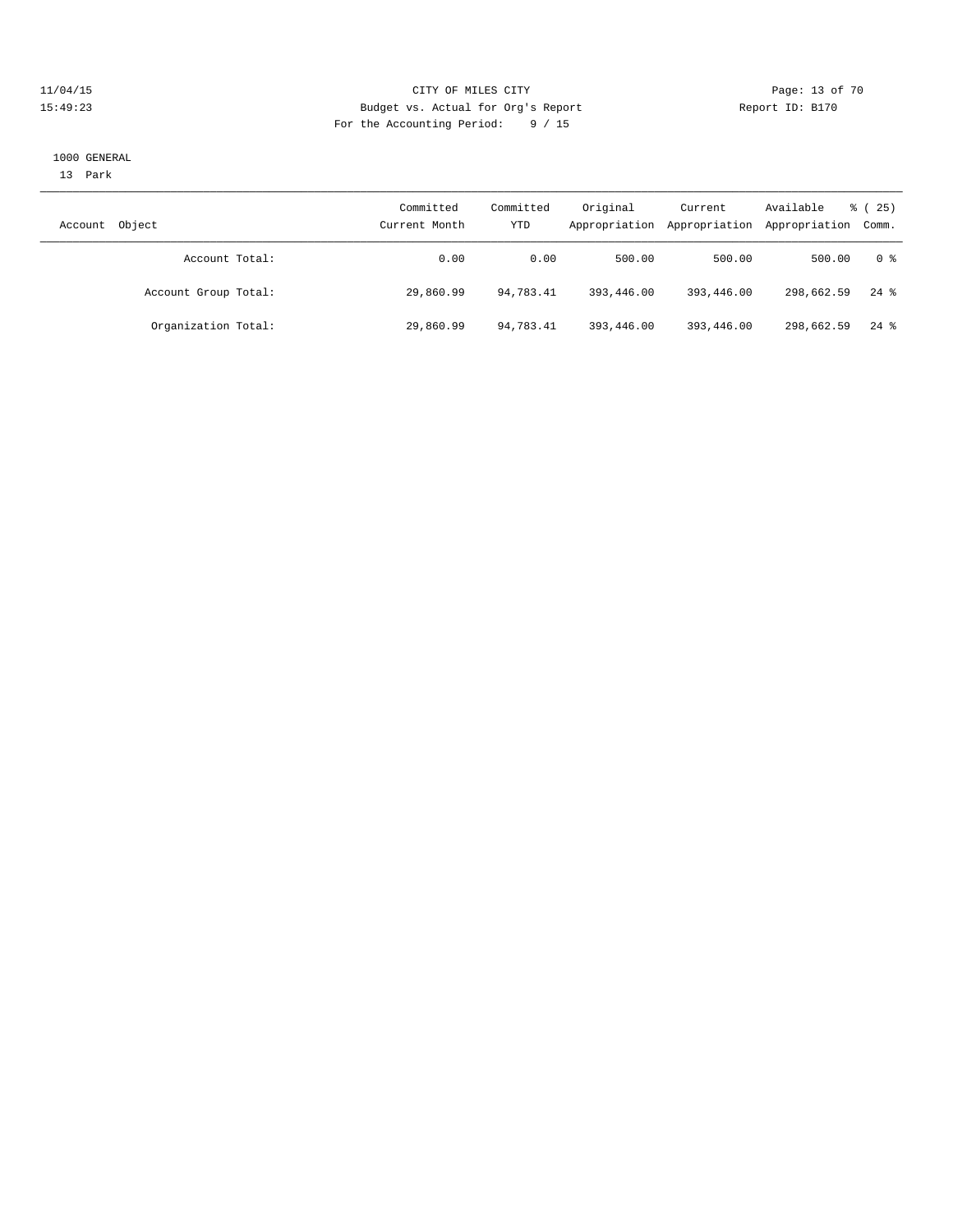1000 GENERAL

13 Park

| Account Object | Committed Current Month | Committed YTD | Original Appropriation | Current Appropriation | Available Appropriation | % ( 25) Comm. |
|---|---|---|---|---|---|---|
| Account Total: | 0.00 | 0.00 | 500.00 | 500.00 | 500.00 | 0 % |
| Account Group Total: | 29,860.99 | 94,783.41 | 393,446.00 | 393,446.00 | 298,662.59 | 24 % |
| Organization Total: | 29,860.99 | 94,783.41 | 393,446.00 | 393,446.00 | 298,662.59 | 24 % |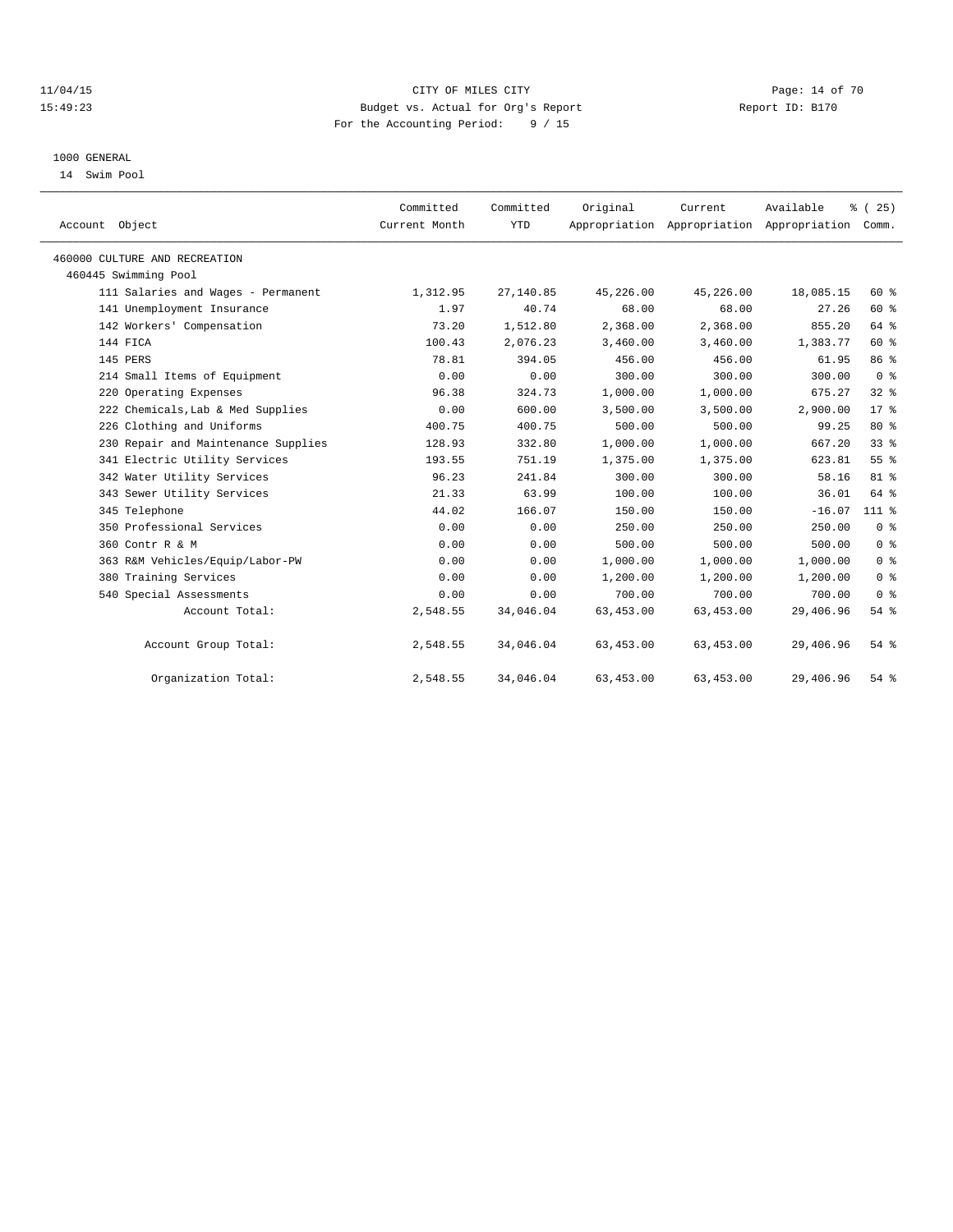11/04/15 CITY OF MILES CITY
15:49:23 Budget vs. Actual for Org's Report Report ID: B170
For the Accounting Period: 9 / 15

1000 GENERAL
14 Swim Pool

| Account Object | Committed Current Month | Committed YTD | Original Appropriation | Current Appropriation | Available Appropriation | % ( 25) Comm. |
|---|---|---|---|---|---|---|
| 460000 CULTURE AND RECREATION | | | | | | |
| 460445 Swimming Pool | | | | | | |
| 111 Salaries and Wages - Permanent | 1,312.95 | 27,140.85 | 45,226.00 | 45,226.00 | 18,085.15 | 60 % |
| 141 Unemployment Insurance | 1.97 | 40.74 | 68.00 | 68.00 | 27.26 | 60 % |
| 142 Workers' Compensation | 73.20 | 1,512.80 | 2,368.00 | 2,368.00 | 855.20 | 64 % |
| 144 FICA | 100.43 | 2,076.23 | 3,460.00 | 3,460.00 | 1,383.77 | 60 % |
| 145 PERS | 78.81 | 394.05 | 456.00 | 456.00 | 61.95 | 86 % |
| 214 Small Items of Equipment | 0.00 | 0.00 | 300.00 | 300.00 | 300.00 | 0 % |
| 220 Operating Expenses | 96.38 | 324.73 | 1,000.00 | 1,000.00 | 675.27 | 32 % |
| 222 Chemicals,Lab & Med Supplies | 0.00 | 600.00 | 3,500.00 | 3,500.00 | 2,900.00 | 17 % |
| 226 Clothing and Uniforms | 400.75 | 400.75 | 500.00 | 500.00 | 99.25 | 80 % |
| 230 Repair and Maintenance Supplies | 128.93 | 332.80 | 1,000.00 | 1,000.00 | 667.20 | 33 % |
| 341 Electric Utility Services | 193.55 | 751.19 | 1,375.00 | 1,375.00 | 623.81 | 55 % |
| 342 Water Utility Services | 96.23 | 241.84 | 300.00 | 300.00 | 58.16 | 81 % |
| 343 Sewer Utility Services | 21.33 | 63.99 | 100.00 | 100.00 | 36.01 | 64 % |
| 345 Telephone | 44.02 | 166.07 | 150.00 | 150.00 | -16.07 | 111 % |
| 350 Professional Services | 0.00 | 0.00 | 250.00 | 250.00 | 250.00 | 0 % |
| 360 Contr R & M | 0.00 | 0.00 | 500.00 | 500.00 | 500.00 | 0 % |
| 363 R&M Vehicles/Equip/Labor-PW | 0.00 | 0.00 | 1,000.00 | 1,000.00 | 1,000.00 | 0 % |
| 380 Training Services | 0.00 | 0.00 | 1,200.00 | 1,200.00 | 1,200.00 | 0 % |
| 540 Special Assessments | 0.00 | 0.00 | 700.00 | 700.00 | 700.00 | 0 % |
| Account Total: | 2,548.55 | 34,046.04 | 63,453.00 | 63,453.00 | 29,406.96 | 54 % |
| Account Group Total: | 2,548.55 | 34,046.04 | 63,453.00 | 63,453.00 | 29,406.96 | 54 % |
| Organization Total: | 2,548.55 | 34,046.04 | 63,453.00 | 63,453.00 | 29,406.96 | 54 % |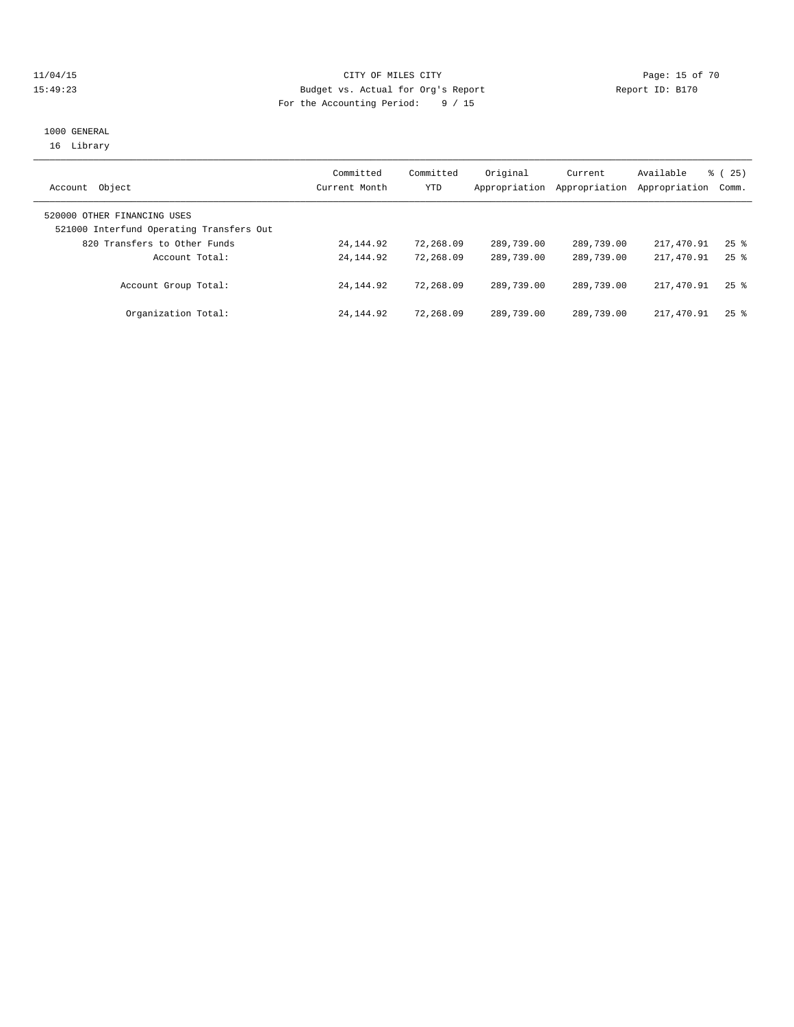CITY OF MILES CITY
Budget vs. Actual for Org's Report
For the Accounting Period: 9 / 15

11/04/15 15:49:23 — Report ID: B170

1000 GENERAL
16 Library

| Account Object | Committed Current Month | Committed YTD | Original Appropriation | Current Appropriation | Available Appropriation | % ( 25) Comm. |
|---|---|---|---|---|---|---|
| 520000 OTHER FINANCING USES | | | | | | |
| 521000 Interfund Operating Transfers Out | | | | | | |
| 820 Transfers to Other Funds | 24,144.92 | 72,268.09 | 289,739.00 | 289,739.00 | 217,470.91 | 25 % |
| Account Total: | 24,144.92 | 72,268.09 | 289,739.00 | 289,739.00 | 217,470.91 | 25 % |
| Account Group Total: | 24,144.92 | 72,268.09 | 289,739.00 | 289,739.00 | 217,470.91 | 25 % |
| Organization Total: | 24,144.92 | 72,268.09 | 289,739.00 | 289,739.00 | 217,470.91 | 25 % |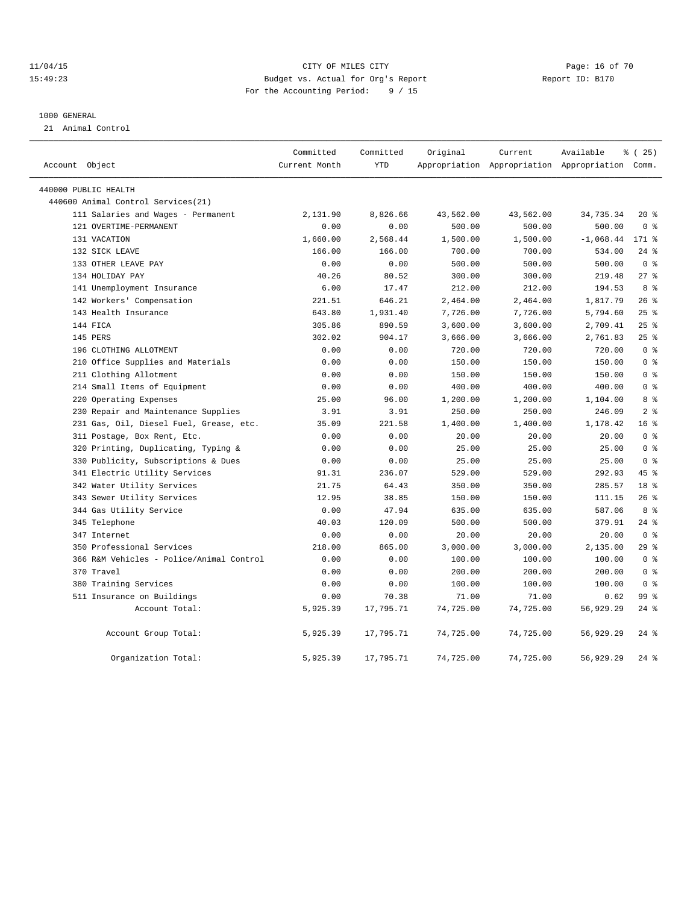CITY OF MILES CITY
Budget vs. Actual for Org's Report
For the Accounting Period: 9 / 15

11/04/15
15:49:23

Report ID: B170

1000 GENERAL
21 Animal Control

| Account Object | Committed Current Month | Committed YTD | Original Appropriation | Current Appropriation | Available Appropriation | % ( 25) Comm. |
|---|---|---|---|---|---|---|
| 440000 PUBLIC HEALTH | | | | | | |
| 440600 Animal Control Services(21) | | | | | | |
| 111 Salaries and Wages - Permanent | 2,131.90 | 8,826.66 | 43,562.00 | 43,562.00 | 34,735.34 | 20 % |
| 121 OVERTIME-PERMANENT | 0.00 | 0.00 | 500.00 | 500.00 | 500.00 | 0 % |
| 131 VACATION | 1,660.00 | 2,568.44 | 1,500.00 | 1,500.00 | -1,068.44 | 171 % |
| 132 SICK LEAVE | 166.00 | 166.00 | 700.00 | 700.00 | 534.00 | 24 % |
| 133 OTHER LEAVE PAY | 0.00 | 0.00 | 500.00 | 500.00 | 500.00 | 0 % |
| 134 HOLIDAY PAY | 40.26 | 80.52 | 300.00 | 300.00 | 219.48 | 27 % |
| 141 Unemployment Insurance | 6.00 | 17.47 | 212.00 | 212.00 | 194.53 | 8 % |
| 142 Workers' Compensation | 221.51 | 646.21 | 2,464.00 | 2,464.00 | 1,817.79 | 26 % |
| 143 Health Insurance | 643.80 | 1,931.40 | 7,726.00 | 7,726.00 | 5,794.60 | 25 % |
| 144 FICA | 305.86 | 890.59 | 3,600.00 | 3,600.00 | 2,709.41 | 25 % |
| 145 PERS | 302.02 | 904.17 | 3,666.00 | 3,666.00 | 2,761.83 | 25 % |
| 196 CLOTHING ALLOTMENT | 0.00 | 0.00 | 720.00 | 720.00 | 720.00 | 0 % |
| 210 Office Supplies and Materials | 0.00 | 0.00 | 150.00 | 150.00 | 150.00 | 0 % |
| 211 Clothing Allotment | 0.00 | 0.00 | 150.00 | 150.00 | 150.00 | 0 % |
| 214 Small Items of Equipment | 0.00 | 0.00 | 400.00 | 400.00 | 400.00 | 0 % |
| 220 Operating Expenses | 25.00 | 96.00 | 1,200.00 | 1,200.00 | 1,104.00 | 8 % |
| 230 Repair and Maintenance Supplies | 3.91 | 3.91 | 250.00 | 250.00 | 246.09 | 2 % |
| 231 Gas, Oil, Diesel Fuel, Grease, etc. | 35.09 | 221.58 | 1,400.00 | 1,400.00 | 1,178.42 | 16 % |
| 311 Postage, Box Rent, Etc. | 0.00 | 0.00 | 20.00 | 20.00 | 20.00 | 0 % |
| 320 Printing, Duplicating, Typing & | 0.00 | 0.00 | 25.00 | 25.00 | 25.00 | 0 % |
| 330 Publicity, Subscriptions & Dues | 0.00 | 0.00 | 25.00 | 25.00 | 25.00 | 0 % |
| 341 Electric Utility Services | 91.31 | 236.07 | 529.00 | 529.00 | 292.93 | 45 % |
| 342 Water Utility Services | 21.75 | 64.43 | 350.00 | 350.00 | 285.57 | 18 % |
| 343 Sewer Utility Services | 12.95 | 38.85 | 150.00 | 150.00 | 111.15 | 26 % |
| 344 Gas Utility Service | 0.00 | 47.94 | 635.00 | 635.00 | 587.06 | 8 % |
| 345 Telephone | 40.03 | 120.09 | 500.00 | 500.00 | 379.91 | 24 % |
| 347 Internet | 0.00 | 0.00 | 20.00 | 20.00 | 20.00 | 0 % |
| 350 Professional Services | 218.00 | 865.00 | 3,000.00 | 3,000.00 | 2,135.00 | 29 % |
| 366 R&M Vehicles - Police/Animal Control | 0.00 | 0.00 | 100.00 | 100.00 | 100.00 | 0 % |
| 370 Travel | 0.00 | 0.00 | 200.00 | 200.00 | 200.00 | 0 % |
| 380 Training Services | 0.00 | 0.00 | 100.00 | 100.00 | 100.00 | 0 % |
| 511 Insurance on Buildings | 0.00 | 70.38 | 71.00 | 71.00 | 0.62 | 99 % |
| Account Total: | 5,925.39 | 17,795.71 | 74,725.00 | 74,725.00 | 56,929.29 | 24 % |
| Account Group Total: | 5,925.39 | 17,795.71 | 74,725.00 | 74,725.00 | 56,929.29 | 24 % |
| Organization Total: | 5,925.39 | 17,795.71 | 74,725.00 | 74,725.00 | 56,929.29 | 24 % |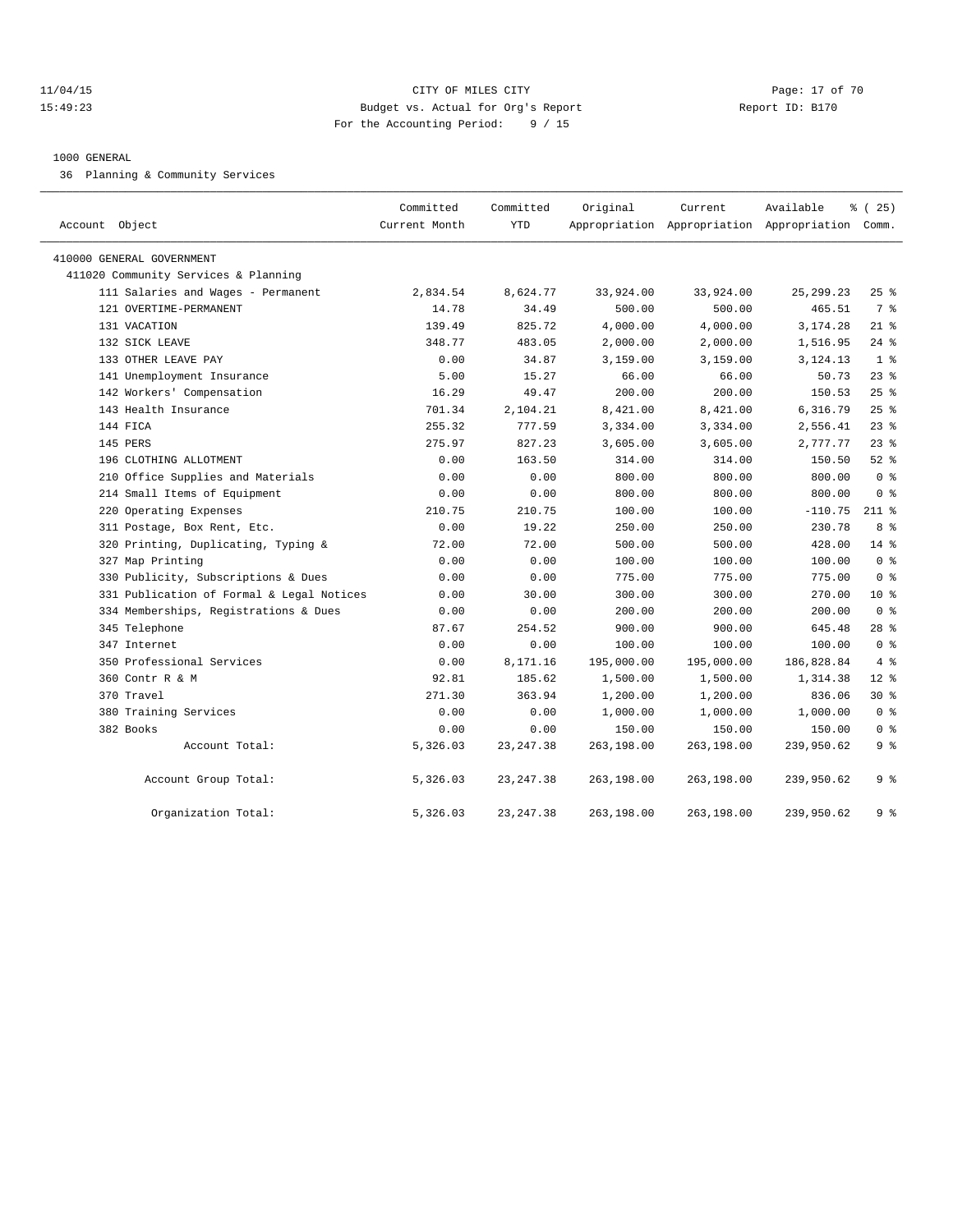CITY OF MILES CITY
Budget vs. Actual for Org's Report
For the Accounting Period: 9 / 15

11/04/15
15:49:23

Report ID: B170

## 1000 GENERAL

36 Planning & Community Services

| Account Object | Committed Current Month | Committed YTD | Original Appropriation | Current Appropriation | Available Appropriation | % ( 25) Comm. |
|---|---|---|---|---|---|---|
| 410000 GENERAL GOVERNMENT | | | | | | |
| 411020 Community Services & Planning | | | | | | |
| 111 Salaries and Wages - Permanent | 2,834.54 | 8,624.77 | 33,924.00 | 33,924.00 | 25,299.23 | 25 % |
| 121 OVERTIME-PERMANENT | 14.78 | 34.49 | 500.00 | 500.00 | 465.51 | 7 % |
| 131 VACATION | 139.49 | 825.72 | 4,000.00 | 4,000.00 | 3,174.28 | 21 % |
| 132 SICK LEAVE | 348.77 | 483.05 | 2,000.00 | 2,000.00 | 1,516.95 | 24 % |
| 133 OTHER LEAVE PAY | 0.00 | 34.87 | 3,159.00 | 3,159.00 | 3,124.13 | 1 % |
| 141 Unemployment Insurance | 5.00 | 15.27 | 66.00 | 66.00 | 50.73 | 23 % |
| 142 Workers' Compensation | 16.29 | 49.47 | 200.00 | 200.00 | 150.53 | 25 % |
| 143 Health Insurance | 701.34 | 2,104.21 | 8,421.00 | 8,421.00 | 6,316.79 | 25 % |
| 144 FICA | 255.32 | 777.59 | 3,334.00 | 3,334.00 | 2,556.41 | 23 % |
| 145 PERS | 275.97 | 827.23 | 3,605.00 | 3,605.00 | 2,777.77 | 23 % |
| 196 CLOTHING ALLOTMENT | 0.00 | 163.50 | 314.00 | 314.00 | 150.50 | 52 % |
| 210 Office Supplies and Materials | 0.00 | 0.00 | 800.00 | 800.00 | 800.00 | 0 % |
| 214 Small Items of Equipment | 0.00 | 0.00 | 800.00 | 800.00 | 800.00 | 0 % |
| 220 Operating Expenses | 210.75 | 210.75 | 100.00 | 100.00 | -110.75 | 211 % |
| 311 Postage, Box Rent, Etc. | 0.00 | 19.22 | 250.00 | 250.00 | 230.78 | 8 % |
| 320 Printing, Duplicating, Typing & | 72.00 | 72.00 | 500.00 | 500.00 | 428.00 | 14 % |
| 327 Map Printing | 0.00 | 0.00 | 100.00 | 100.00 | 100.00 | 0 % |
| 330 Publicity, Subscriptions & Dues | 0.00 | 0.00 | 775.00 | 775.00 | 775.00 | 0 % |
| 331 Publication of Formal & Legal Notices | 0.00 | 30.00 | 300.00 | 300.00 | 270.00 | 10 % |
| 334 Memberships, Registrations & Dues | 0.00 | 0.00 | 200.00 | 200.00 | 200.00 | 0 % |
| 345 Telephone | 87.67 | 254.52 | 900.00 | 900.00 | 645.48 | 28 % |
| 347 Internet | 0.00 | 0.00 | 100.00 | 100.00 | 100.00 | 0 % |
| 350 Professional Services | 0.00 | 8,171.16 | 195,000.00 | 195,000.00 | 186,828.84 | 4 % |
| 360 Contr R & M | 92.81 | 185.62 | 1,500.00 | 1,500.00 | 1,314.38 | 12 % |
| 370 Travel | 271.30 | 363.94 | 1,200.00 | 1,200.00 | 836.06 | 30 % |
| 380 Training Services | 0.00 | 0.00 | 1,000.00 | 1,000.00 | 1,000.00 | 0 % |
| 382 Books | 0.00 | 0.00 | 150.00 | 150.00 | 150.00 | 0 % |
| Account Total: | 5,326.03 | 23,247.38 | 263,198.00 | 263,198.00 | 239,950.62 | 9 % |
| Account Group Total: | 5,326.03 | 23,247.38 | 263,198.00 | 263,198.00 | 239,950.62 | 9 % |
| Organization Total: | 5,326.03 | 23,247.38 | 263,198.00 | 263,198.00 | 239,950.62 | 9 % |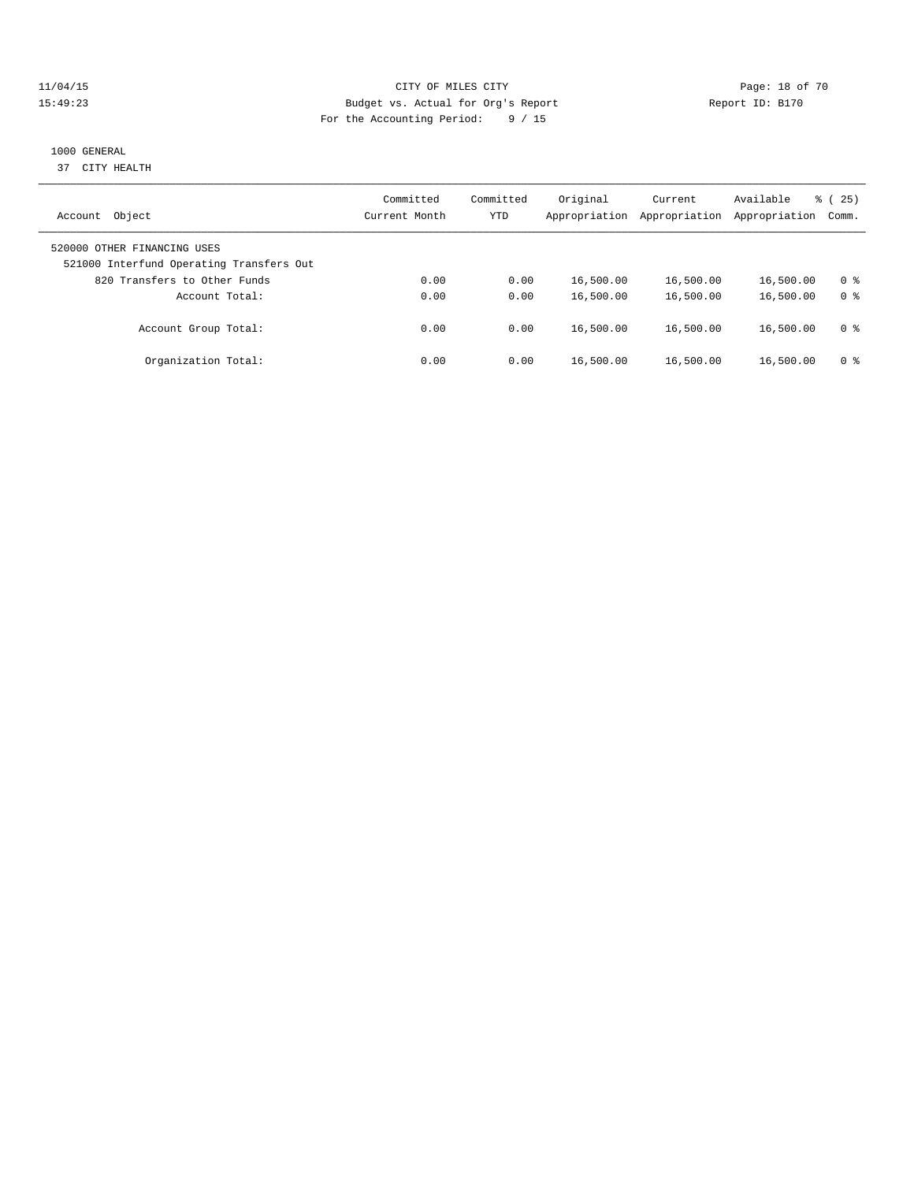11/04/15 CITY OF MILES CITY
15:49:23 Budget vs. Actual for Org's Report Report ID: B170
For the Accounting Period: 9 / 15

1000 GENERAL
37 CITY HEALTH

| Account Object | Committed Current Month | Committed YTD | Original Appropriation | Current Appropriation | Available Appropriation | % ( 25) Comm. |
|---|---|---|---|---|---|---|
| 520000 OTHER FINANCING USES | | | | | | |
| 521000 Interfund Operating Transfers Out | | | | | | |
| 820 Transfers to Other Funds | 0.00 | 0.00 | 16,500.00 | 16,500.00 | 16,500.00 | 0 % |
| Account Total: | 0.00 | 0.00 | 16,500.00 | 16,500.00 | 16,500.00 | 0 % |
| Account Group Total: | 0.00 | 0.00 | 16,500.00 | 16,500.00 | 16,500.00 | 0 % |
| Organization Total: | 0.00 | 0.00 | 16,500.00 | 16,500.00 | 16,500.00 | 0 % |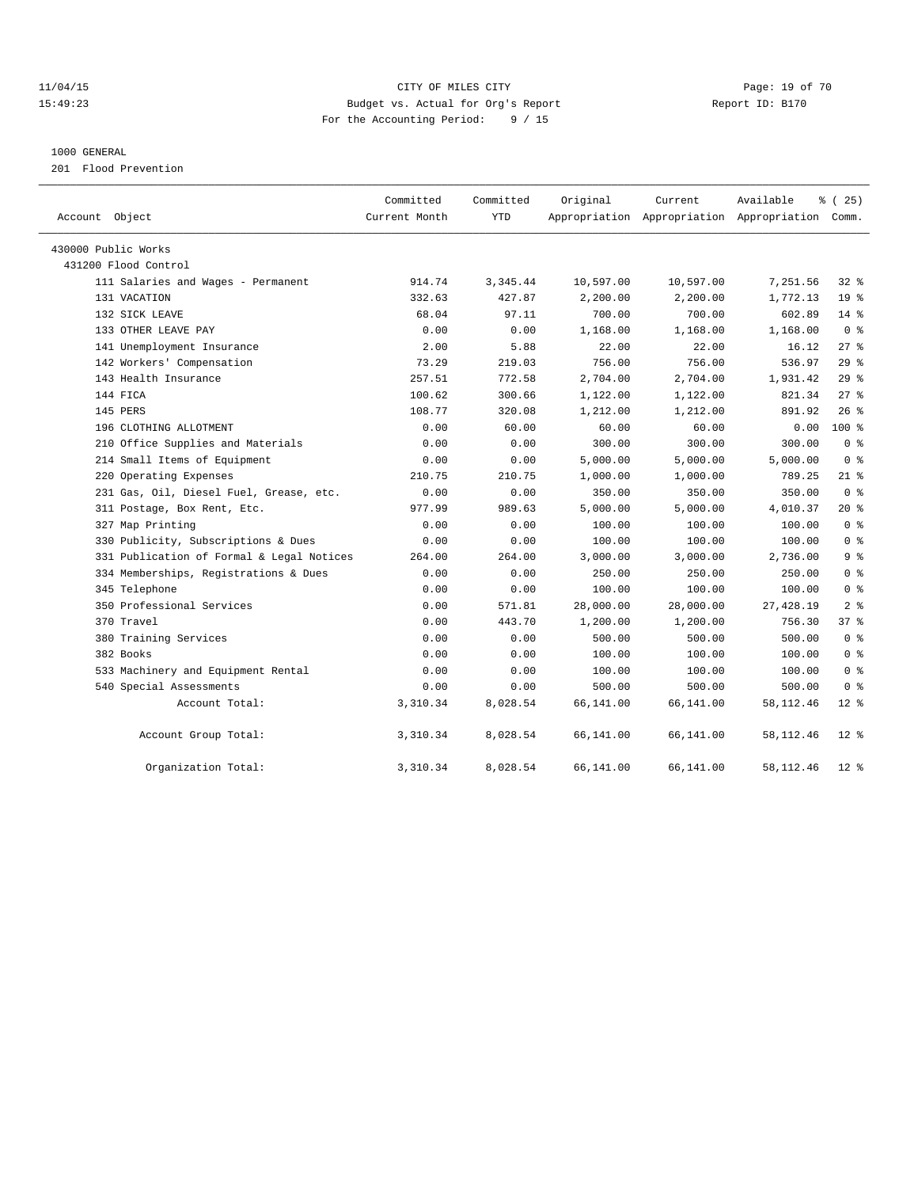CITY OF MILES CITY
Budget vs. Actual for Org's Report
For the Accounting Period: 9 / 15

11/04/15
15:49:23

Report ID: B170

1000 GENERAL
201 Flood Prevention

| Account Object | Committed Current Month | Committed YTD | Original Appropriation | Current Appropriation | Available Appropriation | % ( 25) Comm. |
|---|---|---|---|---|---|---|
| 430000 Public Works | | | | | | |
| 431200 Flood Control | | | | | | |
| 111 Salaries and Wages - Permanent | 914.74 | 3,345.44 | 10,597.00 | 10,597.00 | 7,251.56 | 32 % |
| 131 VACATION | 332.63 | 427.87 | 2,200.00 | 2,200.00 | 1,772.13 | 19 % |
| 132 SICK LEAVE | 68.04 | 97.11 | 700.00 | 700.00 | 602.89 | 14 % |
| 133 OTHER LEAVE PAY | 0.00 | 0.00 | 1,168.00 | 1,168.00 | 1,168.00 | 0 % |
| 141 Unemployment Insurance | 2.00 | 5.88 | 22.00 | 22.00 | 16.12 | 27 % |
| 142 Workers' Compensation | 73.29 | 219.03 | 756.00 | 756.00 | 536.97 | 29 % |
| 143 Health Insurance | 257.51 | 772.58 | 2,704.00 | 2,704.00 | 1,931.42 | 29 % |
| 144 FICA | 100.62 | 300.66 | 1,122.00 | 1,122.00 | 821.34 | 27 % |
| 145 PERS | 108.77 | 320.08 | 1,212.00 | 1,212.00 | 891.92 | 26 % |
| 196 CLOTHING ALLOTMENT | 0.00 | 60.00 | 60.00 | 60.00 | 0.00 | 100 % |
| 210 Office Supplies and Materials | 0.00 | 0.00 | 300.00 | 300.00 | 300.00 | 0 % |
| 214 Small Items of Equipment | 0.00 | 0.00 | 5,000.00 | 5,000.00 | 5,000.00 | 0 % |
| 220 Operating Expenses | 210.75 | 210.75 | 1,000.00 | 1,000.00 | 789.25 | 21 % |
| 231 Gas, Oil, Diesel Fuel, Grease, etc. | 0.00 | 0.00 | 350.00 | 350.00 | 350.00 | 0 % |
| 311 Postage, Box Rent, Etc. | 977.99 | 989.63 | 5,000.00 | 5,000.00 | 4,010.37 | 20 % |
| 327 Map Printing | 0.00 | 0.00 | 100.00 | 100.00 | 100.00 | 0 % |
| 330 Publicity, Subscriptions & Dues | 0.00 | 0.00 | 100.00 | 100.00 | 100.00 | 0 % |
| 331 Publication of Formal & Legal Notices | 264.00 | 264.00 | 3,000.00 | 3,000.00 | 2,736.00 | 9 % |
| 334 Memberships, Registrations & Dues | 0.00 | 0.00 | 250.00 | 250.00 | 250.00 | 0 % |
| 345 Telephone | 0.00 | 0.00 | 100.00 | 100.00 | 100.00 | 0 % |
| 350 Professional Services | 0.00 | 571.81 | 28,000.00 | 28,000.00 | 27,428.19 | 2 % |
| 370 Travel | 0.00 | 443.70 | 1,200.00 | 1,200.00 | 756.30 | 37 % |
| 380 Training Services | 0.00 | 0.00 | 500.00 | 500.00 | 500.00 | 0 % |
| 382 Books | 0.00 | 0.00 | 100.00 | 100.00 | 100.00 | 0 % |
| 533 Machinery and Equipment Rental | 0.00 | 0.00 | 100.00 | 100.00 | 100.00 | 0 % |
| 540 Special Assessments | 0.00 | 0.00 | 500.00 | 500.00 | 500.00 | 0 % |
| Account Total: | 3,310.34 | 8,028.54 | 66,141.00 | 66,141.00 | 58,112.46 | 12 % |
| Account Group Total: | 3,310.34 | 8,028.54 | 66,141.00 | 66,141.00 | 58,112.46 | 12 % |
| Organization Total: | 3,310.34 | 8,028.54 | 66,141.00 | 66,141.00 | 58,112.46 | 12 % |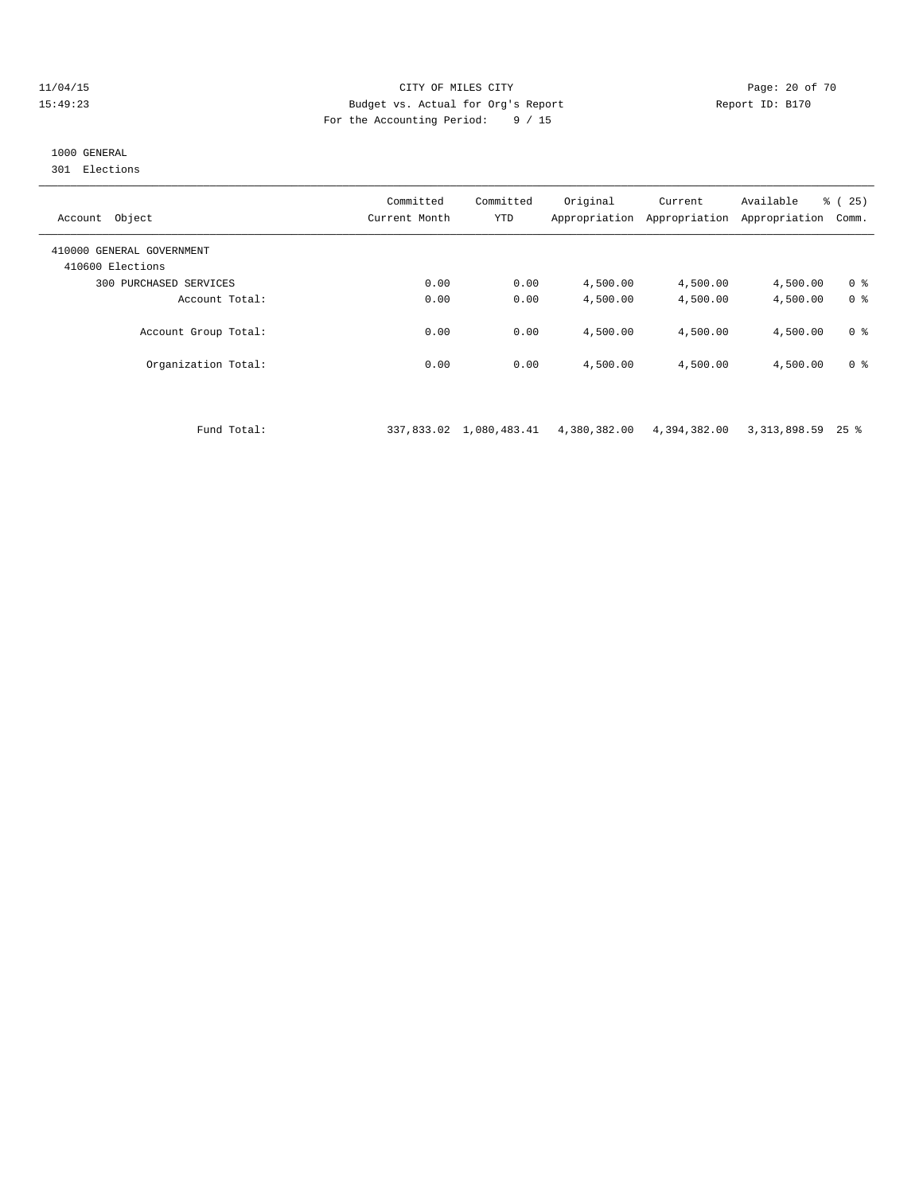CITY OF MILES CITY
Budget vs. Actual for Org's Report
For the Accounting Period: 9 / 15

11/04/15
15:49:23

Report ID: B170

1000 GENERAL
301 Elections

| Account Object | Committed Current Month | Committed YTD | Original Appropriation | Current Appropriation | Available Appropriation | % ( 25) Comm. |
|---|---|---|---|---|---|---|
| 410000 GENERAL GOVERNMENT | | | | | | |
| 410600 Elections | | | | | | |
| 300 PURCHASED SERVICES | 0.00 | 0.00 | 4,500.00 | 4,500.00 | 4,500.00 | 0 % |
| Account Total: | 0.00 | 0.00 | 4,500.00 | 4,500.00 | 4,500.00 | 0 % |
| Account Group Total: | 0.00 | 0.00 | 4,500.00 | 4,500.00 | 4,500.00 | 0 % |
| Organization Total: | 0.00 | 0.00 | 4,500.00 | 4,500.00 | 4,500.00 | 0 % |
| Fund Total: | 337,833.02 | 1,080,483.41 | 4,380,382.00 | 4,394,382.00 | 3,313,898.59 | 25 % |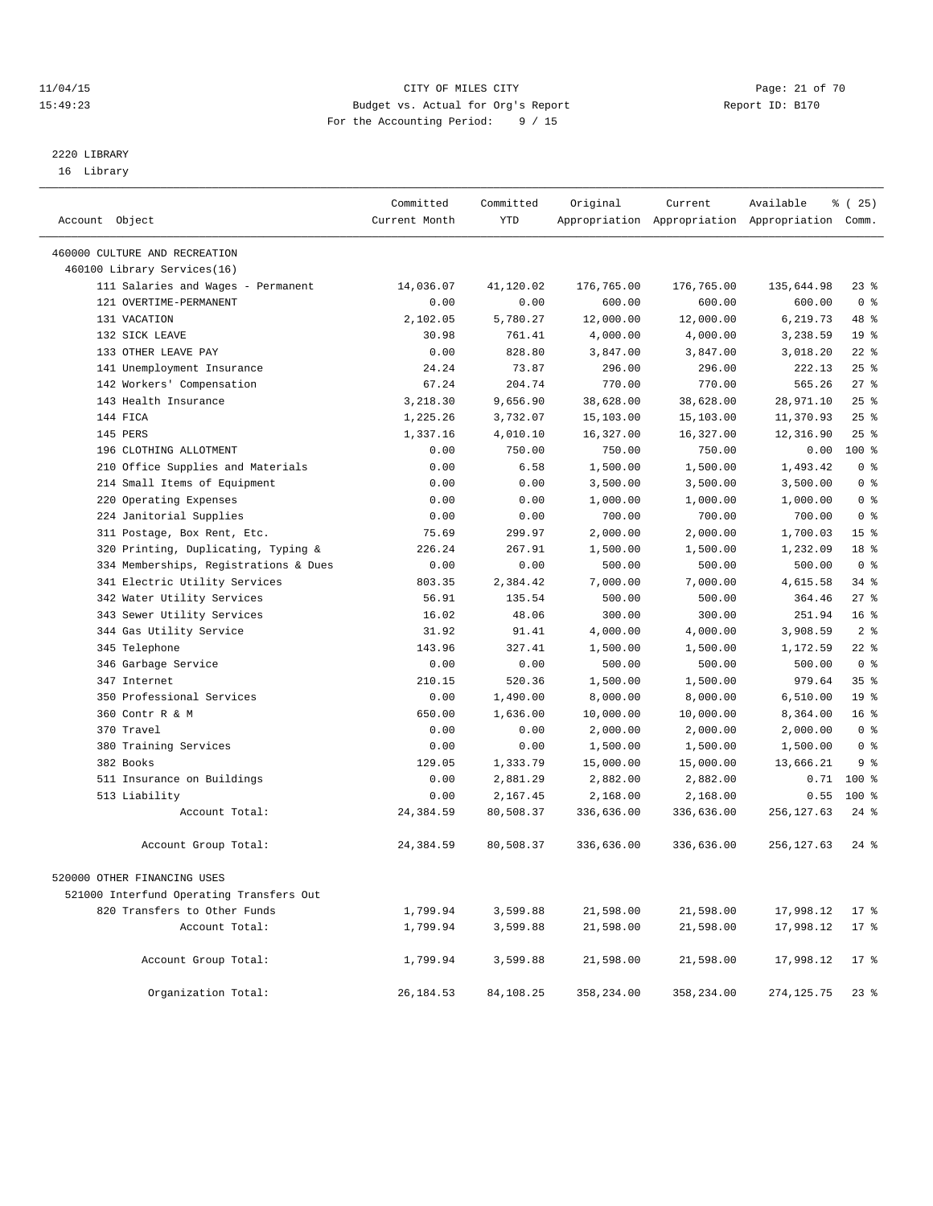CITY OF MILES CITY
Budget vs. Actual for Org's Report
For the Accounting Period: 9 / 15

11/04/15
15:49:23

Report ID: B170

## 2220 LIBRARY
16 Library

| Account Object | Committed Current Month | Committed YTD | Original Appropriation | Current Appropriation | Available Appropriation | % ( 25) Comm. |
|---|---|---|---|---|---|---|
| 460000 CULTURE AND RECREATION | | | | | | |
| 460100 Library Services(16) | | | | | | |
| 111 Salaries and Wages - Permanent | 14,036.07 | 41,120.02 | 176,765.00 | 176,765.00 | 135,644.98 | 23 % |
| 121 OVERTIME-PERMANENT | 0.00 | 0.00 | 600.00 | 600.00 | 600.00 | 0 % |
| 131 VACATION | 2,102.05 | 5,780.27 | 12,000.00 | 12,000.00 | 6,219.73 | 48 % |
| 132 SICK LEAVE | 30.98 | 761.41 | 4,000.00 | 4,000.00 | 3,238.59 | 19 % |
| 133 OTHER LEAVE PAY | 0.00 | 828.80 | 3,847.00 | 3,847.00 | 3,018.20 | 22 % |
| 141 Unemployment Insurance | 24.24 | 73.87 | 296.00 | 296.00 | 222.13 | 25 % |
| 142 Workers' Compensation | 67.24 | 204.74 | 770.00 | 770.00 | 565.26 | 27 % |
| 143 Health Insurance | 3,218.30 | 9,656.90 | 38,628.00 | 38,628.00 | 28,971.10 | 25 % |
| 144 FICA | 1,225.26 | 3,732.07 | 15,103.00 | 15,103.00 | 11,370.93 | 25 % |
| 145 PERS | 1,337.16 | 4,010.10 | 16,327.00 | 16,327.00 | 12,316.90 | 25 % |
| 196 CLOTHING ALLOTMENT | 0.00 | 750.00 | 750.00 | 750.00 | 0.00 | 100 % |
| 210 Office Supplies and Materials | 0.00 | 6.58 | 1,500.00 | 1,500.00 | 1,493.42 | 0 % |
| 214 Small Items of Equipment | 0.00 | 0.00 | 3,500.00 | 3,500.00 | 3,500.00 | 0 % |
| 220 Operating Expenses | 0.00 | 0.00 | 1,000.00 | 1,000.00 | 1,000.00 | 0 % |
| 224 Janitorial Supplies | 0.00 | 0.00 | 700.00 | 700.00 | 700.00 | 0 % |
| 311 Postage, Box Rent, Etc. | 75.69 | 299.97 | 2,000.00 | 2,000.00 | 1,700.03 | 15 % |
| 320 Printing, Duplicating, Typing & | 226.24 | 267.91 | 1,500.00 | 1,500.00 | 1,232.09 | 18 % |
| 334 Memberships, Registrations & Dues | 0.00 | 0.00 | 500.00 | 500.00 | 500.00 | 0 % |
| 341 Electric Utility Services | 803.35 | 2,384.42 | 7,000.00 | 7,000.00 | 4,615.58 | 34 % |
| 342 Water Utility Services | 56.91 | 135.54 | 500.00 | 500.00 | 364.46 | 27 % |
| 343 Sewer Utility Services | 16.02 | 48.06 | 300.00 | 300.00 | 251.94 | 16 % |
| 344 Gas Utility Service | 31.92 | 91.41 | 4,000.00 | 4,000.00 | 3,908.59 | 2 % |
| 345 Telephone | 143.96 | 327.41 | 1,500.00 | 1,500.00 | 1,172.59 | 22 % |
| 346 Garbage Service | 0.00 | 0.00 | 500.00 | 500.00 | 500.00 | 0 % |
| 347 Internet | 210.15 | 520.36 | 1,500.00 | 1,500.00 | 979.64 | 35 % |
| 350 Professional Services | 0.00 | 1,490.00 | 8,000.00 | 8,000.00 | 6,510.00 | 19 % |
| 360 Contr R & M | 650.00 | 1,636.00 | 10,000.00 | 10,000.00 | 8,364.00 | 16 % |
| 370 Travel | 0.00 | 0.00 | 2,000.00 | 2,000.00 | 2,000.00 | 0 % |
| 380 Training Services | 0.00 | 0.00 | 1,500.00 | 1,500.00 | 1,500.00 | 0 % |
| 382 Books | 129.05 | 1,333.79 | 15,000.00 | 15,000.00 | 13,666.21 | 9 % |
| 511 Insurance on Buildings | 0.00 | 2,881.29 | 2,882.00 | 2,882.00 | 0.71 | 100 % |
| 513 Liability | 0.00 | 2,167.45 | 2,168.00 | 2,168.00 | 0.55 | 100 % |
| Account Total: | 24,384.59 | 80,508.37 | 336,636.00 | 336,636.00 | 256,127.63 | 24 % |
| Account Group Total: | 24,384.59 | 80,508.37 | 336,636.00 | 336,636.00 | 256,127.63 | 24 % |
| 520000 OTHER FINANCING USES | | | | | | |
| 521000 Interfund Operating Transfers Out | | | | | | |
| 820 Transfers to Other Funds | 1,799.94 | 3,599.88 | 21,598.00 | 21,598.00 | 17,998.12 | 17 % |
| Account Total: | 1,799.94 | 3,599.88 | 21,598.00 | 21,598.00 | 17,998.12 | 17 % |
| Account Group Total: | 1,799.94 | 3,599.88 | 21,598.00 | 21,598.00 | 17,998.12 | 17 % |
| Organization Total: | 26,184.53 | 84,108.25 | 358,234.00 | 358,234.00 | 274,125.75 | 23 % |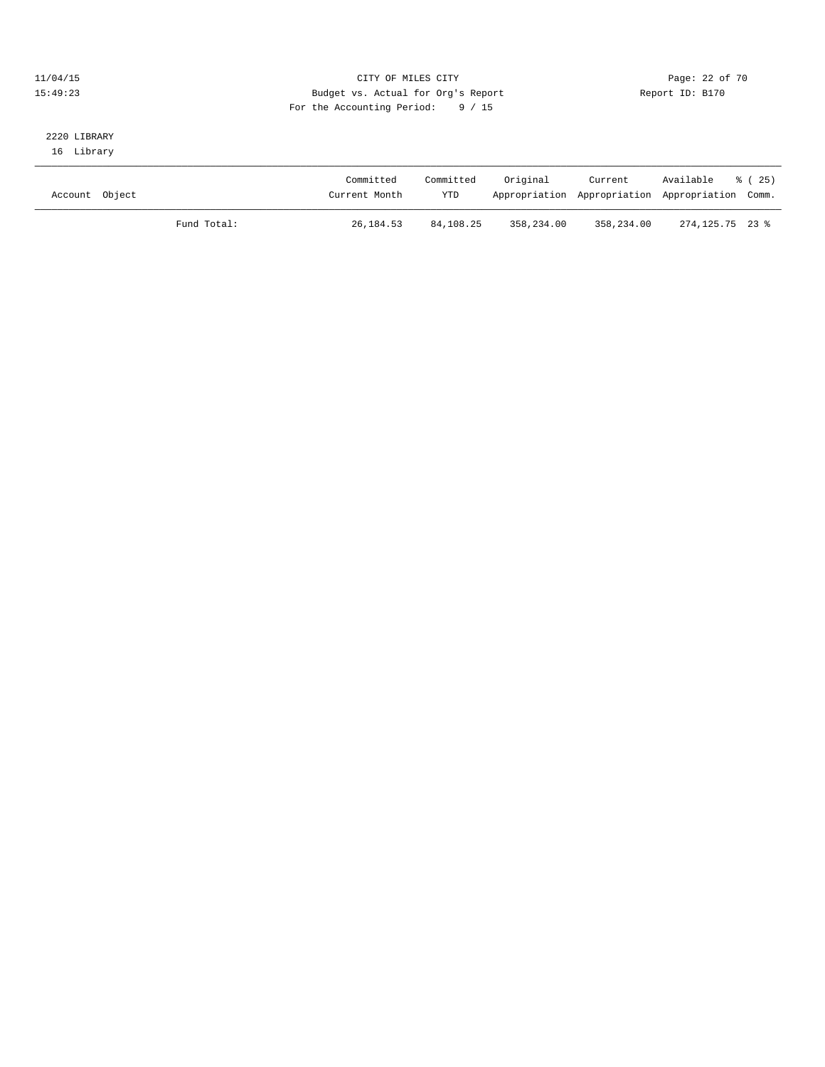11/04/15 CITY OF MILES CITY
15:49:23 Budget vs. Actual for Org's Report Report ID: B170
For the Accounting Period: 9 / 15

2220 LIBRARY
16 Library

| Account Object | | Committed Current Month | Committed YTD | Original Appropriation | Current Appropriation | Available Appropriation | % ( 25) Comm. |
|---|---|---|---|---|---|---|---|
| | Fund Total: | 26,184.53 | 84,108.25 | 358,234.00 | 358,234.00 | 274,125.75 | 23 % |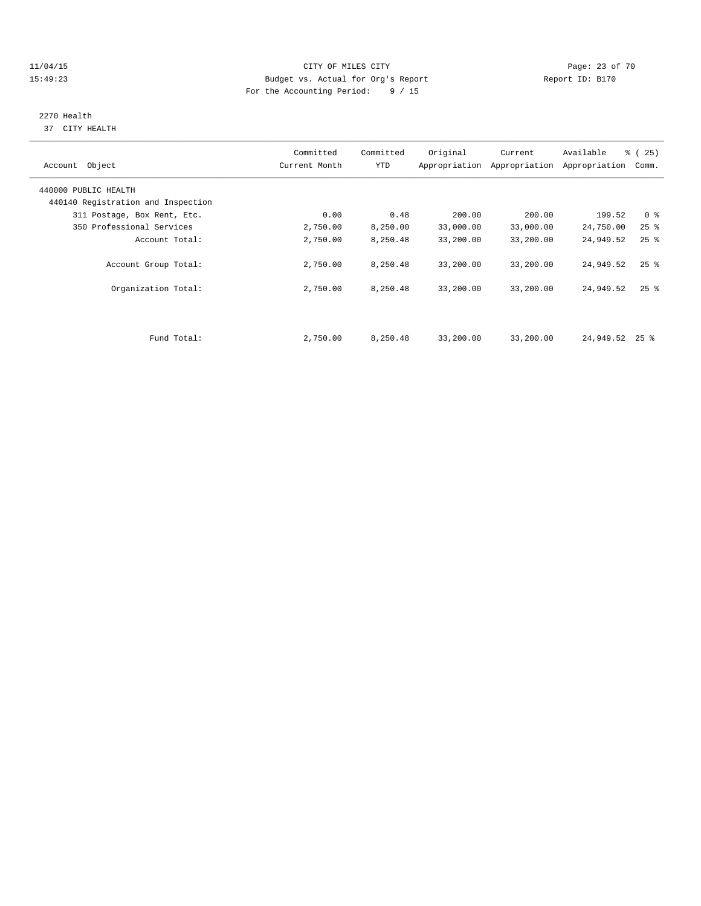CITY OF MILES CITY
Budget vs. Actual for Org's Report
For the Accounting Period: 9 / 15

11/04/15
15:49:23

Report ID: B170

2270 Health
37 CITY HEALTH

| Account Object | Committed Current Month | Committed YTD | Original Appropriation | Current Appropriation | Available Appropriation | % ( 25) Comm. |
|---|---|---|---|---|---|---|
| 440000 PUBLIC HEALTH | | | | | | |
| 440140 Registration and Inspection | | | | | | |
| 311 Postage, Box Rent, Etc. | 0.00 | 0.48 | 200.00 | 200.00 | 199.52 | 0 % |
| 350 Professional Services | 2,750.00 | 8,250.00 | 33,000.00 | 33,000.00 | 24,750.00 | 25 % |
| Account Total: | 2,750.00 | 8,250.48 | 33,200.00 | 33,200.00 | 24,949.52 | 25 % |
| Account Group Total: | 2,750.00 | 8,250.48 | 33,200.00 | 33,200.00 | 24,949.52 | 25 % |
| Organization Total: | 2,750.00 | 8,250.48 | 33,200.00 | 33,200.00 | 24,949.52 | 25 % |
| Fund Total: | 2,750.00 | 8,250.48 | 33,200.00 | 33,200.00 | 24,949.52 | 25 % |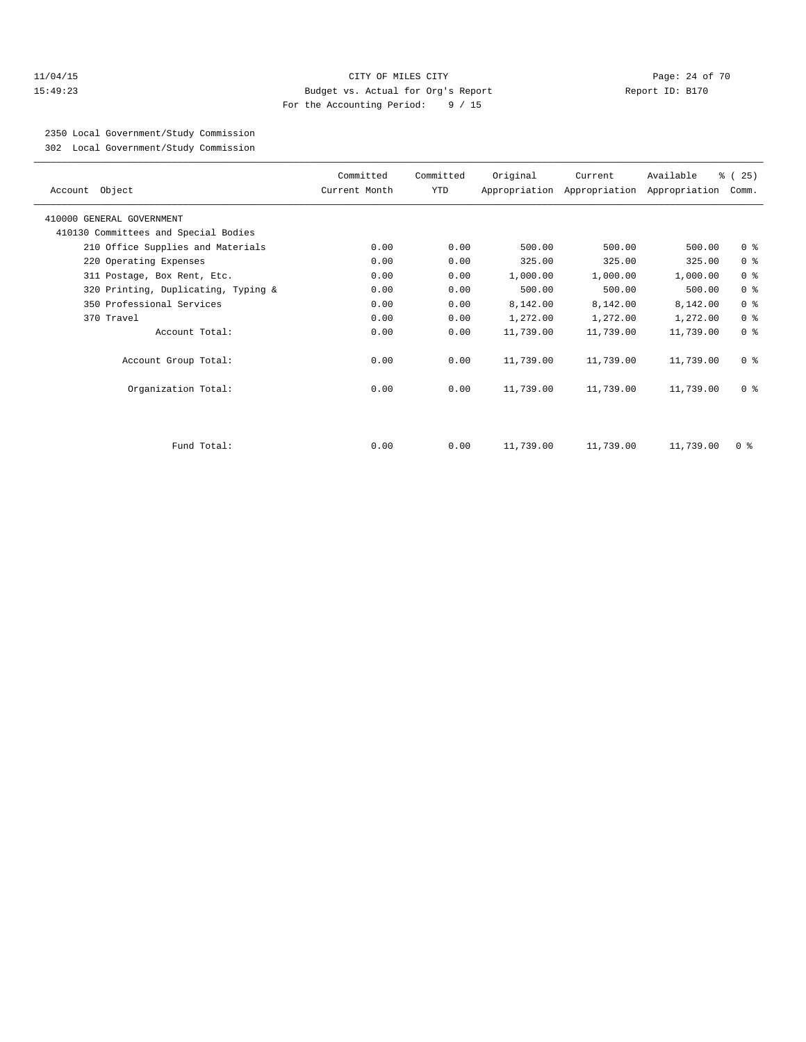CITY OF MILES CITY
Budget vs. Actual for Org's Report
For the Accounting Period: 9 / 15

11/04/15
15:49:23

Report ID: B170

2350 Local Government/Study Commission
302 Local Government/Study Commission

| Account Object | Committed Current Month | Committed YTD | Original Appropriation | Current Appropriation | Available Appropriation | % ( 25) Comm. |
|---|---|---|---|---|---|---|
| 410000 GENERAL GOVERNMENT | | | | | | |
| 410130 Committees and Special Bodies | | | | | | |
| 210 Office Supplies and Materials | 0.00 | 0.00 | 500.00 | 500.00 | 500.00 | 0 % |
| 220 Operating Expenses | 0.00 | 0.00 | 325.00 | 325.00 | 325.00 | 0 % |
| 311 Postage, Box Rent, Etc. | 0.00 | 0.00 | 1,000.00 | 1,000.00 | 1,000.00 | 0 % |
| 320 Printing, Duplicating, Typing & | 0.00 | 0.00 | 500.00 | 500.00 | 500.00 | 0 % |
| 350 Professional Services | 0.00 | 0.00 | 8,142.00 | 8,142.00 | 8,142.00 | 0 % |
| 370 Travel | 0.00 | 0.00 | 1,272.00 | 1,272.00 | 1,272.00 | 0 % |
| Account Total: | 0.00 | 0.00 | 11,739.00 | 11,739.00 | 11,739.00 | 0 % |
| Account Group Total: | 0.00 | 0.00 | 11,739.00 | 11,739.00 | 11,739.00 | 0 % |
| Organization Total: | 0.00 | 0.00 | 11,739.00 | 11,739.00 | 11,739.00 | 0 % |
| Fund Total: | 0.00 | 0.00 | 11,739.00 | 11,739.00 | 11,739.00 | 0 % |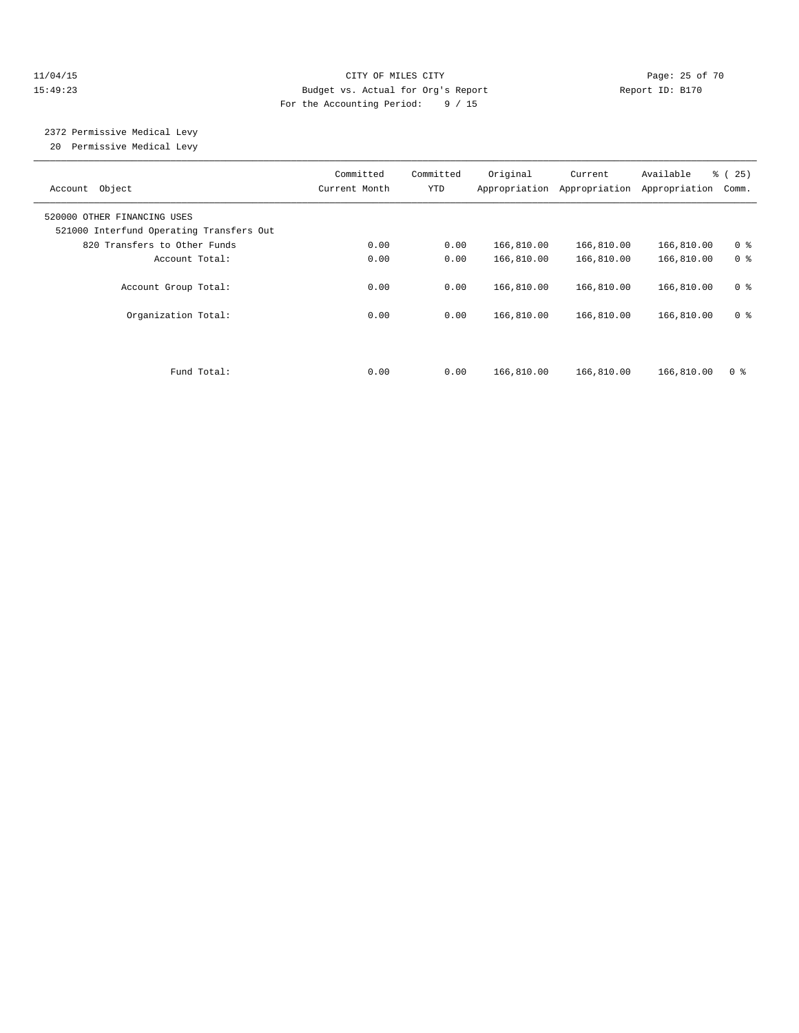CITY OF MILES CITY
Budget vs. Actual for Org's Report
For the Accounting Period: 9 / 15

11/04/15
15:49:23

Report ID: B170

2372 Permissive Medical Levy
20 Permissive Medical Levy

| Account Object | Committed Current Month | Committed YTD | Original Appropriation | Current Appropriation | Available Appropriation | % ( 25) Comm. |
|---|---|---|---|---|---|---|
| 520000 OTHER FINANCING USES | | | | | | |
| 521000 Interfund Operating Transfers Out | | | | | | |
| 820 Transfers to Other Funds | 0.00 | 0.00 | 166,810.00 | 166,810.00 | 166,810.00 | 0 % |
| Account Total: | 0.00 | 0.00 | 166,810.00 | 166,810.00 | 166,810.00 | 0 % |
| Account Group Total: | 0.00 | 0.00 | 166,810.00 | 166,810.00 | 166,810.00 | 0 % |
| Organization Total: | 0.00 | 0.00 | 166,810.00 | 166,810.00 | 166,810.00 | 0 % |
| Fund Total: | 0.00 | 0.00 | 166,810.00 | 166,810.00 | 166,810.00 | 0 % |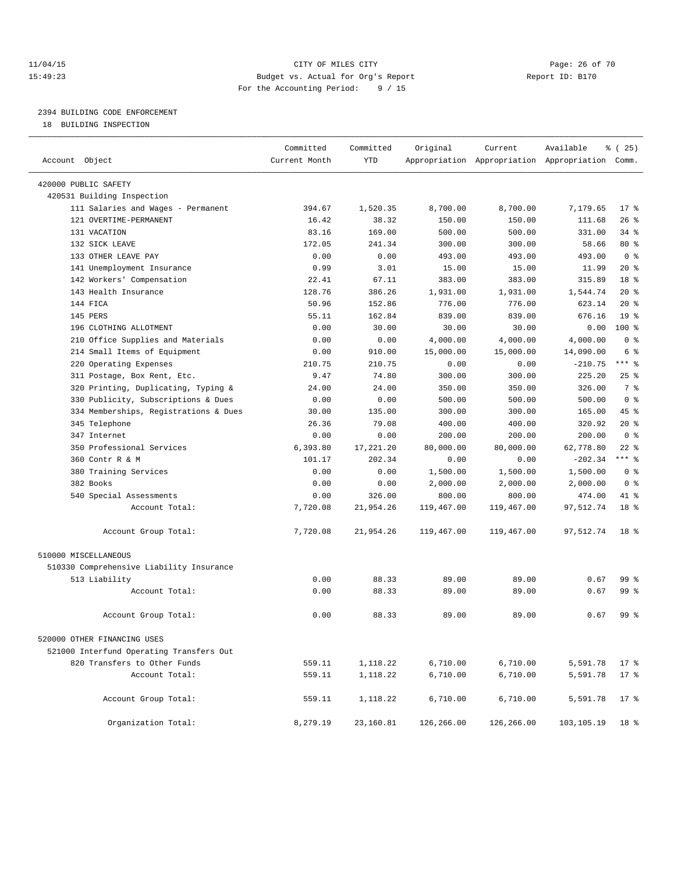11/04/15 CITY OF MILES CITY
15:49:23 Budget vs. Actual for Org's Report Report ID: B170
For the Accounting Period: 9 / 15

2394 BUILDING CODE ENFORCEMENT

18 BUILDING INSPECTION

| Account Object | Committed Current Month | Committed YTD | Original Appropriation | Current Appropriation | Available Appropriation | % ( 25) Comm. |
|---|---|---|---|---|---|---|
| 420000 PUBLIC SAFETY | | | | | | |
| 420531 Building Inspection | | | | | | |
| 111 Salaries and Wages - Permanent | 394.67 | 1,520.35 | 8,700.00 | 8,700.00 | 7,179.65 | 17 % |
| 121 OVERTIME-PERMANENT | 16.42 | 38.32 | 150.00 | 150.00 | 111.68 | 26 % |
| 131 VACATION | 83.16 | 169.00 | 500.00 | 500.00 | 331.00 | 34 % |
| 132 SICK LEAVE | 172.05 | 241.34 | 300.00 | 300.00 | 58.66 | 80 % |
| 133 OTHER LEAVE PAY | 0.00 | 0.00 | 493.00 | 493.00 | 493.00 | 0 % |
| 141 Unemployment Insurance | 0.99 | 3.01 | 15.00 | 15.00 | 11.99 | 20 % |
| 142 Workers' Compensation | 22.41 | 67.11 | 383.00 | 383.00 | 315.89 | 18 % |
| 143 Health Insurance | 128.76 | 386.26 | 1,931.00 | 1,931.00 | 1,544.74 | 20 % |
| 144 FICA | 50.96 | 152.86 | 776.00 | 776.00 | 623.14 | 20 % |
| 145 PERS | 55.11 | 162.84 | 839.00 | 839.00 | 676.16 | 19 % |
| 196 CLOTHING ALLOTMENT | 0.00 | 30.00 | 30.00 | 30.00 | 0.00 | 100 % |
| 210 Office Supplies and Materials | 0.00 | 0.00 | 4,000.00 | 4,000.00 | 4,000.00 | 0 % |
| 214 Small Items of Equipment | 0.00 | 910.00 | 15,000.00 | 15,000.00 | 14,090.00 | 6 % |
| 220 Operating Expenses | 210.75 | 210.75 | 0.00 | 0.00 | -210.75 | *** % |
| 311 Postage, Box Rent, Etc. | 9.47 | 74.80 | 300.00 | 300.00 | 225.20 | 25 % |
| 320 Printing, Duplicating, Typing & | 24.00 | 24.00 | 350.00 | 350.00 | 326.00 | 7 % |
| 330 Publicity, Subscriptions & Dues | 0.00 | 0.00 | 500.00 | 500.00 | 500.00 | 0 % |
| 334 Memberships, Registrations & Dues | 30.00 | 135.00 | 300.00 | 300.00 | 165.00 | 45 % |
| 345 Telephone | 26.36 | 79.08 | 400.00 | 400.00 | 320.92 | 20 % |
| 347 Internet | 0.00 | 0.00 | 200.00 | 200.00 | 200.00 | 0 % |
| 350 Professional Services | 6,393.80 | 17,221.20 | 80,000.00 | 80,000.00 | 62,778.80 | 22 % |
| 360 Contr R & M | 101.17 | 202.34 | 0.00 | 0.00 | -202.34 | *** % |
| 380 Training Services | 0.00 | 0.00 | 1,500.00 | 1,500.00 | 1,500.00 | 0 % |
| 382 Books | 0.00 | 0.00 | 2,000.00 | 2,000.00 | 2,000.00 | 0 % |
| 540 Special Assessments | 0.00 | 326.00 | 800.00 | 800.00 | 474.00 | 41 % |
| Account Total: | 7,720.08 | 21,954.26 | 119,467.00 | 119,467.00 | 97,512.74 | 18 % |
| Account Group Total: | 7,720.08 | 21,954.26 | 119,467.00 | 119,467.00 | 97,512.74 | 18 % |
| 510000 MISCELLANEOUS | | | | | | |
| 510330 Comprehensive Liability Insurance | | | | | | |
| 513 Liability | 0.00 | 88.33 | 89.00 | 89.00 | 0.67 | 99 % |
| Account Total: | 0.00 | 88.33 | 89.00 | 89.00 | 0.67 | 99 % |
| Account Group Total: | 0.00 | 88.33 | 89.00 | 89.00 | 0.67 | 99 % |
| 520000 OTHER FINANCING USES | | | | | | |
| 521000 Interfund Operating Transfers Out | | | | | | |
| 820 Transfers to Other Funds | 559.11 | 1,118.22 | 6,710.00 | 6,710.00 | 5,591.78 | 17 % |
| Account Total: | 559.11 | 1,118.22 | 6,710.00 | 6,710.00 | 5,591.78 | 17 % |
| Account Group Total: | 559.11 | 1,118.22 | 6,710.00 | 6,710.00 | 5,591.78 | 17 % |
| Organization Total: | 8,279.19 | 23,160.81 | 126,266.00 | 126,266.00 | 103,105.19 | 18 % |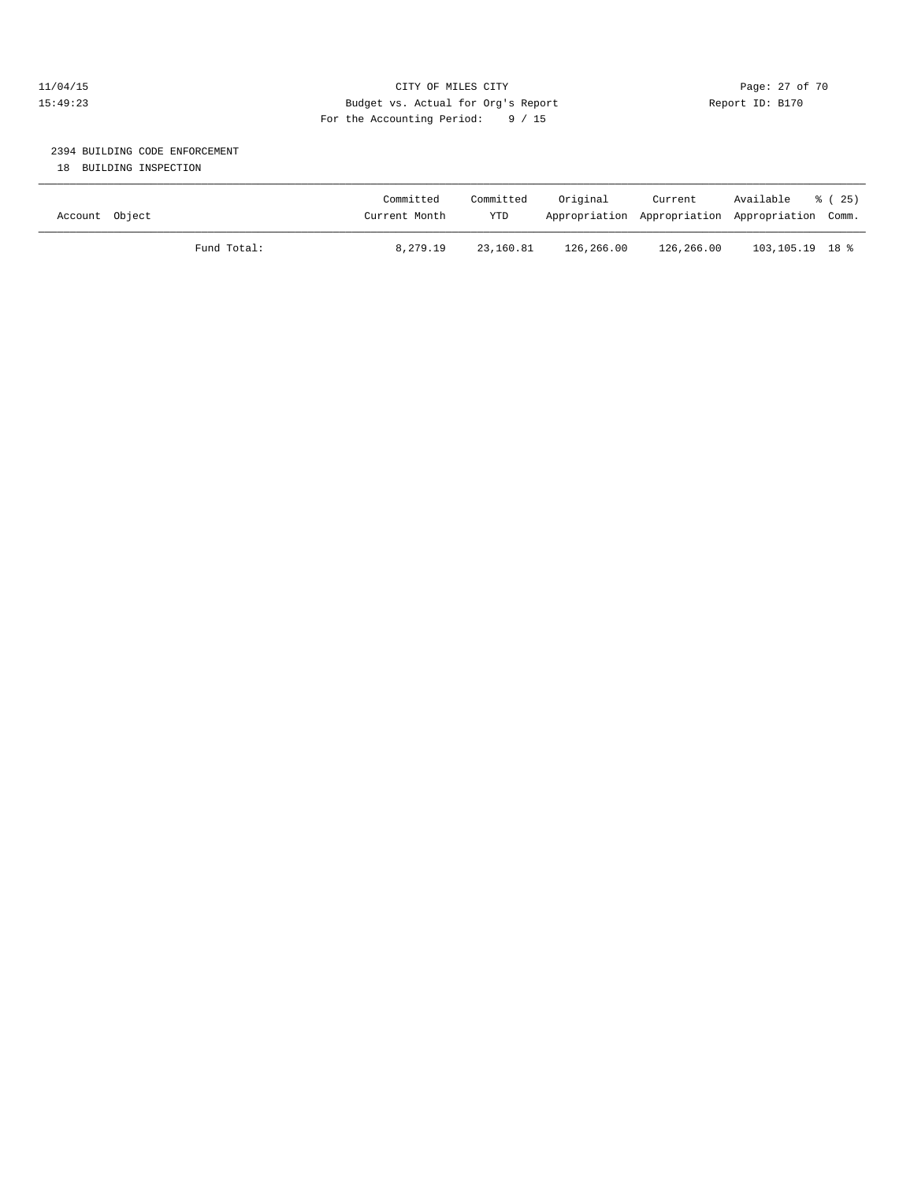CITY OF MILES CITY
Budget vs. Actual for Org's Report
For the Accounting Period: 9 / 15

11/04/15
15:49:23

Report ID: B170

## 2394 BUILDING CODE ENFORCEMENT

18 BUILDING INSPECTION

| Account Object | Committed Current Month | Committed YTD | Original Appropriation | Current Appropriation | Available Appropriation | % ( 25) Comm. |
|---|---|---|---|---|---|---|
| Fund Total: | 8,279.19 | 23,160.81 | 126,266.00 | 126,266.00 | 103,105.19 | 18 % |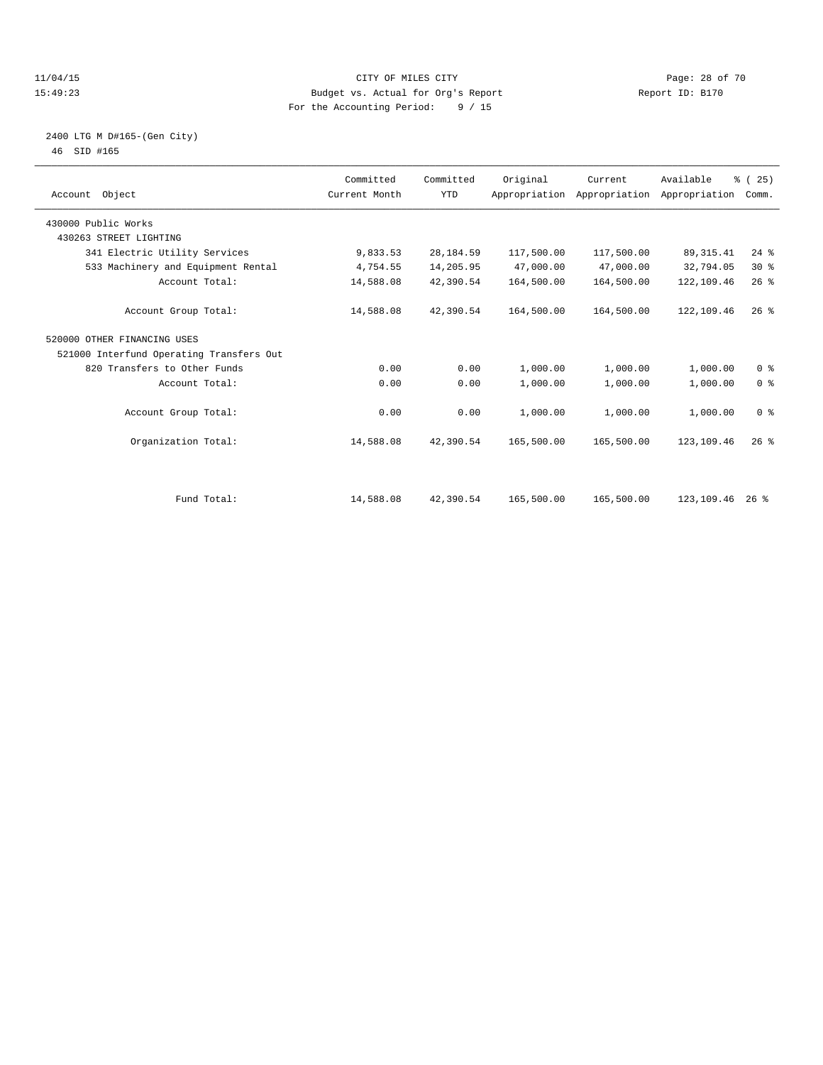11/04/15 CITY OF MILES CITY
15:49:23 Budget vs. Actual for Org's Report Report ID: B170
For the Accounting Period: 9 / 15

2400 LTG M D#165-(Gen City)
46 SID #165

| Account Object | Committed Current Month | Committed YTD | Original Appropriation | Current Appropriation | Available Appropriation | % ( 25) Comm. |
|---|---|---|---|---|---|---|
| 430000 Public Works | | | | | | |
| 430263 STREET LIGHTING | | | | | | |
| 341 Electric Utility Services | 9,833.53 | 28,184.59 | 117,500.00 | 117,500.00 | 89,315.41 | 24 % |
| 533 Machinery and Equipment Rental | 4,754.55 | 14,205.95 | 47,000.00 | 47,000.00 | 32,794.05 | 30 % |
| Account Total: | 14,588.08 | 42,390.54 | 164,500.00 | 164,500.00 | 122,109.46 | 26 % |
| Account Group Total: | 14,588.08 | 42,390.54 | 164,500.00 | 164,500.00 | 122,109.46 | 26 % |
| 520000 OTHER FINANCING USES | | | | | | |
| 521000 Interfund Operating Transfers Out | | | | | | |
| 820 Transfers to Other Funds | 0.00 | 0.00 | 1,000.00 | 1,000.00 | 1,000.00 | 0 % |
| Account Total: | 0.00 | 0.00 | 1,000.00 | 1,000.00 | 1,000.00 | 0 % |
| Account Group Total: | 0.00 | 0.00 | 1,000.00 | 1,000.00 | 1,000.00 | 0 % |
| Organization Total: | 14,588.08 | 42,390.54 | 165,500.00 | 165,500.00 | 123,109.46 | 26 % |
| Fund Total: | 14,588.08 | 42,390.54 | 165,500.00 | 165,500.00 | 123,109.46 | 26 % |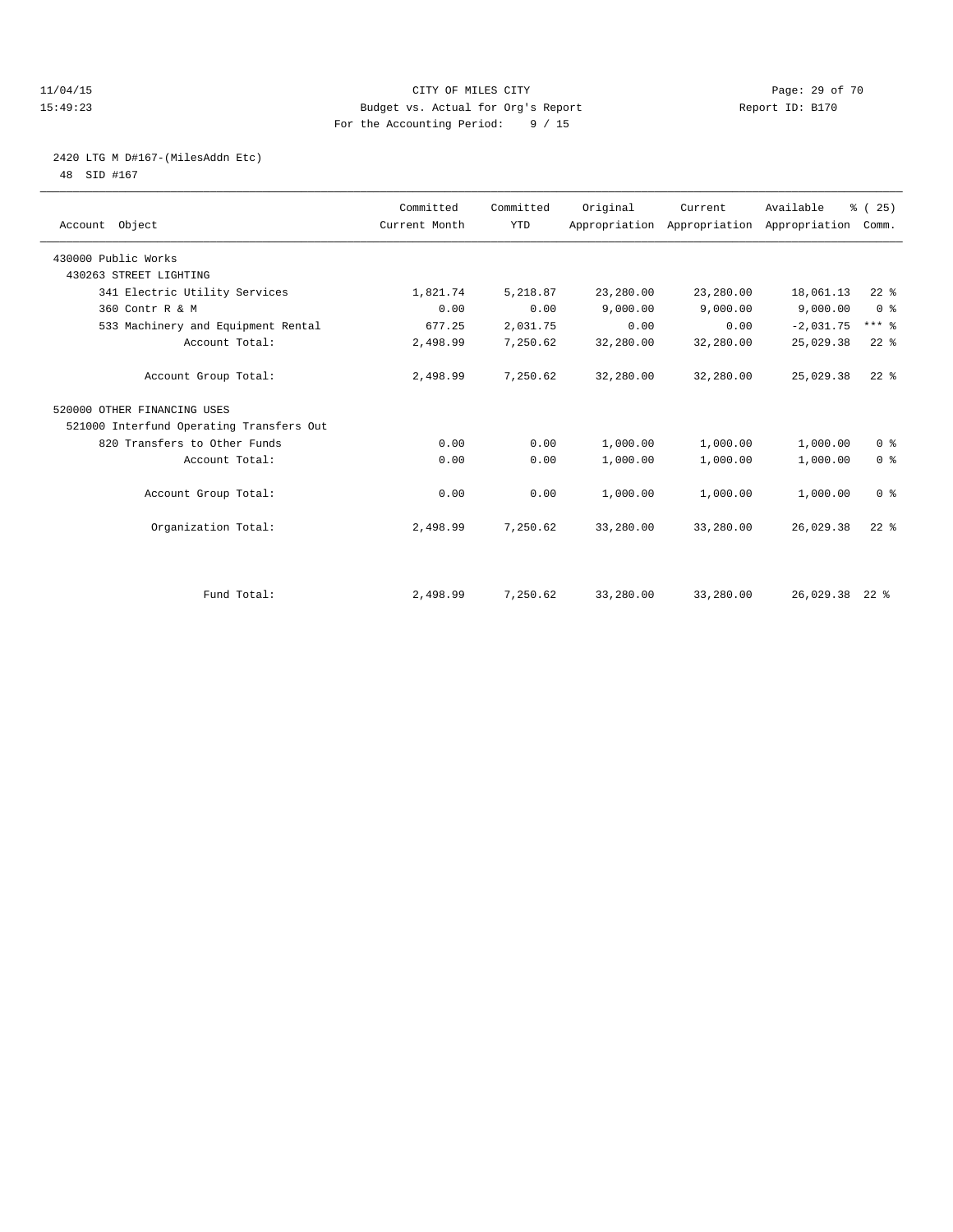CITY OF MILES CITY
Budget vs. Actual for Org's Report
For the Accounting Period: 9 / 15

11/04/15
15:49:23

Report ID: B170

## 2420 LTG M D#167-(MilesAddn Etc)

48 SID #167

| Account Object | Committed Current Month | Committed YTD | Original Appropriation | Current Appropriation | Available Appropriation | % ( 25) Comm. |
|---|---|---|---|---|---|---|
| 430000 Public Works | | | | | | |
| 430263 STREET LIGHTING | | | | | | |
| 341 Electric Utility Services | 1,821.74 | 5,218.87 | 23,280.00 | 23,280.00 | 18,061.13 | 22 % |
| 360 Contr R & M | 0.00 | 0.00 | 9,000.00 | 9,000.00 | 9,000.00 | 0 % |
| 533 Machinery and Equipment Rental | 677.25 | 2,031.75 | 0.00 | 0.00 | -2,031.75 | *** % |
| Account Total: | 2,498.99 | 7,250.62 | 32,280.00 | 32,280.00 | 25,029.38 | 22 % |
| Account Group Total: | 2,498.99 | 7,250.62 | 32,280.00 | 32,280.00 | 25,029.38 | 22 % |
| 520000 OTHER FINANCING USES | | | | | | |
| 521000 Interfund Operating Transfers Out | | | | | | |
| 820 Transfers to Other Funds | 0.00 | 0.00 | 1,000.00 | 1,000.00 | 1,000.00 | 0 % |
| Account Total: | 0.00 | 0.00 | 1,000.00 | 1,000.00 | 1,000.00 | 0 % |
| Account Group Total: | 0.00 | 0.00 | 1,000.00 | 1,000.00 | 1,000.00 | 0 % |
| Organization Total: | 2,498.99 | 7,250.62 | 33,280.00 | 33,280.00 | 26,029.38 | 22 % |
| Fund Total: | 2,498.99 | 7,250.62 | 33,280.00 | 33,280.00 | 26,029.38 | 22 % |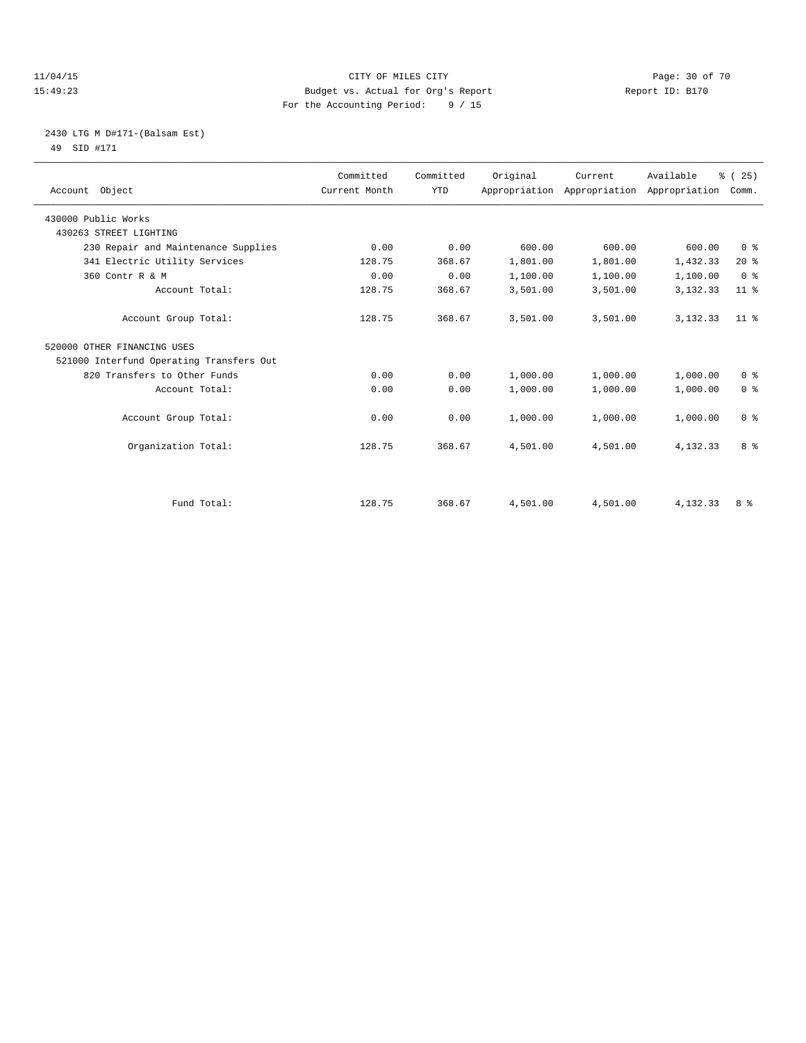CITY OF MILES CITY

Budget vs. Actual for Org's Report

For the Accounting Period: 9 / 15

11/04/15
15:49:23

Report ID: B170

## 2430 LTG M D#171-(Balsam Est)

49 SID #171

| Account Object | Committed Current Month | Committed YTD | Original Appropriation | Current Appropriation | Available Appropriation | % ( 25) Comm. |
|---|---|---|---|---|---|---|
| 430000 Public Works | | | | | | |
| 430263 STREET LIGHTING | | | | | | |
| 230 Repair and Maintenance Supplies | 0.00 | 0.00 | 600.00 | 600.00 | 600.00 | 0 % |
| 341 Electric Utility Services | 128.75 | 368.67 | 1,801.00 | 1,801.00 | 1,432.33 | 20 % |
| 360 Contr R & M | 0.00 | 0.00 | 1,100.00 | 1,100.00 | 1,100.00 | 0 % |
| Account Total: | 128.75 | 368.67 | 3,501.00 | 3,501.00 | 3,132.33 | 11 % |
| Account Group Total: | 128.75 | 368.67 | 3,501.00 | 3,501.00 | 3,132.33 | 11 % |
| 520000 OTHER FINANCING USES | | | | | | |
| 521000 Interfund Operating Transfers Out | | | | | | |
| 820 Transfers to Other Funds | 0.00 | 0.00 | 1,000.00 | 1,000.00 | 1,000.00 | 0 % |
| Account Total: | 0.00 | 0.00 | 1,000.00 | 1,000.00 | 1,000.00 | 0 % |
| Account Group Total: | 0.00 | 0.00 | 1,000.00 | 1,000.00 | 1,000.00 | 0 % |
| Organization Total: | 128.75 | 368.67 | 4,501.00 | 4,501.00 | 4,132.33 | 8 % |
| Fund Total: | 128.75 | 368.67 | 4,501.00 | 4,501.00 | 4,132.33 | 8 % |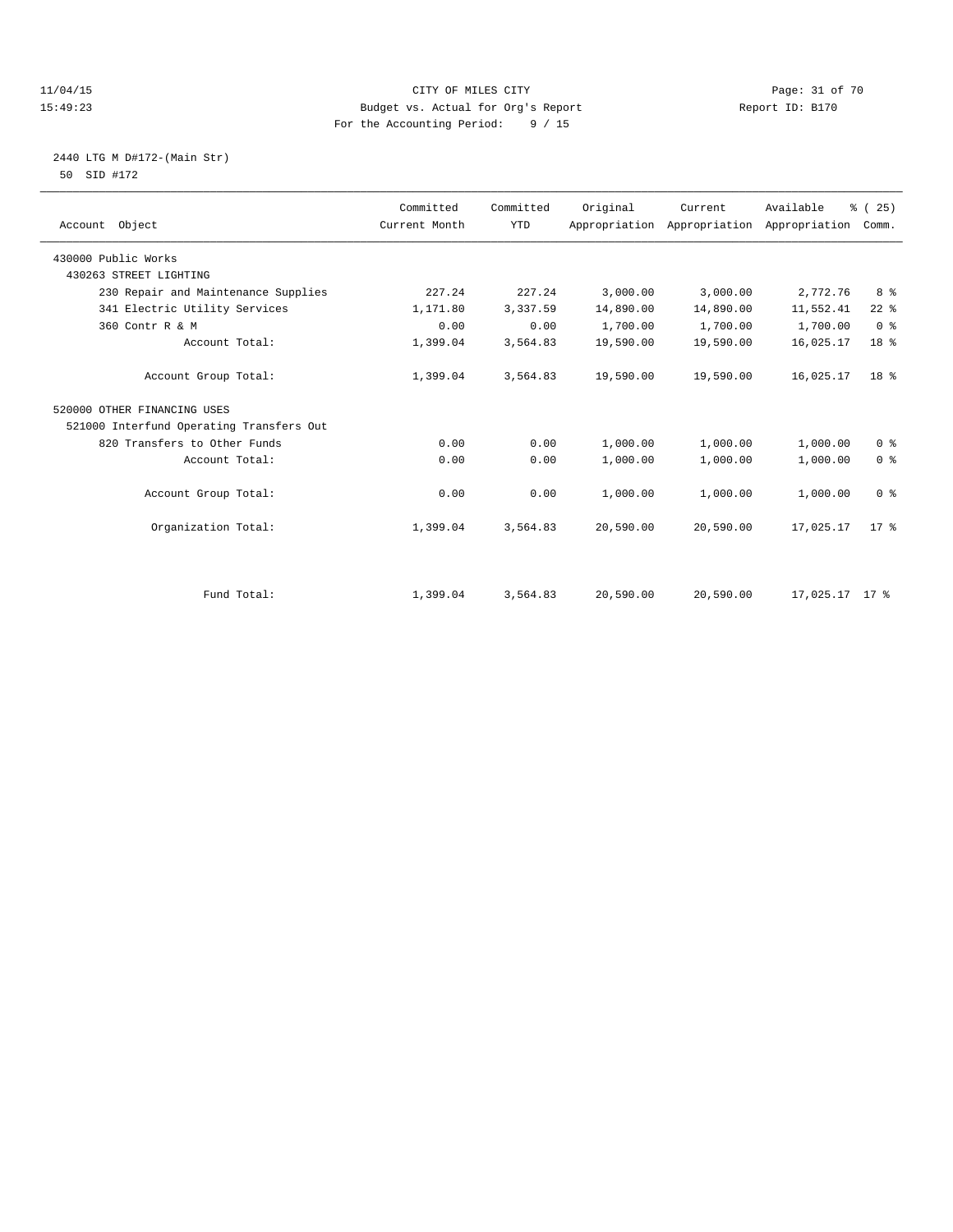CITY OF MILES CITY
Budget vs. Actual for Org's Report
For the Accounting Period: 9 / 15

11/04/15
15:49:23

Report ID: B170

2440 LTG M D#172-(Main Str)
50 SID #172

| Account Object | Committed Current Month | Committed YTD | Original Appropriation | Current Appropriation | Available Appropriation | % ( 25) Comm. |
|---|---|---|---|---|---|---|
| 430000 Public Works | | | | | | |
| 430263 STREET LIGHTING | | | | | | |
| 230 Repair and Maintenance Supplies | 227.24 | 227.24 | 3,000.00 | 3,000.00 | 2,772.76 | 8 % |
| 341 Electric Utility Services | 1,171.80 | 3,337.59 | 14,890.00 | 14,890.00 | 11,552.41 | 22 % |
| 360 Contr R & M | 0.00 | 0.00 | 1,700.00 | 1,700.00 | 1,700.00 | 0 % |
| Account Total: | 1,399.04 | 3,564.83 | 19,590.00 | 19,590.00 | 16,025.17 | 18 % |
| Account Group Total: | 1,399.04 | 3,564.83 | 19,590.00 | 19,590.00 | 16,025.17 | 18 % |
| 520000 OTHER FINANCING USES | | | | | | |
| 521000 Interfund Operating Transfers Out | | | | | | |
| 820 Transfers to Other Funds | 0.00 | 0.00 | 1,000.00 | 1,000.00 | 1,000.00 | 0 % |
| Account Total: | 0.00 | 0.00 | 1,000.00 | 1,000.00 | 1,000.00 | 0 % |
| Account Group Total: | 0.00 | 0.00 | 1,000.00 | 1,000.00 | 1,000.00 | 0 % |
| Organization Total: | 1,399.04 | 3,564.83 | 20,590.00 | 20,590.00 | 17,025.17 | 17 % |
| Fund Total: | 1,399.04 | 3,564.83 | 20,590.00 | 20,590.00 | 17,025.17 | 17 % |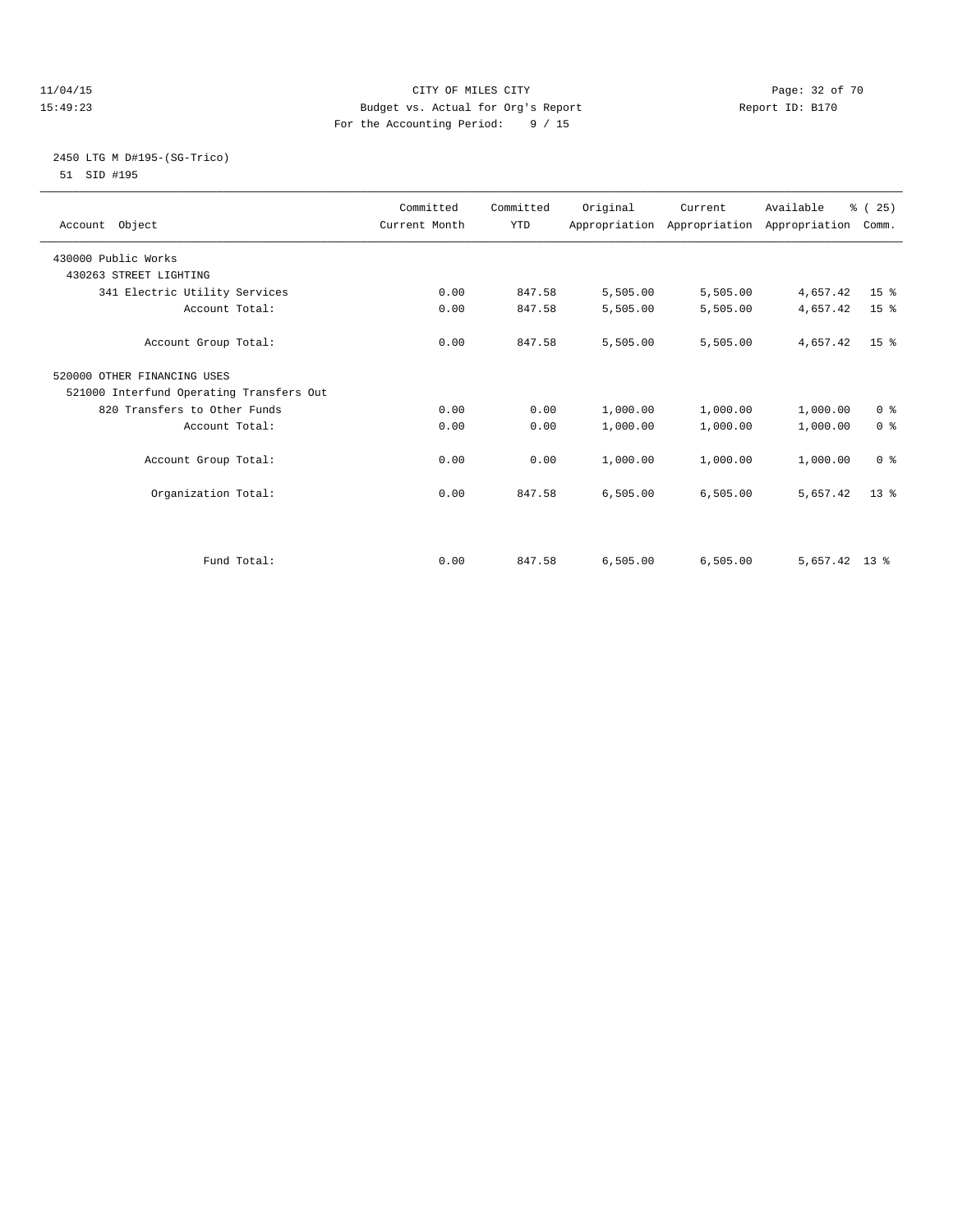CITY OF MILES CITY
Budget vs. Actual for Org's Report
For the Accounting Period: 9 / 15

11/04/15
15:49:23

Report ID: B170

2450 LTG M D#195-(SG-Trico)
51 SID #195

| Account Object | Committed Current Month | Committed YTD | Original Appropriation | Current Appropriation | Available Appropriation | % ( 25) Comm. |
|---|---|---|---|---|---|---|
| 430000 Public Works | | | | | | |
| 430263 STREET LIGHTING | | | | | | |
| 341 Electric Utility Services | 0.00 | 847.58 | 5,505.00 | 5,505.00 | 4,657.42 | 15 % |
| Account Total: | 0.00 | 847.58 | 5,505.00 | 5,505.00 | 4,657.42 | 15 % |
| Account Group Total: | 0.00 | 847.58 | 5,505.00 | 5,505.00 | 4,657.42 | 15 % |
| 520000 OTHER FINANCING USES | | | | | | |
| 521000 Interfund Operating Transfers Out | | | | | | |
| 820 Transfers to Other Funds | 0.00 | 0.00 | 1,000.00 | 1,000.00 | 1,000.00 | 0 % |
| Account Total: | 0.00 | 0.00 | 1,000.00 | 1,000.00 | 1,000.00 | 0 % |
| Account Group Total: | 0.00 | 0.00 | 1,000.00 | 1,000.00 | 1,000.00 | 0 % |
| Organization Total: | 0.00 | 847.58 | 6,505.00 | 6,505.00 | 5,657.42 | 13 % |
| Fund Total: | 0.00 | 847.58 | 6,505.00 | 6,505.00 | 5,657.42 | 13 % |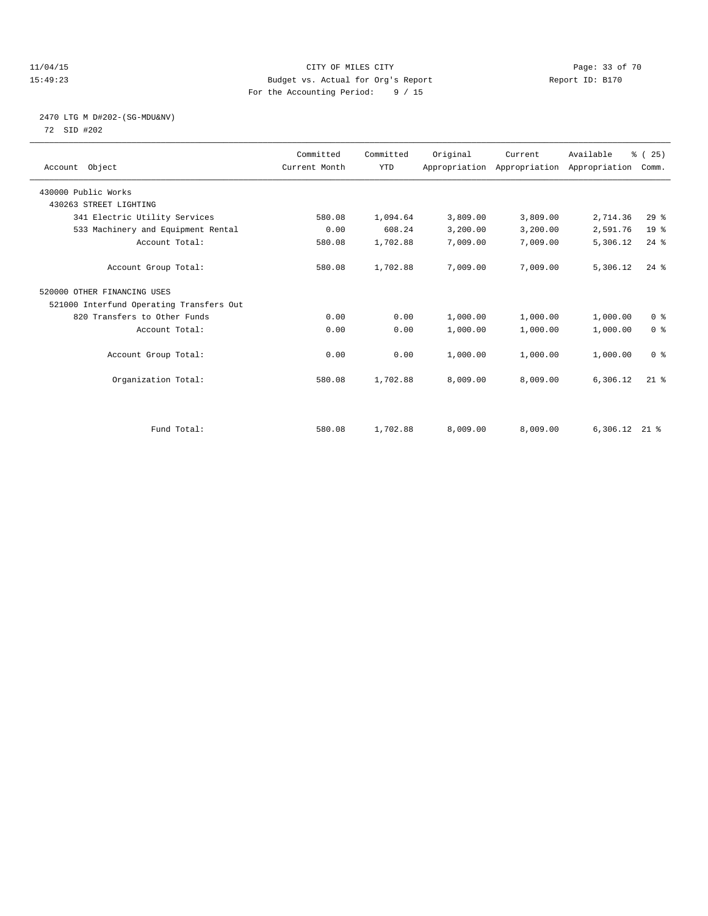CITY OF MILES CITY
Budget vs. Actual for Org's Report
For the Accounting Period: 9 / 15

11/04/15
15:49:23

Report ID: B170

## 2470 LTG M D#202-(SG-MDU&NV)

72 SID #202

| Account Object | Committed Current Month | Committed YTD | Original Appropriation | Current Appropriation | Available Appropriation | % ( 25) Comm. |
|---|---|---|---|---|---|---|
| 430000 Public Works | | | | | | |
| 430263 STREET LIGHTING | | | | | | |
| 341 Electric Utility Services | 580.08 | 1,094.64 | 3,809.00 | 3,809.00 | 2,714.36 | 29 % |
| 533 Machinery and Equipment Rental | 0.00 | 608.24 | 3,200.00 | 3,200.00 | 2,591.76 | 19 % |
| Account Total: | 580.08 | 1,702.88 | 7,009.00 | 7,009.00 | 5,306.12 | 24 % |
| Account Group Total: | 580.08 | 1,702.88 | 7,009.00 | 7,009.00 | 5,306.12 | 24 % |
| 520000 OTHER FINANCING USES | | | | | | |
| 521000 Interfund Operating Transfers Out | | | | | | |
| 820 Transfers to Other Funds | 0.00 | 0.00 | 1,000.00 | 1,000.00 | 1,000.00 | 0 % |
| Account Total: | 0.00 | 0.00 | 1,000.00 | 1,000.00 | 1,000.00 | 0 % |
| Account Group Total: | 0.00 | 0.00 | 1,000.00 | 1,000.00 | 1,000.00 | 0 % |
| Organization Total: | 580.08 | 1,702.88 | 8,009.00 | 8,009.00 | 6,306.12 | 21 % |
| Fund Total: | 580.08 | 1,702.88 | 8,009.00 | 8,009.00 | 6,306.12 | 21 % |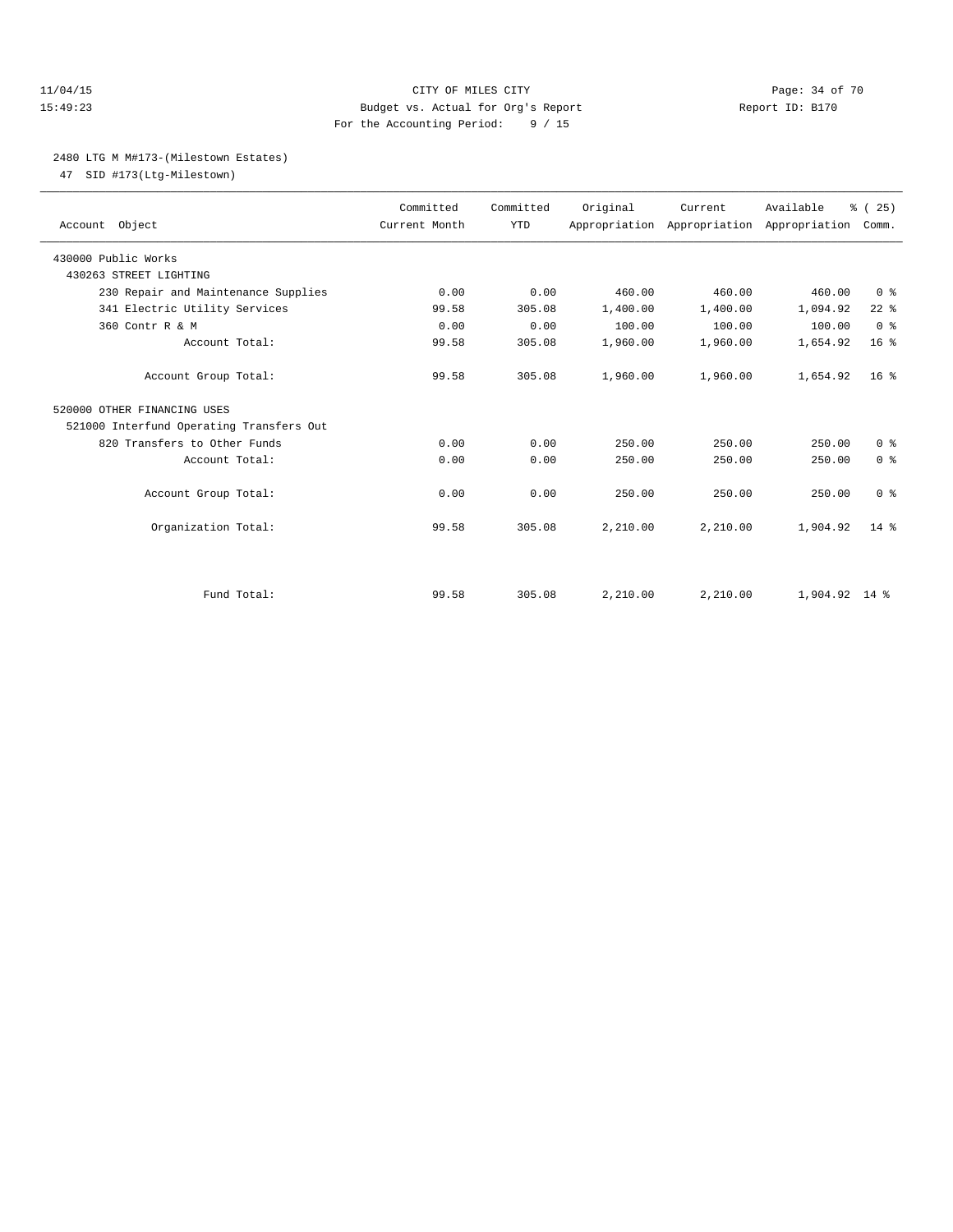CITY OF MILES CITY
Budget vs. Actual for Org's Report
For the Accounting Period: 9 / 15

11/04/15
15:49:23

Report ID: B170

## 2480 LTG M M#173-(Milestown Estates)

47 SID #173(Ltg-Milestown)

| Account Object | Committed Current Month | Committed YTD | Original Appropriation | Current Appropriation | Available Appropriation | % ( 25) Comm. |
|---|---|---|---|---|---|---|
| 430000 Public Works | | | | | | |
| 430263 STREET LIGHTING | | | | | | |
| 230 Repair and Maintenance Supplies | 0.00 | 0.00 | 460.00 | 460.00 | 460.00 | 0 % |
| 341 Electric Utility Services | 99.58 | 305.08 | 1,400.00 | 1,400.00 | 1,094.92 | 22 % |
| 360 Contr R & M | 0.00 | 0.00 | 100.00 | 100.00 | 100.00 | 0 % |
| Account Total: | 99.58 | 305.08 | 1,960.00 | 1,960.00 | 1,654.92 | 16 % |
| Account Group Total: | 99.58 | 305.08 | 1,960.00 | 1,960.00 | 1,654.92 | 16 % |
| 520000 OTHER FINANCING USES | | | | | | |
| 521000 Interfund Operating Transfers Out | | | | | | |
| 820 Transfers to Other Funds | 0.00 | 0.00 | 250.00 | 250.00 | 250.00 | 0 % |
| Account Total: | 0.00 | 0.00 | 250.00 | 250.00 | 250.00 | 0 % |
| Account Group Total: | 0.00 | 0.00 | 250.00 | 250.00 | 250.00 | 0 % |
| Organization Total: | 99.58 | 305.08 | 2,210.00 | 2,210.00 | 1,904.92 | 14 % |
| Fund Total: | 99.58 | 305.08 | 2,210.00 | 2,210.00 | 1,904.92 | 14 % |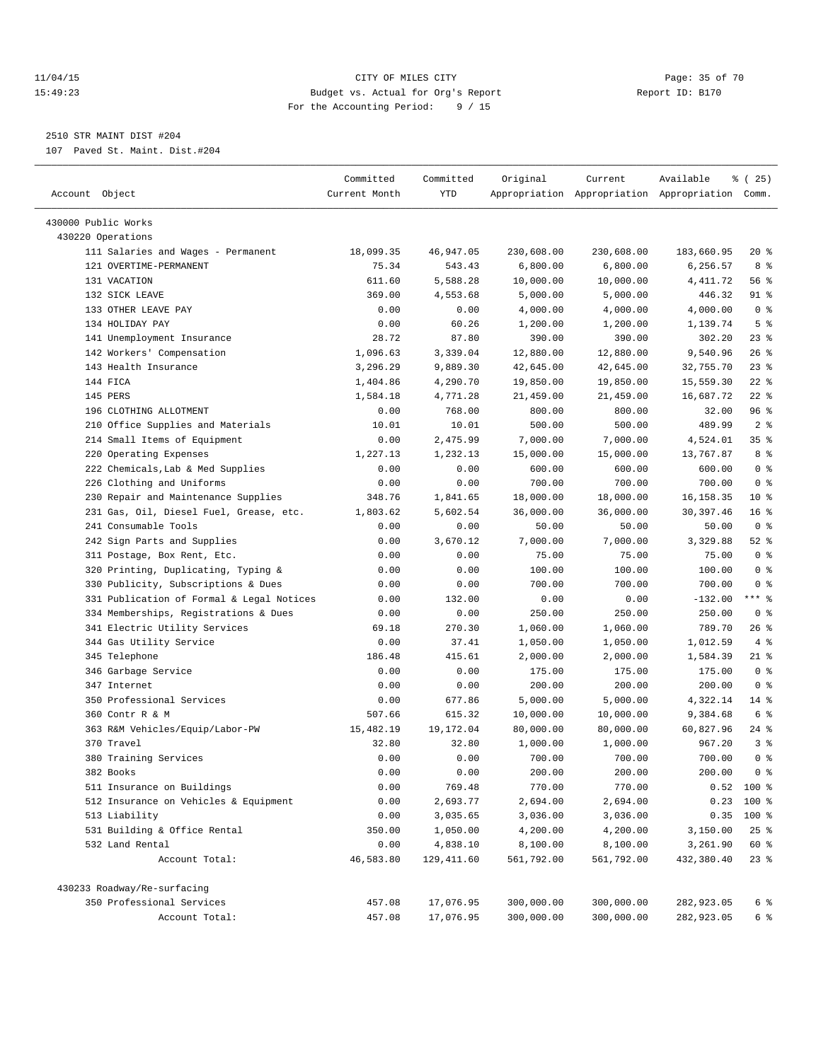CITY OF MILES CITY
Budget vs. Actual for Org's Report
For the Accounting Period: 9 / 15

11/04/15 15:49:23 — Report ID: B170

2510 STR MAINT DIST #204
107 Paved St. Maint. Dist.#204

| Account Object | Committed Current Month | Committed YTD | Original Appropriation | Current Appropriation | Available Appropriation | % ( 25) Comm. |
|---|---|---|---|---|---|---|
| 430000 Public Works | | | | | | |
| 430220 Operations | | | | | | |
| 111 Salaries and Wages - Permanent | 18,099.35 | 46,947.05 | 230,608.00 | 230,608.00 | 183,660.95 | 20 % |
| 121 OVERTIME-PERMANENT | 75.34 | 543.43 | 6,800.00 | 6,800.00 | 6,256.57 | 8 % |
| 131 VACATION | 611.60 | 5,588.28 | 10,000.00 | 10,000.00 | 4,411.72 | 56 % |
| 132 SICK LEAVE | 369.00 | 4,553.68 | 5,000.00 | 5,000.00 | 446.32 | 91 % |
| 133 OTHER LEAVE PAY | 0.00 | 0.00 | 4,000.00 | 4,000.00 | 4,000.00 | 0 % |
| 134 HOLIDAY PAY | 0.00 | 60.26 | 1,200.00 | 1,200.00 | 1,139.74 | 5 % |
| 141 Unemployment Insurance | 28.72 | 87.80 | 390.00 | 390.00 | 302.20 | 23 % |
| 142 Workers' Compensation | 1,096.63 | 3,339.04 | 12,880.00 | 12,880.00 | 9,540.96 | 26 % |
| 143 Health Insurance | 3,296.29 | 9,889.30 | 42,645.00 | 42,645.00 | 32,755.70 | 23 % |
| 144 FICA | 1,404.86 | 4,290.70 | 19,850.00 | 19,850.00 | 15,559.30 | 22 % |
| 145 PERS | 1,584.18 | 4,771.28 | 21,459.00 | 21,459.00 | 16,687.72 | 22 % |
| 196 CLOTHING ALLOTMENT | 0.00 | 768.00 | 800.00 | 800.00 | 32.00 | 96 % |
| 210 Office Supplies and Materials | 10.01 | 10.01 | 500.00 | 500.00 | 489.99 | 2 % |
| 214 Small Items of Equipment | 0.00 | 2,475.99 | 7,000.00 | 7,000.00 | 4,524.01 | 35 % |
| 220 Operating Expenses | 1,227.13 | 1,232.13 | 15,000.00 | 15,000.00 | 13,767.87 | 8 % |
| 222 Chemicals,Lab & Med Supplies | 0.00 | 0.00 | 600.00 | 600.00 | 600.00 | 0 % |
| 226 Clothing and Uniforms | 0.00 | 0.00 | 700.00 | 700.00 | 700.00 | 0 % |
| 230 Repair and Maintenance Supplies | 348.76 | 1,841.65 | 18,000.00 | 18,000.00 | 16,158.35 | 10 % |
| 231 Gas, Oil, Diesel Fuel, Grease, etc. | 1,803.62 | 5,602.54 | 36,000.00 | 36,000.00 | 30,397.46 | 16 % |
| 241 Consumable Tools | 0.00 | 0.00 | 50.00 | 50.00 | 50.00 | 0 % |
| 242 Sign Parts and Supplies | 0.00 | 3,670.12 | 7,000.00 | 7,000.00 | 3,329.88 | 52 % |
| 311 Postage, Box Rent, Etc. | 0.00 | 0.00 | 75.00 | 75.00 | 75.00 | 0 % |
| 320 Printing, Duplicating, Typing & | 0.00 | 0.00 | 100.00 | 100.00 | 100.00 | 0 % |
| 330 Publicity, Subscriptions & Dues | 0.00 | 0.00 | 700.00 | 700.00 | 700.00 | 0 % |
| 331 Publication of Formal & Legal Notices | 0.00 | 132.00 | 0.00 | 0.00 | -132.00 | *** % |
| 334 Memberships, Registrations & Dues | 0.00 | 0.00 | 250.00 | 250.00 | 250.00 | 0 % |
| 341 Electric Utility Services | 69.18 | 270.30 | 1,060.00 | 1,060.00 | 789.70 | 26 % |
| 344 Gas Utility Service | 0.00 | 37.41 | 1,050.00 | 1,050.00 | 1,012.59 | 4 % |
| 345 Telephone | 186.48 | 415.61 | 2,000.00 | 2,000.00 | 1,584.39 | 21 % |
| 346 Garbage Service | 0.00 | 0.00 | 175.00 | 175.00 | 175.00 | 0 % |
| 347 Internet | 0.00 | 0.00 | 200.00 | 200.00 | 200.00 | 0 % |
| 350 Professional Services | 0.00 | 677.86 | 5,000.00 | 5,000.00 | 4,322.14 | 14 % |
| 360 Contr R & M | 507.66 | 615.32 | 10,000.00 | 10,000.00 | 9,384.68 | 6 % |
| 363 R&M Vehicles/Equip/Labor-PW | 15,482.19 | 19,172.04 | 80,000.00 | 80,000.00 | 60,827.96 | 24 % |
| 370 Travel | 32.80 | 32.80 | 1,000.00 | 1,000.00 | 967.20 | 3 % |
| 380 Training Services | 0.00 | 0.00 | 700.00 | 700.00 | 700.00 | 0 % |
| 382 Books | 0.00 | 0.00 | 200.00 | 200.00 | 200.00 | 0 % |
| 511 Insurance on Buildings | 0.00 | 769.48 | 770.00 | 770.00 | 0.52 | 100 % |
| 512 Insurance on Vehicles & Equipment | 0.00 | 2,693.77 | 2,694.00 | 2,694.00 | 0.23 | 100 % |
| 513 Liability | 0.00 | 3,035.65 | 3,036.00 | 3,036.00 | 0.35 | 100 % |
| 531 Building & Office Rental | 350.00 | 1,050.00 | 4,200.00 | 4,200.00 | 3,150.00 | 25 % |
| 532 Land Rental | 0.00 | 4,838.10 | 8,100.00 | 8,100.00 | 3,261.90 | 60 % |
| Account Total: | 46,583.80 | 129,411.60 | 561,792.00 | 561,792.00 | 432,380.40 | 23 % |
| 430233 Roadway/Re-surfacing | | | | | | |
| 350 Professional Services | 457.08 | 17,076.95 | 300,000.00 | 300,000.00 | 282,923.05 | 6 % |
| Account Total: | 457.08 | 17,076.95 | 300,000.00 | 300,000.00 | 282,923.05 | 6 % |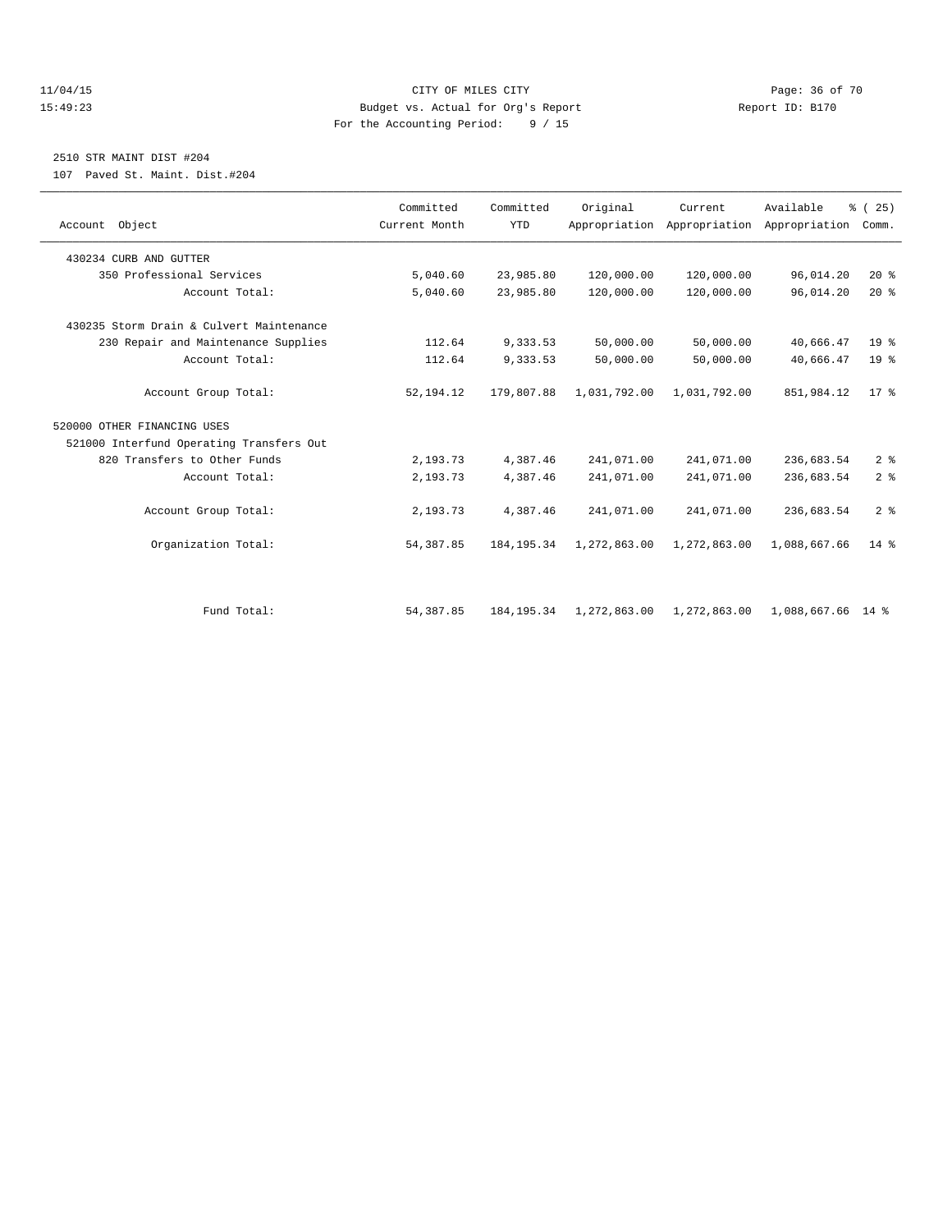CITY OF MILES CITY

Budget vs. Actual for Org's Report

For the Accounting Period: 9 / 15

11/04/15 15:49:23 Report ID: B170

## 2510 STR MAINT DIST #204

107 Paved St. Maint. Dist.#204

| Account Object | Committed Current Month | Committed YTD | Original Appropriation | Current Appropriation | Available Appropriation | % ( 25) Comm. |
|---|---|---|---|---|---|---|
| 430234 CURB AND GUTTER | | | | | | |
| 350 Professional Services | 5,040.60 | 23,985.80 | 120,000.00 | 120,000.00 | 96,014.20 | 20 % |
| Account Total: | 5,040.60 | 23,985.80 | 120,000.00 | 120,000.00 | 96,014.20 | 20 % |
| 430235 Storm Drain & Culvert Maintenance | | | | | | |
| 230 Repair and Maintenance Supplies | 112.64 | 9,333.53 | 50,000.00 | 50,000.00 | 40,666.47 | 19 % |
| Account Total: | 112.64 | 9,333.53 | 50,000.00 | 50,000.00 | 40,666.47 | 19 % |
| Account Group Total: | 52,194.12 | 179,807.88 | 1,031,792.00 | 1,031,792.00 | 851,984.12 | 17 % |
| 520000 OTHER FINANCING USES | | | | | | |
| 521000 Interfund Operating Transfers Out | | | | | | |
| 820 Transfers to Other Funds | 2,193.73 | 4,387.46 | 241,071.00 | 241,071.00 | 236,683.54 | 2 % |
| Account Total: | 2,193.73 | 4,387.46 | 241,071.00 | 241,071.00 | 236,683.54 | 2 % |
| Account Group Total: | 2,193.73 | 4,387.46 | 241,071.00 | 241,071.00 | 236,683.54 | 2 % |
| Organization Total: | 54,387.85 | 184,195.34 | 1,272,863.00 | 1,272,863.00 | 1,088,667.66 | 14 % |
| Fund Total: | 54,387.85 | 184,195.34 | 1,272,863.00 | 1,272,863.00 | 1,088,667.66 | 14 % |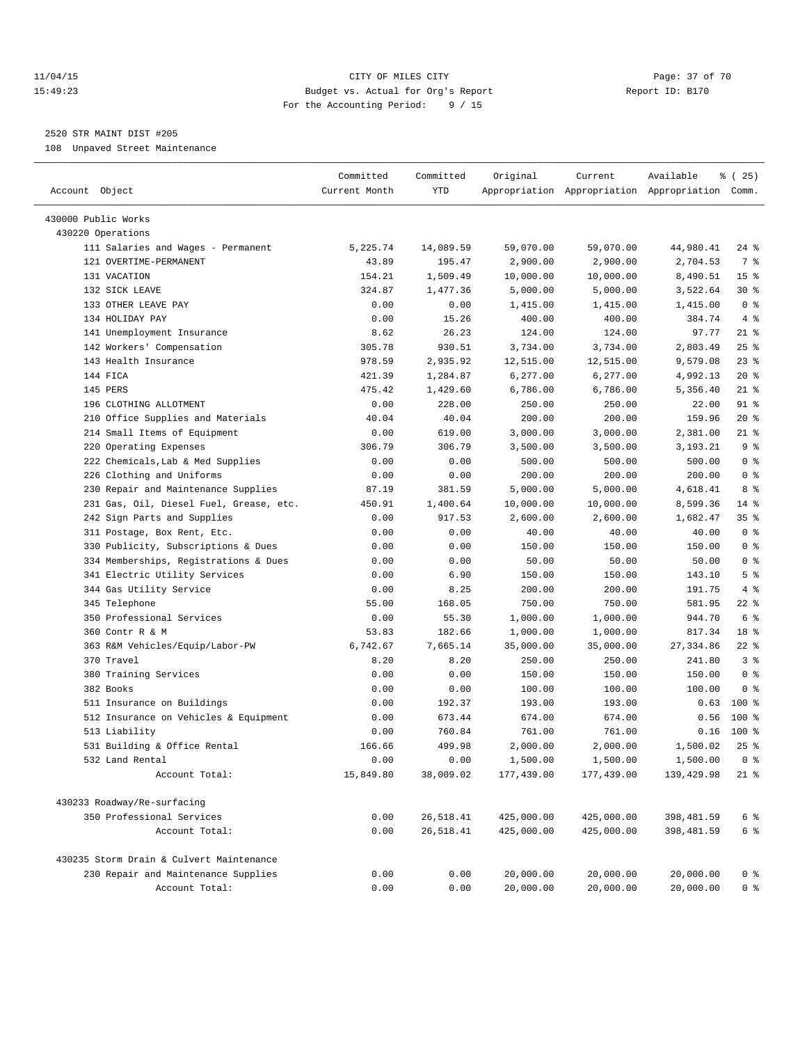11/04/15 CITY OF MILES CITY
15:49:23 Budget vs. Actual for Org's Report Report ID: B170
For the Accounting Period: 9 / 15

2520 STR MAINT DIST #205
108 Unpaved Street Maintenance

| Account Object | Committed Current Month | Committed YTD | Original Appropriation | Current Appropriation | Available Appropriation | % ( 25) Comm. |
|---|---|---|---|---|---|---|
| 430000 Public Works | | | | | | |
| 430220 Operations | | | | | | |
| 111 Salaries and Wages - Permanent | 5,225.74 | 14,089.59 | 59,070.00 | 59,070.00 | 44,980.41 | 24 % |
| 121 OVERTIME-PERMANENT | 43.89 | 195.47 | 2,900.00 | 2,900.00 | 2,704.53 | 7 % |
| 131 VACATION | 154.21 | 1,509.49 | 10,000.00 | 10,000.00 | 8,490.51 | 15 % |
| 132 SICK LEAVE | 324.87 | 1,477.36 | 5,000.00 | 5,000.00 | 3,522.64 | 30 % |
| 133 OTHER LEAVE PAY | 0.00 | 0.00 | 1,415.00 | 1,415.00 | 1,415.00 | 0 % |
| 134 HOLIDAY PAY | 0.00 | 15.26 | 400.00 | 400.00 | 384.74 | 4 % |
| 141 Unemployment Insurance | 8.62 | 26.23 | 124.00 | 124.00 | 97.77 | 21 % |
| 142 Workers' Compensation | 305.78 | 930.51 | 3,734.00 | 3,734.00 | 2,803.49 | 25 % |
| 143 Health Insurance | 978.59 | 2,935.92 | 12,515.00 | 12,515.00 | 9,579.08 | 23 % |
| 144 FICA | 421.39 | 1,284.87 | 6,277.00 | 6,277.00 | 4,992.13 | 20 % |
| 145 PERS | 475.42 | 1,429.60 | 6,786.00 | 6,786.00 | 5,356.40 | 21 % |
| 196 CLOTHING ALLOTMENT | 0.00 | 228.00 | 250.00 | 250.00 | 22.00 | 91 % |
| 210 Office Supplies and Materials | 40.04 | 40.04 | 200.00 | 200.00 | 159.96 | 20 % |
| 214 Small Items of Equipment | 0.00 | 619.00 | 3,000.00 | 3,000.00 | 2,381.00 | 21 % |
| 220 Operating Expenses | 306.79 | 306.79 | 3,500.00 | 3,500.00 | 3,193.21 | 9 % |
| 222 Chemicals,Lab & Med Supplies | 0.00 | 0.00 | 500.00 | 500.00 | 500.00 | 0 % |
| 226 Clothing and Uniforms | 0.00 | 0.00 | 200.00 | 200.00 | 200.00 | 0 % |
| 230 Repair and Maintenance Supplies | 87.19 | 381.59 | 5,000.00 | 5,000.00 | 4,618.41 | 8 % |
| 231 Gas, Oil, Diesel Fuel, Grease, etc. | 450.91 | 1,400.64 | 10,000.00 | 10,000.00 | 8,599.36 | 14 % |
| 242 Sign Parts and Supplies | 0.00 | 917.53 | 2,600.00 | 2,600.00 | 1,682.47 | 35 % |
| 311 Postage, Box Rent, Etc. | 0.00 | 0.00 | 40.00 | 40.00 | 40.00 | 0 % |
| 330 Publicity, Subscriptions & Dues | 0.00 | 0.00 | 150.00 | 150.00 | 150.00 | 0 % |
| 334 Memberships, Registrations & Dues | 0.00 | 0.00 | 50.00 | 50.00 | 50.00 | 0 % |
| 341 Electric Utility Services | 0.00 | 6.90 | 150.00 | 150.00 | 143.10 | 5 % |
| 344 Gas Utility Service | 0.00 | 8.25 | 200.00 | 200.00 | 191.75 | 4 % |
| 345 Telephone | 55.00 | 168.05 | 750.00 | 750.00 | 581.95 | 22 % |
| 350 Professional Services | 0.00 | 55.30 | 1,000.00 | 1,000.00 | 944.70 | 6 % |
| 360 Contr R & M | 53.83 | 182.66 | 1,000.00 | 1,000.00 | 817.34 | 18 % |
| 363 R&M Vehicles/Equip/Labor-PW | 6,742.67 | 7,665.14 | 35,000.00 | 35,000.00 | 27,334.86 | 22 % |
| 370 Travel | 8.20 | 8.20 | 250.00 | 250.00 | 241.80 | 3 % |
| 380 Training Services | 0.00 | 0.00 | 150.00 | 150.00 | 150.00 | 0 % |
| 382 Books | 0.00 | 0.00 | 100.00 | 100.00 | 100.00 | 0 % |
| 511 Insurance on Buildings | 0.00 | 192.37 | 193.00 | 193.00 | 0.63 | 100 % |
| 512 Insurance on Vehicles & Equipment | 0.00 | 673.44 | 674.00 | 674.00 | 0.56 | 100 % |
| 513 Liability | 0.00 | 760.84 | 761.00 | 761.00 | 0.16 | 100 % |
| 531 Building & Office Rental | 166.66 | 499.98 | 2,000.00 | 2,000.00 | 1,500.02 | 25 % |
| 532 Land Rental | 0.00 | 0.00 | 1,500.00 | 1,500.00 | 1,500.00 | 0 % |
| Account Total: | 15,849.80 | 38,009.02 | 177,439.00 | 177,439.00 | 139,429.98 | 21 % |
| 430233 Roadway/Re-surfacing | | | | | | |
| 350 Professional Services | 0.00 | 26,518.41 | 425,000.00 | 425,000.00 | 398,481.59 | 6 % |
| Account Total: | 0.00 | 26,518.41 | 425,000.00 | 425,000.00 | 398,481.59 | 6 % |
| 430235 Storm Drain & Culvert Maintenance | | | | | | |
| 230 Repair and Maintenance Supplies | 0.00 | 0.00 | 20,000.00 | 20,000.00 | 20,000.00 | 0 % |
| Account Total: | 0.00 | 0.00 | 20,000.00 | 20,000.00 | 20,000.00 | 0 % |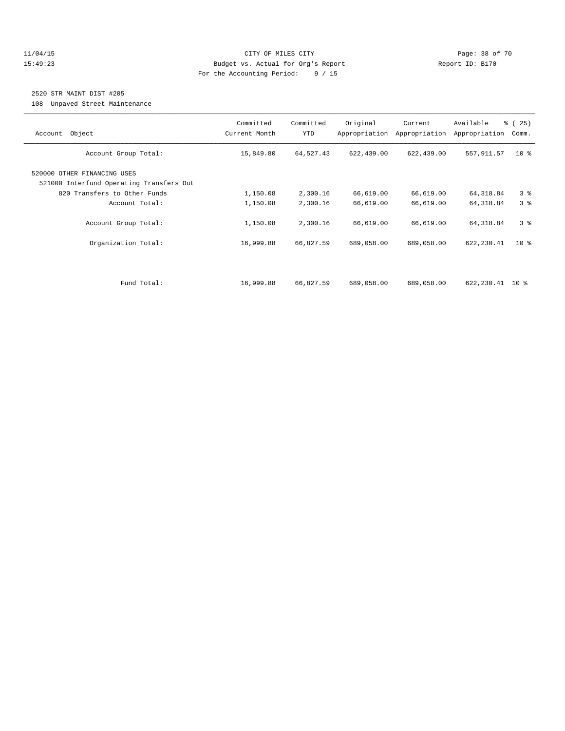CITY OF MILES CITY
Budget vs. Actual for Org's Report
For the Accounting Period: 9 / 15

11/04/15
15:49:23

Report ID: B170

2520 STR MAINT DIST #205

108 Unpaved Street Maintenance

| Account Object | Committed Current Month | Committed YTD | Original Appropriation | Current Appropriation | Available Appropriation | % ( 25) Comm. |
|---|---|---|---|---|---|---|
| Account Group Total: | 15,849.80 | 64,527.43 | 622,439.00 | 622,439.00 | 557,911.57 | 10 % |
| 520000 OTHER FINANCING USES | | | | | | |
| 521000 Interfund Operating Transfers Out | | | | | | |
| 820 Transfers to Other Funds | 1,150.08 | 2,300.16 | 66,619.00 | 66,619.00 | 64,318.84 | 3 % |
| Account Total: | 1,150.08 | 2,300.16 | 66,619.00 | 66,619.00 | 64,318.84 | 3 % |
| Account Group Total: | 1,150.08 | 2,300.16 | 66,619.00 | 66,619.00 | 64,318.84 | 3 % |
| Organization Total: | 16,999.88 | 66,827.59 | 689,058.00 | 689,058.00 | 622,230.41 | 10 % |
| Fund Total: | 16,999.88 | 66,827.59 | 689,058.00 | 689,058.00 | 622,230.41 | 10 % |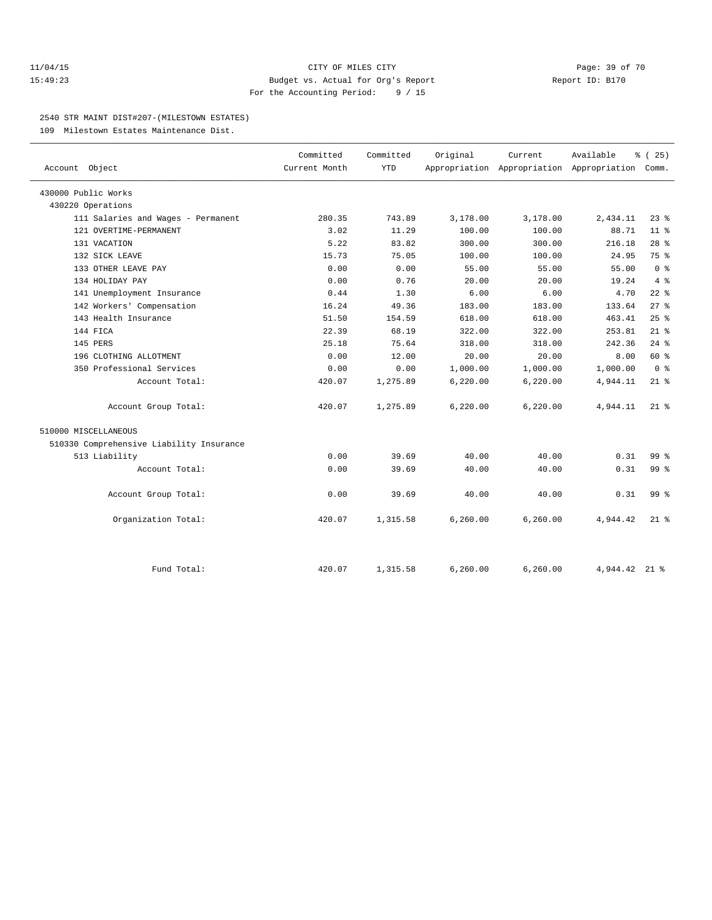CITY OF MILES CITY

Budget vs. Actual for Org's Report

For the Accounting Period: 9 / 15

11/04/15 15:49:23 Report ID: B170

## 2540 STR MAINT DIST#207-(MILESTOWN ESTATES)

109 Milestown Estates Maintenance Dist.

| Account Object | Committed Current Month | Committed YTD | Original Appropriation | Current Appropriation | Available Appropriation | % ( 25) Comm. |
|---|---|---|---|---|---|---|
| 430000 Public Works | | | | | | |
| 430220 Operations | | | | | | |
| 111 Salaries and Wages - Permanent | 280.35 | 743.89 | 3,178.00 | 3,178.00 | 2,434.11 | 23 % |
| 121 OVERTIME-PERMANENT | 3.02 | 11.29 | 100.00 | 100.00 | 88.71 | 11 % |
| 131 VACATION | 5.22 | 83.82 | 300.00 | 300.00 | 216.18 | 28 % |
| 132 SICK LEAVE | 15.73 | 75.05 | 100.00 | 100.00 | 24.95 | 75 % |
| 133 OTHER LEAVE PAY | 0.00 | 0.00 | 55.00 | 55.00 | 55.00 | 0 % |
| 134 HOLIDAY PAY | 0.00 | 0.76 | 20.00 | 20.00 | 19.24 | 4 % |
| 141 Unemployment Insurance | 0.44 | 1.30 | 6.00 | 6.00 | 4.70 | 22 % |
| 142 Workers' Compensation | 16.24 | 49.36 | 183.00 | 183.00 | 133.64 | 27 % |
| 143 Health Insurance | 51.50 | 154.59 | 618.00 | 618.00 | 463.41 | 25 % |
| 144 FICA | 22.39 | 68.19 | 322.00 | 322.00 | 253.81 | 21 % |
| 145 PERS | 25.18 | 75.64 | 318.00 | 318.00 | 242.36 | 24 % |
| 196 CLOTHING ALLOTMENT | 0.00 | 12.00 | 20.00 | 20.00 | 8.00 | 60 % |
| 350 Professional Services | 0.00 | 0.00 | 1,000.00 | 1,000.00 | 1,000.00 | 0 % |
| Account Total: | 420.07 | 1,275.89 | 6,220.00 | 6,220.00 | 4,944.11 | 21 % |
| Account Group Total: | 420.07 | 1,275.89 | 6,220.00 | 6,220.00 | 4,944.11 | 21 % |
| 510000 MISCELLANEOUS | | | | | | |
| 510330 Comprehensive Liability Insurance | | | | | | |
| 513 Liability | 0.00 | 39.69 | 40.00 | 40.00 | 0.31 | 99 % |
| Account Total: | 0.00 | 39.69 | 40.00 | 40.00 | 0.31 | 99 % |
| Account Group Total: | 0.00 | 39.69 | 40.00 | 40.00 | 0.31 | 99 % |
| Organization Total: | 420.07 | 1,315.58 | 6,260.00 | 6,260.00 | 4,944.42 | 21 % |
| Fund Total: | 420.07 | 1,315.58 | 6,260.00 | 6,260.00 | 4,944.42 | 21 % |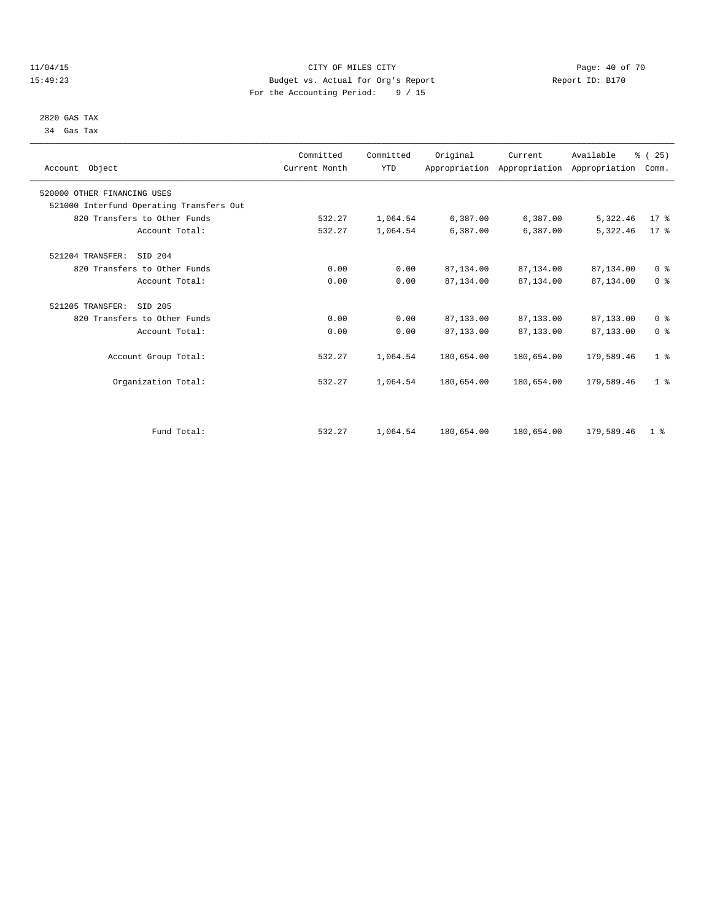11/04/15 CITY OF MILES CITY
15:49:23 Budget vs. Actual for Org's Report Report ID: B170
For the Accounting Period: 9 / 15

2820 GAS TAX
34 Gas Tax

| Account Object | Committed Current Month | Committed YTD | Original Appropriation | Current Appropriation | Available Appropriation | % ( 25) Comm. |
|---|---|---|---|---|---|---|
| 520000 OTHER FINANCING USES | | | | | | |
| 521000 Interfund Operating Transfers Out | | | | | | |
| 820 Transfers to Other Funds | 532.27 | 1,064.54 | 6,387.00 | 6,387.00 | 5,322.46 | 17 % |
| Account Total: | 532.27 | 1,064.54 | 6,387.00 | 6,387.00 | 5,322.46 | 17 % |
| 521204 TRANSFER: SID 204 | | | | | | |
| 820 Transfers to Other Funds | 0.00 | 0.00 | 87,134.00 | 87,134.00 | 87,134.00 | 0 % |
| Account Total: | 0.00 | 0.00 | 87,134.00 | 87,134.00 | 87,134.00 | 0 % |
| 521205 TRANSFER: SID 205 | | | | | | |
| 820 Transfers to Other Funds | 0.00 | 0.00 | 87,133.00 | 87,133.00 | 87,133.00 | 0 % |
| Account Total: | 0.00 | 0.00 | 87,133.00 | 87,133.00 | 87,133.00 | 0 % |
| Account Group Total: | 532.27 | 1,064.54 | 180,654.00 | 180,654.00 | 179,589.46 | 1 % |
| Organization Total: | 532.27 | 1,064.54 | 180,654.00 | 180,654.00 | 179,589.46 | 1 % |
| Fund Total: | 532.27 | 1,064.54 | 180,654.00 | 180,654.00 | 179,589.46 | 1 % |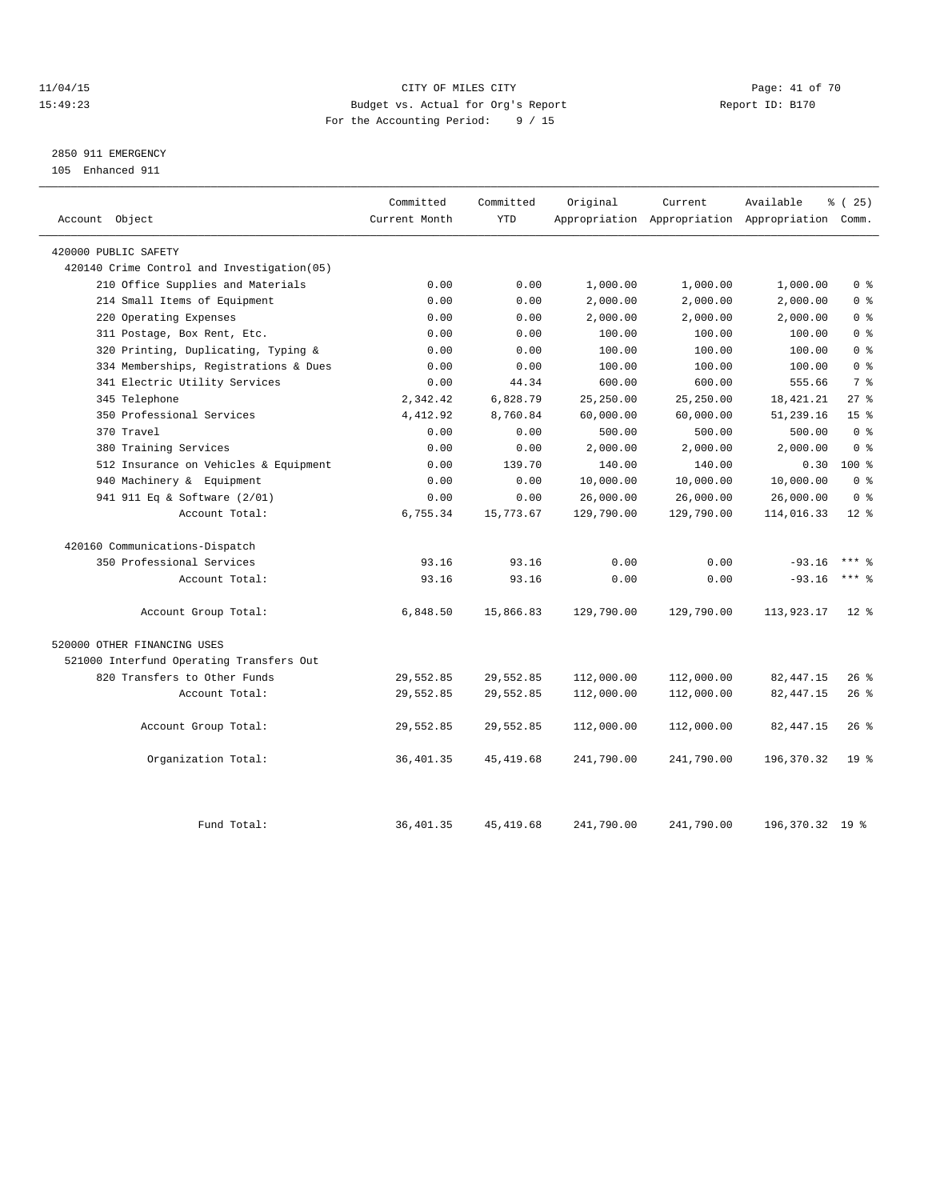# CITY OF MILES CITY

Budget vs. Actual for Org's Report

For the Accounting Period: 9 / 15

11/04/15 15:49:23 — Report ID: B170

## 2850 911 EMERGENCY

105 Enhanced 911

| Account Object | Committed Current Month | Committed YTD | Original Appropriation | Current Appropriation | Available Appropriation | % ( 25) Comm. |
|---|---|---|---|---|---|---|
| 420000 PUBLIC SAFETY | | | | | | |
| 420140 Crime Control and Investigation(05) | | | | | | |
| 210 Office Supplies and Materials | 0.00 | 0.00 | 1,000.00 | 1,000.00 | 1,000.00 | 0 % |
| 214 Small Items of Equipment | 0.00 | 0.00 | 2,000.00 | 2,000.00 | 2,000.00 | 0 % |
| 220 Operating Expenses | 0.00 | 0.00 | 2,000.00 | 2,000.00 | 2,000.00 | 0 % |
| 311 Postage, Box Rent, Etc. | 0.00 | 0.00 | 100.00 | 100.00 | 100.00 | 0 % |
| 320 Printing, Duplicating, Typing & | 0.00 | 0.00 | 100.00 | 100.00 | 100.00 | 0 % |
| 334 Memberships, Registrations & Dues | 0.00 | 0.00 | 100.00 | 100.00 | 100.00 | 0 % |
| 341 Electric Utility Services | 0.00 | 44.34 | 600.00 | 600.00 | 555.66 | 7 % |
| 345 Telephone | 2,342.42 | 6,828.79 | 25,250.00 | 25,250.00 | 18,421.21 | 27 % |
| 350 Professional Services | 4,412.92 | 8,760.84 | 60,000.00 | 60,000.00 | 51,239.16 | 15 % |
| 370 Travel | 0.00 | 0.00 | 500.00 | 500.00 | 500.00 | 0 % |
| 380 Training Services | 0.00 | 0.00 | 2,000.00 | 2,000.00 | 2,000.00 | 0 % |
| 512 Insurance on Vehicles & Equipment | 0.00 | 139.70 | 140.00 | 140.00 | 0.30 | 100 % |
| 940 Machinery & Equipment | 0.00 | 0.00 | 10,000.00 | 10,000.00 | 10,000.00 | 0 % |
| 941 911 Eq & Software (2/01) | 0.00 | 0.00 | 26,000.00 | 26,000.00 | 26,000.00 | 0 % |
| Account Total: | 6,755.34 | 15,773.67 | 129,790.00 | 129,790.00 | 114,016.33 | 12 % |
| 420160 Communications-Dispatch | | | | | | |
| 350 Professional Services | 93.16 | 93.16 | 0.00 | 0.00 | -93.16 | *** % |
| Account Total: | 93.16 | 93.16 | 0.00 | 0.00 | -93.16 | *** % |
| Account Group Total: | 6,848.50 | 15,866.83 | 129,790.00 | 129,790.00 | 113,923.17 | 12 % |
| 520000 OTHER FINANCING USES | | | | | | |
| 521000 Interfund Operating Transfers Out | | | | | | |
| 820 Transfers to Other Funds | 29,552.85 | 29,552.85 | 112,000.00 | 112,000.00 | 82,447.15 | 26 % |
| Account Total: | 29,552.85 | 29,552.85 | 112,000.00 | 112,000.00 | 82,447.15 | 26 % |
| Account Group Total: | 29,552.85 | 29,552.85 | 112,000.00 | 112,000.00 | 82,447.15 | 26 % |
| Organization Total: | 36,401.35 | 45,419.68 | 241,790.00 | 241,790.00 | 196,370.32 | 19 % |
| Fund Total: | 36,401.35 | 45,419.68 | 241,790.00 | 241,790.00 | 196,370.32 | 19 % |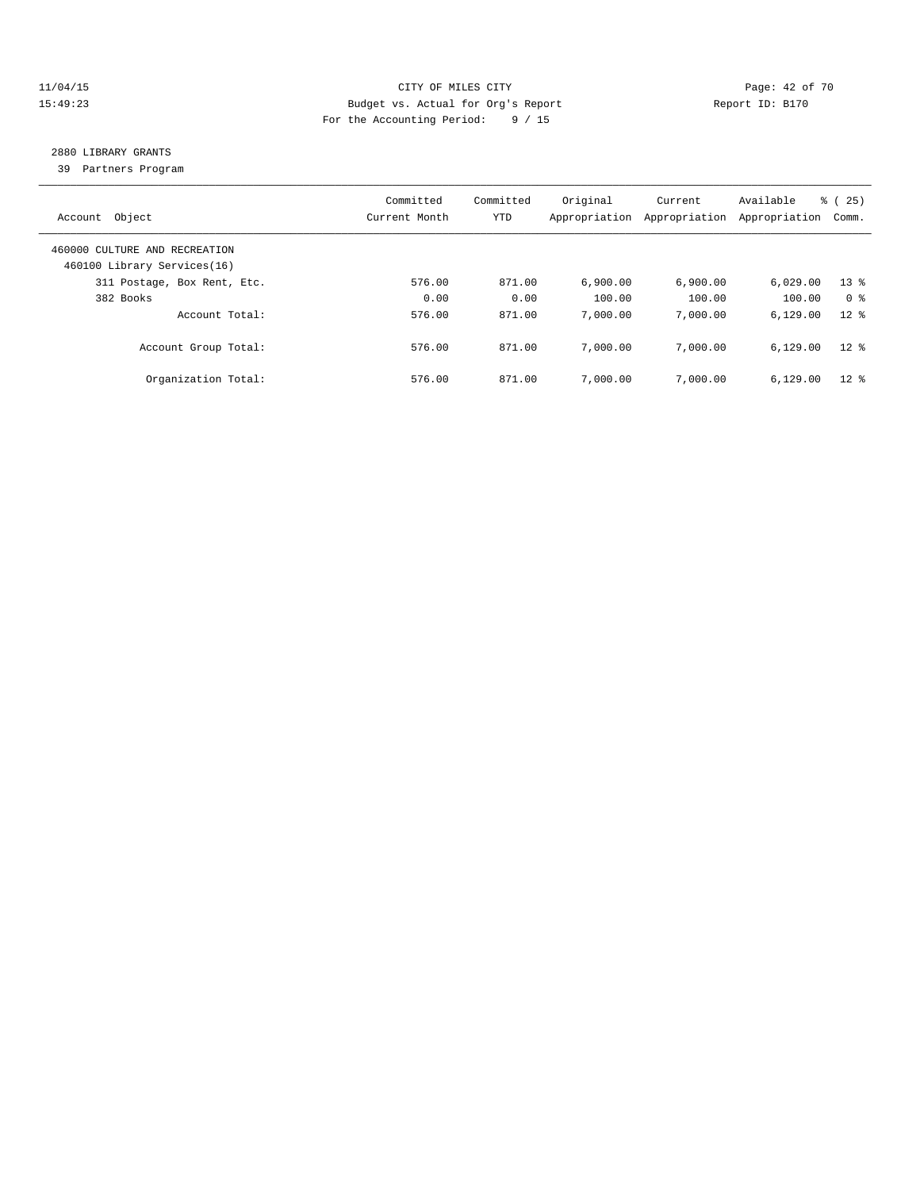CITY OF MILES CITY
Budget vs. Actual for Org's Report
For the Accounting Period: 9 / 15

11/04/15
15:49:23

Report ID: B170

## 2880 LIBRARY GRANTS

39 Partners Program

| Account Object | Committed Current Month | Committed YTD | Original Appropriation | Current Appropriation | Available Appropriation | % ( 25) Comm. |
|---|---|---|---|---|---|---|
| 460000 CULTURE AND RECREATION | | | | | | |
| 460100 Library Services(16) | | | | | | |
| 311 Postage, Box Rent, Etc. | 576.00 | 871.00 | 6,900.00 | 6,900.00 | 6,029.00 | 13 % |
| 382 Books | 0.00 | 0.00 | 100.00 | 100.00 | 100.00 | 0 % |
| Account Total: | 576.00 | 871.00 | 7,000.00 | 7,000.00 | 6,129.00 | 12 % |
| Account Group Total: | 576.00 | 871.00 | 7,000.00 | 7,000.00 | 6,129.00 | 12 % |
| Organization Total: | 576.00 | 871.00 | 7,000.00 | 7,000.00 | 6,129.00 | 12 % |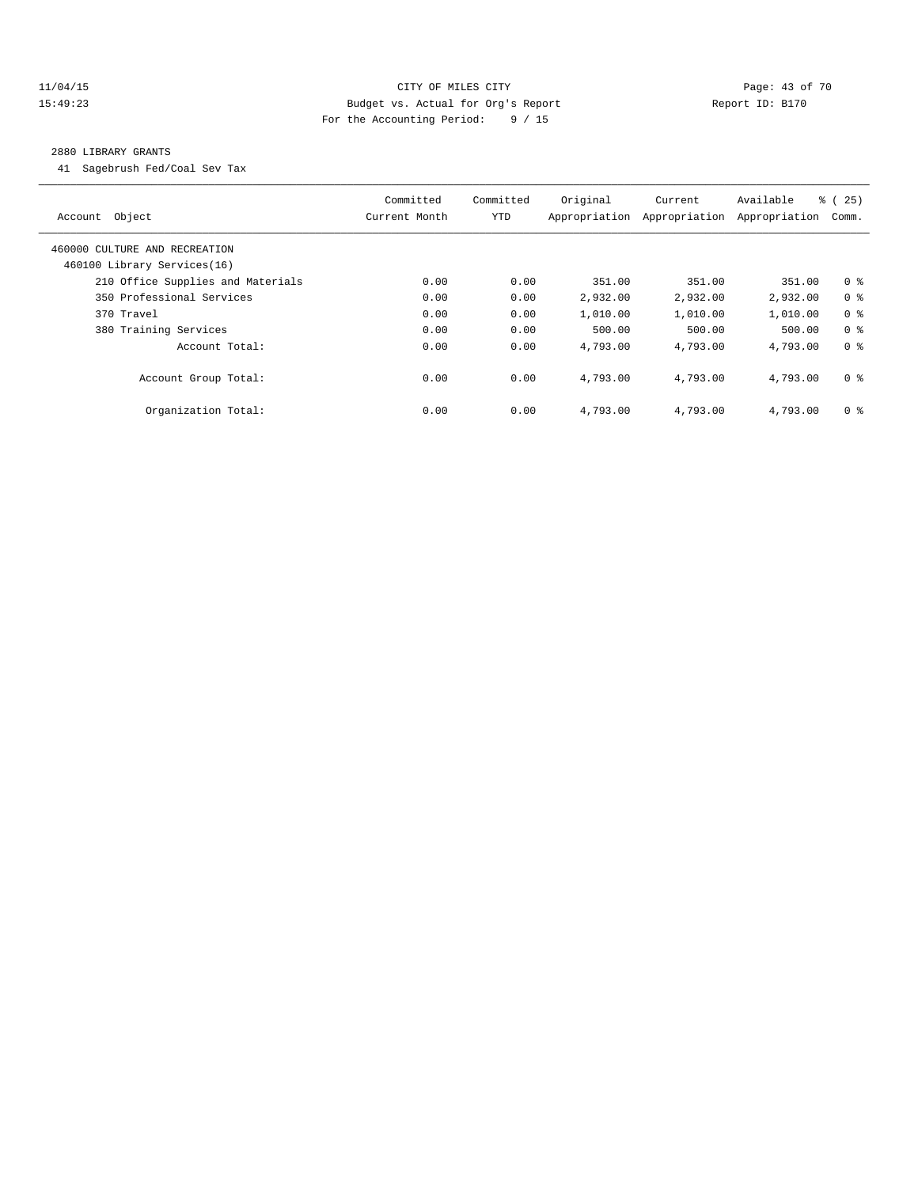11/04/15 CITY OF MILES CITY
15:49:23 Budget vs. Actual for Org's Report Report ID: B170
For the Accounting Period: 9 / 15

## 2880 LIBRARY GRANTS

41 Sagebrush Fed/Coal Sev Tax

| Account Object | Committed Current Month | Committed YTD | Original Appropriation | Current Appropriation | Available Appropriation | % ( 25) Comm. |
|---|---|---|---|---|---|---|
| 460000 CULTURE AND RECREATION | | | | | | |
| 460100 Library Services(16) | | | | | | |
| 210 Office Supplies and Materials | 0.00 | 0.00 | 351.00 | 351.00 | 351.00 | 0 % |
| 350 Professional Services | 0.00 | 0.00 | 2,932.00 | 2,932.00 | 2,932.00 | 0 % |
| 370 Travel | 0.00 | 0.00 | 1,010.00 | 1,010.00 | 1,010.00 | 0 % |
| 380 Training Services | 0.00 | 0.00 | 500.00 | 500.00 | 500.00 | 0 % |
| Account Total: | 0.00 | 0.00 | 4,793.00 | 4,793.00 | 4,793.00 | 0 % |
| Account Group Total: | 0.00 | 0.00 | 4,793.00 | 4,793.00 | 4,793.00 | 0 % |
| Organization Total: | 0.00 | 0.00 | 4,793.00 | 4,793.00 | 4,793.00 | 0 % |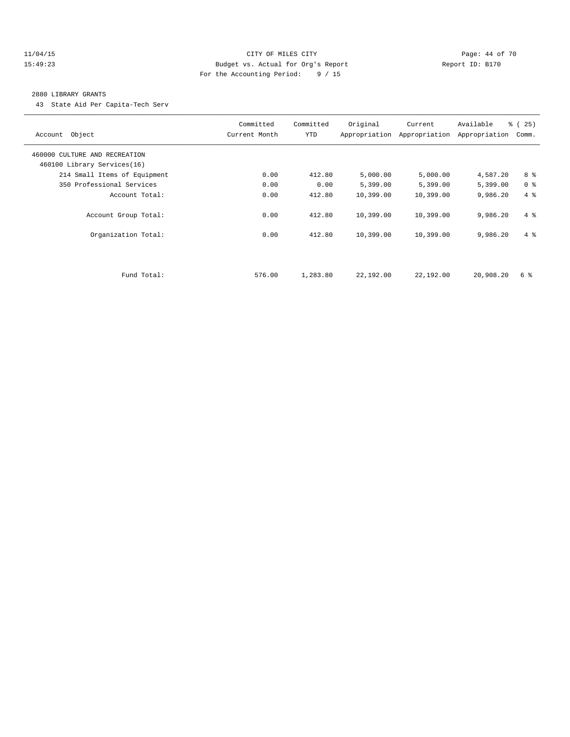CITY OF MILES CITY
Budget vs. Actual for Org's Report
For the Accounting Period: 9 / 15

11/04/15
15:49:23

Report ID: B170

## 2880 LIBRARY GRANTS

43 State Aid Per Capita-Tech Serv

| Account Object | Committed Current Month | Committed YTD | Original Appropriation | Current Appropriation | Available Appropriation | % ( 25) Comm. |
|---|---|---|---|---|---|---|
| 460000 CULTURE AND RECREATION | | | | | | |
| 460100 Library Services(16) | | | | | | |
| 214 Small Items of Equipment | 0.00 | 412.80 | 5,000.00 | 5,000.00 | 4,587.20 | 8 % |
| 350 Professional Services | 0.00 | 0.00 | 5,399.00 | 5,399.00 | 5,399.00 | 0 % |
| Account Total: | 0.00 | 412.80 | 10,399.00 | 10,399.00 | 9,986.20 | 4 % |
| Account Group Total: | 0.00 | 412.80 | 10,399.00 | 10,399.00 | 9,986.20 | 4 % |
| Organization Total: | 0.00 | 412.80 | 10,399.00 | 10,399.00 | 9,986.20 | 4 % |
| Fund Total: | 576.00 | 1,283.80 | 22,192.00 | 22,192.00 | 20,908.20 | 6 % |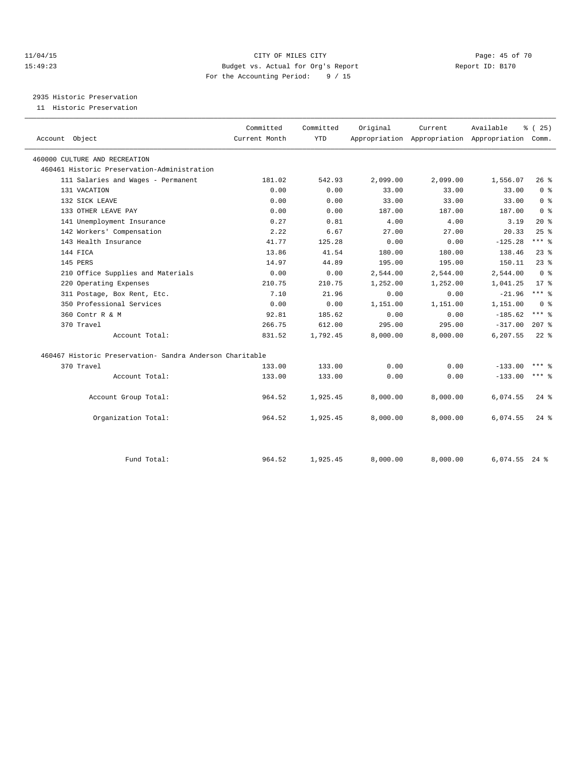CITY OF MILES CITY
Budget vs. Actual for Org's Report
For the Accounting Period: 9 / 15

11/04/15 15:49:23 — Report ID: B170

## 2935 Historic Preservation

11 Historic Preservation

| Account Object | Committed Current Month | Committed YTD | Original Appropriation | Current Appropriation | Available Appropriation | % ( 25) Comm. |
|---|---|---|---|---|---|---|
| 460000 CULTURE AND RECREATION | | | | | | |
| 460461 Historic Preservation-Administration | | | | | | |
| 111 Salaries and Wages - Permanent | 181.02 | 542.93 | 2,099.00 | 2,099.00 | 1,556.07 | 26 % |
| 131 VACATION | 0.00 | 0.00 | 33.00 | 33.00 | 33.00 | 0 % |
| 132 SICK LEAVE | 0.00 | 0.00 | 33.00 | 33.00 | 33.00 | 0 % |
| 133 OTHER LEAVE PAY | 0.00 | 0.00 | 187.00 | 187.00 | 187.00 | 0 % |
| 141 Unemployment Insurance | 0.27 | 0.81 | 4.00 | 4.00 | 3.19 | 20 % |
| 142 Workers' Compensation | 2.22 | 6.67 | 27.00 | 27.00 | 20.33 | 25 % |
| 143 Health Insurance | 41.77 | 125.28 | 0.00 | 0.00 | -125.28 | *** % |
| 144 FICA | 13.86 | 41.54 | 180.00 | 180.00 | 138.46 | 23 % |
| 145 PERS | 14.97 | 44.89 | 195.00 | 195.00 | 150.11 | 23 % |
| 210 Office Supplies and Materials | 0.00 | 0.00 | 2,544.00 | 2,544.00 | 2,544.00 | 0 % |
| 220 Operating Expenses | 210.75 | 210.75 | 1,252.00 | 1,252.00 | 1,041.25 | 17 % |
| 311 Postage, Box Rent, Etc. | 7.10 | 21.96 | 0.00 | 0.00 | -21.96 | *** % |
| 350 Professional Services | 0.00 | 0.00 | 1,151.00 | 1,151.00 | 1,151.00 | 0 % |
| 360 Contr R & M | 92.81 | 185.62 | 0.00 | 0.00 | -185.62 | *** % |
| 370 Travel | 266.75 | 612.00 | 295.00 | 295.00 | -317.00 | 207 % |
| Account Total: | 831.52 | 1,792.45 | 8,000.00 | 8,000.00 | 6,207.55 | 22 % |
| 460467 Historic Preservation- Sandra Anderson Charitable | | | | | | |
| 370 Travel | 133.00 | 133.00 | 0.00 | 0.00 | -133.00 | *** % |
| Account Total: | 133.00 | 133.00 | 0.00 | 0.00 | -133.00 | *** % |
| Account Group Total: | 964.52 | 1,925.45 | 8,000.00 | 8,000.00 | 6,074.55 | 24 % |
| Organization Total: | 964.52 | 1,925.45 | 8,000.00 | 8,000.00 | 6,074.55 | 24 % |
| Fund Total: | 964.52 | 1,925.45 | 8,000.00 | 8,000.00 | 6,074.55 | 24 % |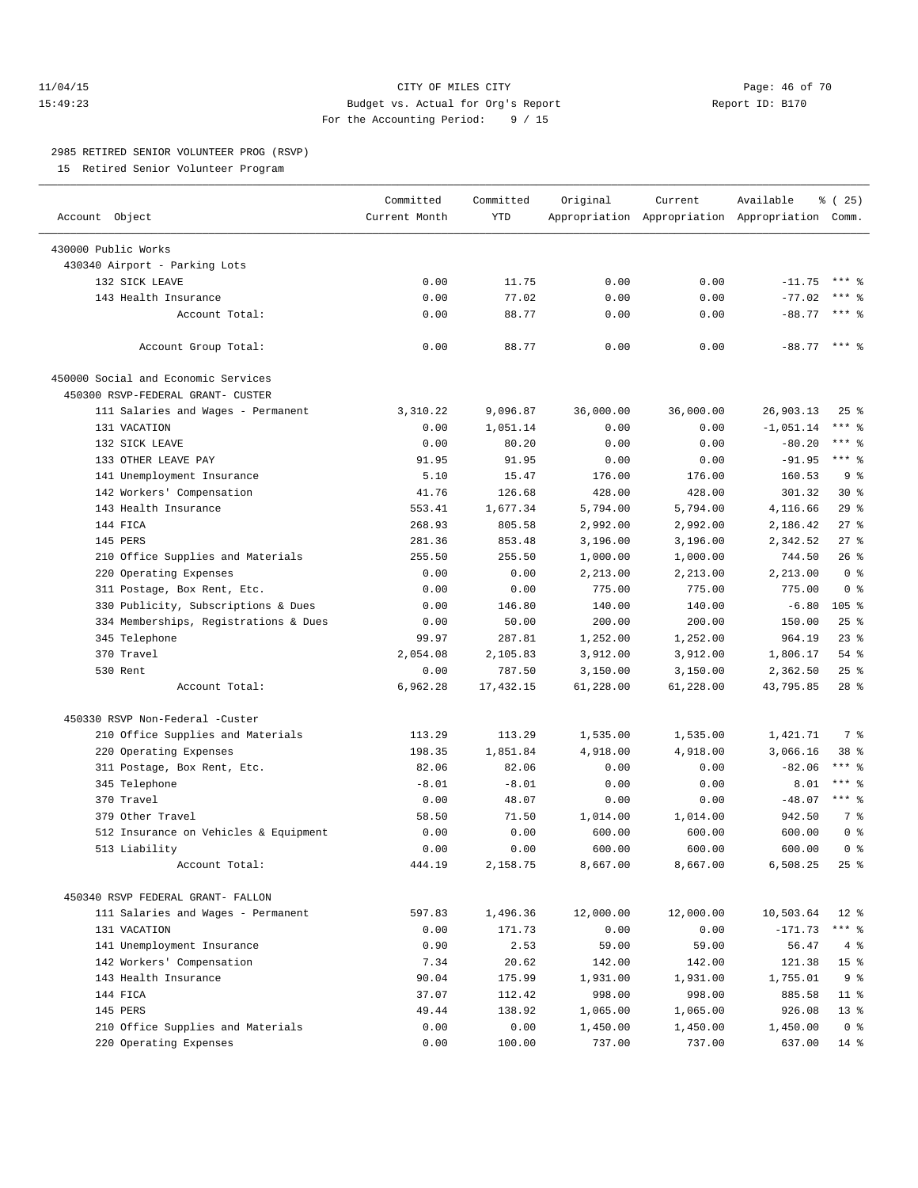11/04/15 CITY OF MILES CITY
15:49:23 Budget vs. Actual for Org's Report Report ID: B170
For the Accounting Period: 9 / 15

2985 RETIRED SENIOR VOLUNTEER PROG (RSVP)
15 Retired Senior Volunteer Program

| Account Object | Committed Current Month | Committed YTD | Original Appropriation | Current Appropriation | Available Appropriation | % ( 25) Comm. |
|---|---|---|---|---|---|---|
| 430000 Public Works | | | | | | |
| 430340 Airport - Parking Lots | | | | | | |
| 132 SICK LEAVE | 0.00 | 11.75 | 0.00 | 0.00 | -11.75 | *** % |
| 143 Health Insurance | 0.00 | 77.02 | 0.00 | 0.00 | -77.02 | *** % |
| Account Total: | 0.00 | 88.77 | 0.00 | 0.00 | -88.77 | *** % |
| Account Group Total: | 0.00 | 88.77 | 0.00 | 0.00 | -88.77 | *** % |
| 450000 Social and Economic Services | | | | | | |
| 450300 RSVP-FEDERAL GRANT- CUSTER | | | | | | |
| 111 Salaries and Wages - Permanent | 3,310.22 | 9,096.87 | 36,000.00 | 36,000.00 | 26,903.13 | 25 % |
| 131 VACATION | 0.00 | 1,051.14 | 0.00 | 0.00 | -1,051.14 | *** % |
| 132 SICK LEAVE | 0.00 | 80.20 | 0.00 | 0.00 | -80.20 | *** % |
| 133 OTHER LEAVE PAY | 91.95 | 91.95 | 0.00 | 0.00 | -91.95 | *** % |
| 141 Unemployment Insurance | 5.10 | 15.47 | 176.00 | 176.00 | 160.53 | 9 % |
| 142 Workers' Compensation | 41.76 | 126.68 | 428.00 | 428.00 | 301.32 | 30 % |
| 143 Health Insurance | 553.41 | 1,677.34 | 5,794.00 | 5,794.00 | 4,116.66 | 29 % |
| 144 FICA | 268.93 | 805.58 | 2,992.00 | 2,992.00 | 2,186.42 | 27 % |
| 145 PERS | 281.36 | 853.48 | 3,196.00 | 3,196.00 | 2,342.52 | 27 % |
| 210 Office Supplies and Materials | 255.50 | 255.50 | 1,000.00 | 1,000.00 | 744.50 | 26 % |
| 220 Operating Expenses | 0.00 | 0.00 | 2,213.00 | 2,213.00 | 2,213.00 | 0 % |
| 311 Postage, Box Rent, Etc. | 0.00 | 0.00 | 775.00 | 775.00 | 775.00 | 0 % |
| 330 Publicity, Subscriptions & Dues | 0.00 | 146.80 | 140.00 | 140.00 | -6.80 | 105 % |
| 334 Memberships, Registrations & Dues | 0.00 | 50.00 | 200.00 | 200.00 | 150.00 | 25 % |
| 345 Telephone | 99.97 | 287.81 | 1,252.00 | 1,252.00 | 964.19 | 23 % |
| 370 Travel | 2,054.08 | 2,105.83 | 3,912.00 | 3,912.00 | 1,806.17 | 54 % |
| 530 Rent | 0.00 | 787.50 | 3,150.00 | 3,150.00 | 2,362.50 | 25 % |
| Account Total: | 6,962.28 | 17,432.15 | 61,228.00 | 61,228.00 | 43,795.85 | 28 % |
| 450330 RSVP Non-Federal -Custer | | | | | | |
| 210 Office Supplies and Materials | 113.29 | 113.29 | 1,535.00 | 1,535.00 | 1,421.71 | 7 % |
| 220 Operating Expenses | 198.35 | 1,851.84 | 4,918.00 | 4,918.00 | 3,066.16 | 38 % |
| 311 Postage, Box Rent, Etc. | 82.06 | 82.06 | 0.00 | 0.00 | -82.06 | *** % |
| 345 Telephone | -8.01 | -8.01 | 0.00 | 0.00 | 8.01 | *** % |
| 370 Travel | 0.00 | 48.07 | 0.00 | 0.00 | -48.07 | *** % |
| 379 Other Travel | 58.50 | 71.50 | 1,014.00 | 1,014.00 | 942.50 | 7 % |
| 512 Insurance on Vehicles & Equipment | 0.00 | 0.00 | 600.00 | 600.00 | 600.00 | 0 % |
| 513 Liability | 0.00 | 0.00 | 600.00 | 600.00 | 600.00 | 0 % |
| Account Total: | 444.19 | 2,158.75 | 8,667.00 | 8,667.00 | 6,508.25 | 25 % |
| 450340 RSVP FEDERAL GRANT- FALLON | | | | | | |
| 111 Salaries and Wages - Permanent | 597.83 | 1,496.36 | 12,000.00 | 12,000.00 | 10,503.64 | 12 % |
| 131 VACATION | 0.00 | 171.73 | 0.00 | 0.00 | -171.73 | *** % |
| 141 Unemployment Insurance | 0.90 | 2.53 | 59.00 | 59.00 | 56.47 | 4 % |
| 142 Workers' Compensation | 7.34 | 20.62 | 142.00 | 142.00 | 121.38 | 15 % |
| 143 Health Insurance | 90.04 | 175.99 | 1,931.00 | 1,931.00 | 1,755.01 | 9 % |
| 144 FICA | 37.07 | 112.42 | 998.00 | 998.00 | 885.58 | 11 % |
| 145 PERS | 49.44 | 138.92 | 1,065.00 | 1,065.00 | 926.08 | 13 % |
| 210 Office Supplies and Materials | 0.00 | 0.00 | 1,450.00 | 1,450.00 | 1,450.00 | 0 % |
| 220 Operating Expenses | 0.00 | 100.00 | 737.00 | 737.00 | 637.00 | 14 % |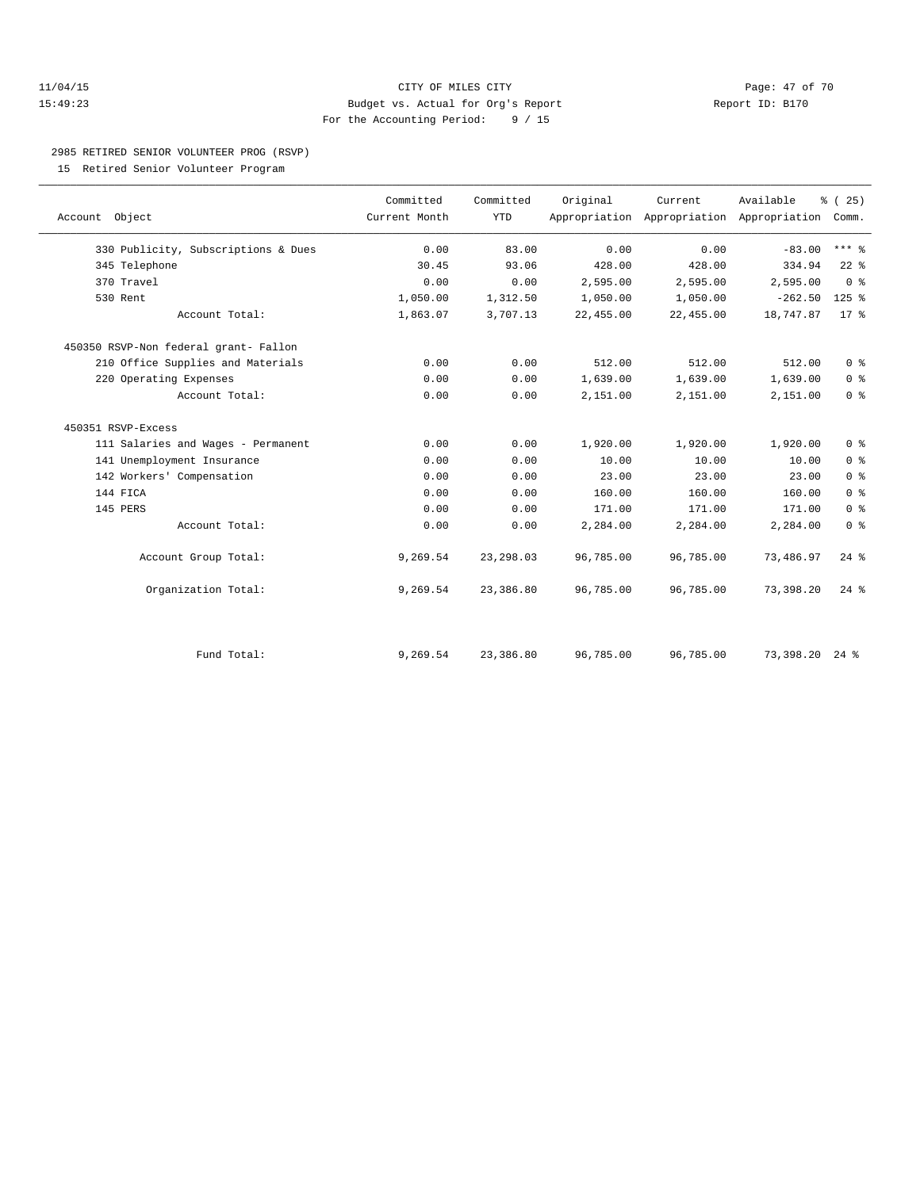CITY OF MILES CITY
Budget vs. Actual for Org's Report
For the Accounting Period: 9 / 15

11/04/15
15:49:23

Report ID: B170

2985 RETIRED SENIOR VOLUNTEER PROG (RSVP)

15 Retired Senior Volunteer Program

| Account Object | Committed Current Month | Committed YTD | Original Appropriation | Current Appropriation | Available Appropriation | % ( 25) Comm. |
|---|---|---|---|---|---|---|
| 330 Publicity, Subscriptions & Dues | 0.00 | 83.00 | 0.00 | 0.00 | -83.00 | *** % |
| 345 Telephone | 30.45 | 93.06 | 428.00 | 428.00 | 334.94 | 22 % |
| 370 Travel | 0.00 | 0.00 | 2,595.00 | 2,595.00 | 2,595.00 | 0 % |
| 530 Rent | 1,050.00 | 1,312.50 | 1,050.00 | 1,050.00 | -262.50 | 125 % |
| Account Total: | 1,863.07 | 3,707.13 | 22,455.00 | 22,455.00 | 18,747.87 | 17 % |
| 450350 RSVP-Non federal grant- Fallon | | | | | | |
| 210 Office Supplies and Materials | 0.00 | 0.00 | 512.00 | 512.00 | 512.00 | 0 % |
| 220 Operating Expenses | 0.00 | 0.00 | 1,639.00 | 1,639.00 | 1,639.00 | 0 % |
| Account Total: | 0.00 | 0.00 | 2,151.00 | 2,151.00 | 2,151.00 | 0 % |
| 450351 RSVP-Excess | | | | | | |
| 111 Salaries and Wages - Permanent | 0.00 | 0.00 | 1,920.00 | 1,920.00 | 1,920.00 | 0 % |
| 141 Unemployment Insurance | 0.00 | 0.00 | 10.00 | 10.00 | 10.00 | 0 % |
| 142 Workers' Compensation | 0.00 | 0.00 | 23.00 | 23.00 | 23.00 | 0 % |
| 144 FICA | 0.00 | 0.00 | 160.00 | 160.00 | 160.00 | 0 % |
| 145 PERS | 0.00 | 0.00 | 171.00 | 171.00 | 171.00 | 0 % |
| Account Total: | 0.00 | 0.00 | 2,284.00 | 2,284.00 | 2,284.00 | 0 % |
| Account Group Total: | 9,269.54 | 23,298.03 | 96,785.00 | 96,785.00 | 73,486.97 | 24 % |
| Organization Total: | 9,269.54 | 23,386.80 | 96,785.00 | 96,785.00 | 73,398.20 | 24 % |
| Fund Total: | 9,269.54 | 23,386.80 | 96,785.00 | 96,785.00 | 73,398.20 | 24 % |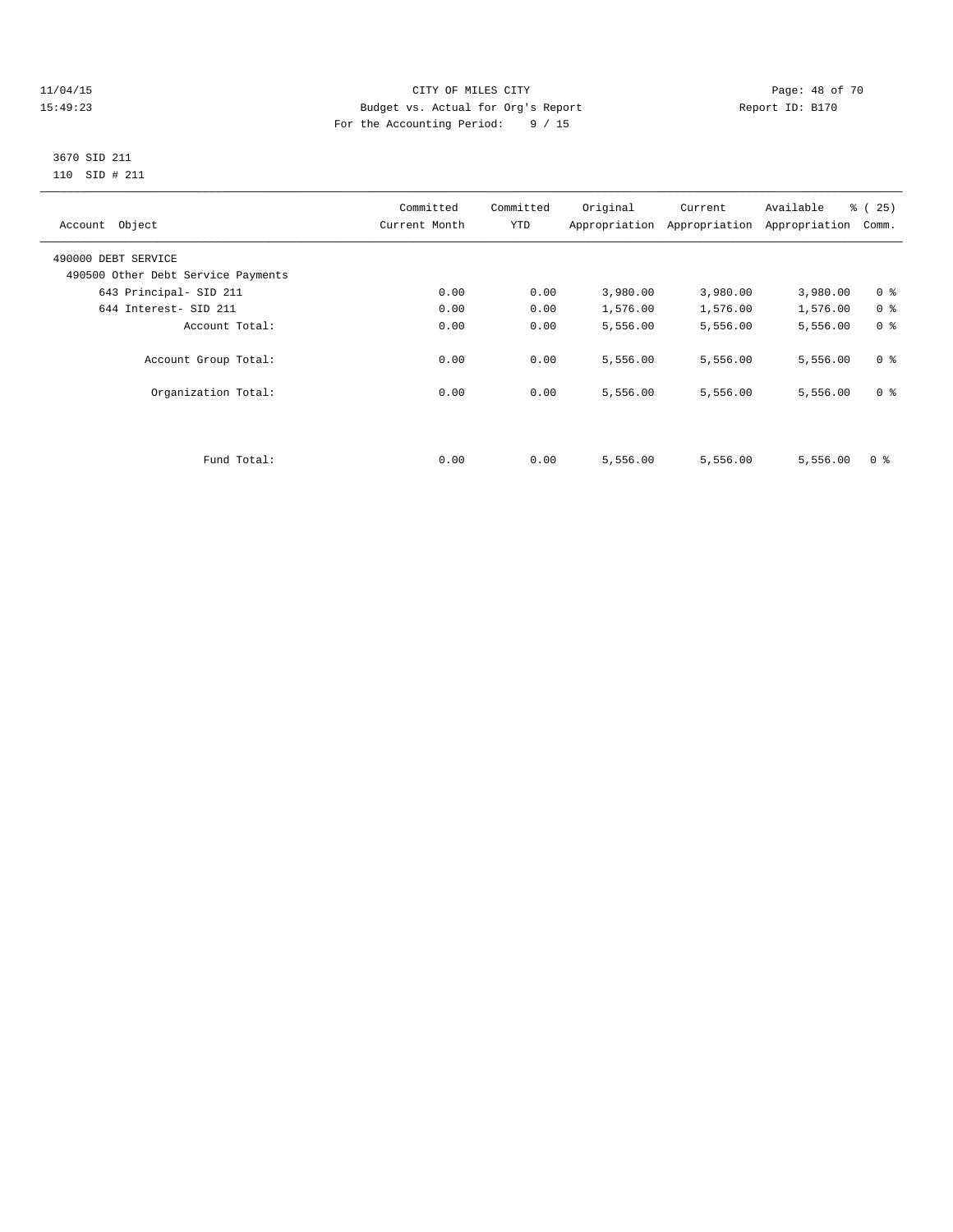CITY OF MILES CITY
Budget vs. Actual for Org's Report
For the Accounting Period: 9 / 15

11/04/15
15:49:23

Report ID: B170

3670 SID 211
110 SID # 211

| Account Object | Committed Current Month | Committed YTD | Original Appropriation | Current Appropriation | Available Appropriation | % ( 25) Comm. |
|---|---|---|---|---|---|---|
| 490000 DEBT SERVICE | | | | | | |
| 490500 Other Debt Service Payments | | | | | | |
| 643 Principal- SID 211 | 0.00 | 0.00 | 3,980.00 | 3,980.00 | 3,980.00 | 0 % |
| 644 Interest- SID 211 | 0.00 | 0.00 | 1,576.00 | 1,576.00 | 1,576.00 | 0 % |
| Account Total: | 0.00 | 0.00 | 5,556.00 | 5,556.00 | 5,556.00 | 0 % |
| Account Group Total: | 0.00 | 0.00 | 5,556.00 | 5,556.00 | 5,556.00 | 0 % |
| Organization Total: | 0.00 | 0.00 | 5,556.00 | 5,556.00 | 5,556.00 | 0 % |
| Fund Total: | 0.00 | 0.00 | 5,556.00 | 5,556.00 | 5,556.00 | 0 % |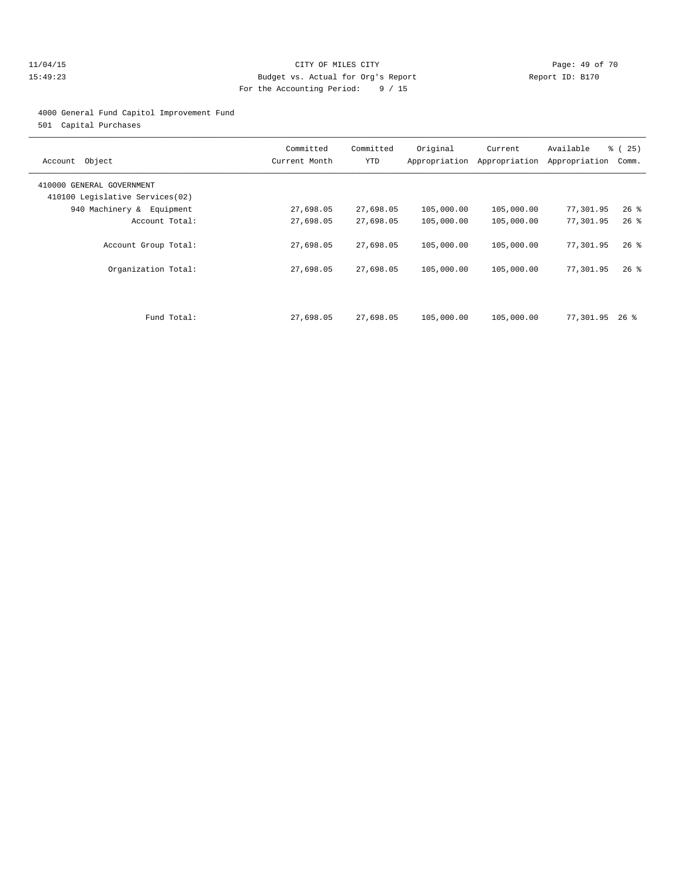CITY OF MILES CITY
Budget vs. Actual for Org's Report
For the Accounting Period: 9 / 15

11/04/15
15:49:23

Report ID: B170

4000 General Fund Capitol Improvement Fund
501 Capital Purchases

| Account Object | Committed Current Month | Committed YTD | Original Appropriation | Current Appropriation | Available Appropriation | % ( 25) Comm. |
|---|---|---|---|---|---|---|
| 410000 GENERAL GOVERNMENT | | | | | | |
| 410100 Legislative Services(02) | | | | | | |
| 940 Machinery & Equipment | 27,698.05 | 27,698.05 | 105,000.00 | 105,000.00 | 77,301.95 | 26 % |
| Account Total: | 27,698.05 | 27,698.05 | 105,000.00 | 105,000.00 | 77,301.95 | 26 % |
| Account Group Total: | 27,698.05 | 27,698.05 | 105,000.00 | 105,000.00 | 77,301.95 | 26 % |
| Organization Total: | 27,698.05 | 27,698.05 | 105,000.00 | 105,000.00 | 77,301.95 | 26 % |
| Fund Total: | 27,698.05 | 27,698.05 | 105,000.00 | 105,000.00 | 77,301.95 | 26 % |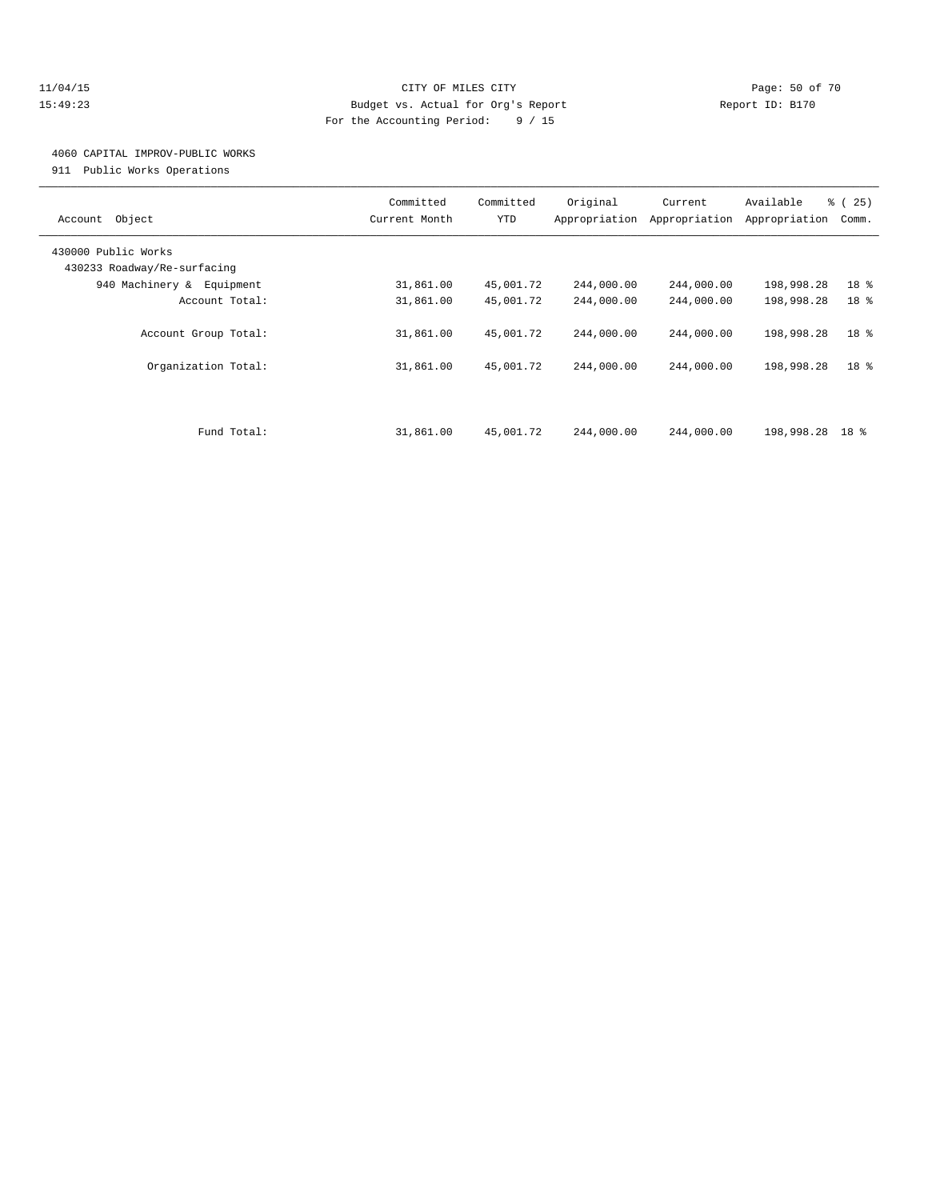CITY OF MILES CITY

Budget vs. Actual for Org's Report

For the Accounting Period: 9 / 15

11/04/15 15:49:23 — Report ID: B170

## 4060 CAPITAL IMPROV-PUBLIC WORKS

911 Public Works Operations

| Account Object | Committed Current Month | Committed YTD | Original Appropriation | Current Appropriation | Available Appropriation | % ( 25) Comm. |
|---|---|---|---|---|---|---|
| 430000 Public Works | | | | | | |
| 430233 Roadway/Re-surfacing | | | | | | |
| 940 Machinery & Equipment | 31,861.00 | 45,001.72 | 244,000.00 | 244,000.00 | 198,998.28 | 18 % |
| Account Total: | 31,861.00 | 45,001.72 | 244,000.00 | 244,000.00 | 198,998.28 | 18 % |
| Account Group Total: | 31,861.00 | 45,001.72 | 244,000.00 | 244,000.00 | 198,998.28 | 18 % |
| Organization Total: | 31,861.00 | 45,001.72 | 244,000.00 | 244,000.00 | 198,998.28 | 18 % |
| Fund Total: | 31,861.00 | 45,001.72 | 244,000.00 | 244,000.00 | 198,998.28 | 18 % |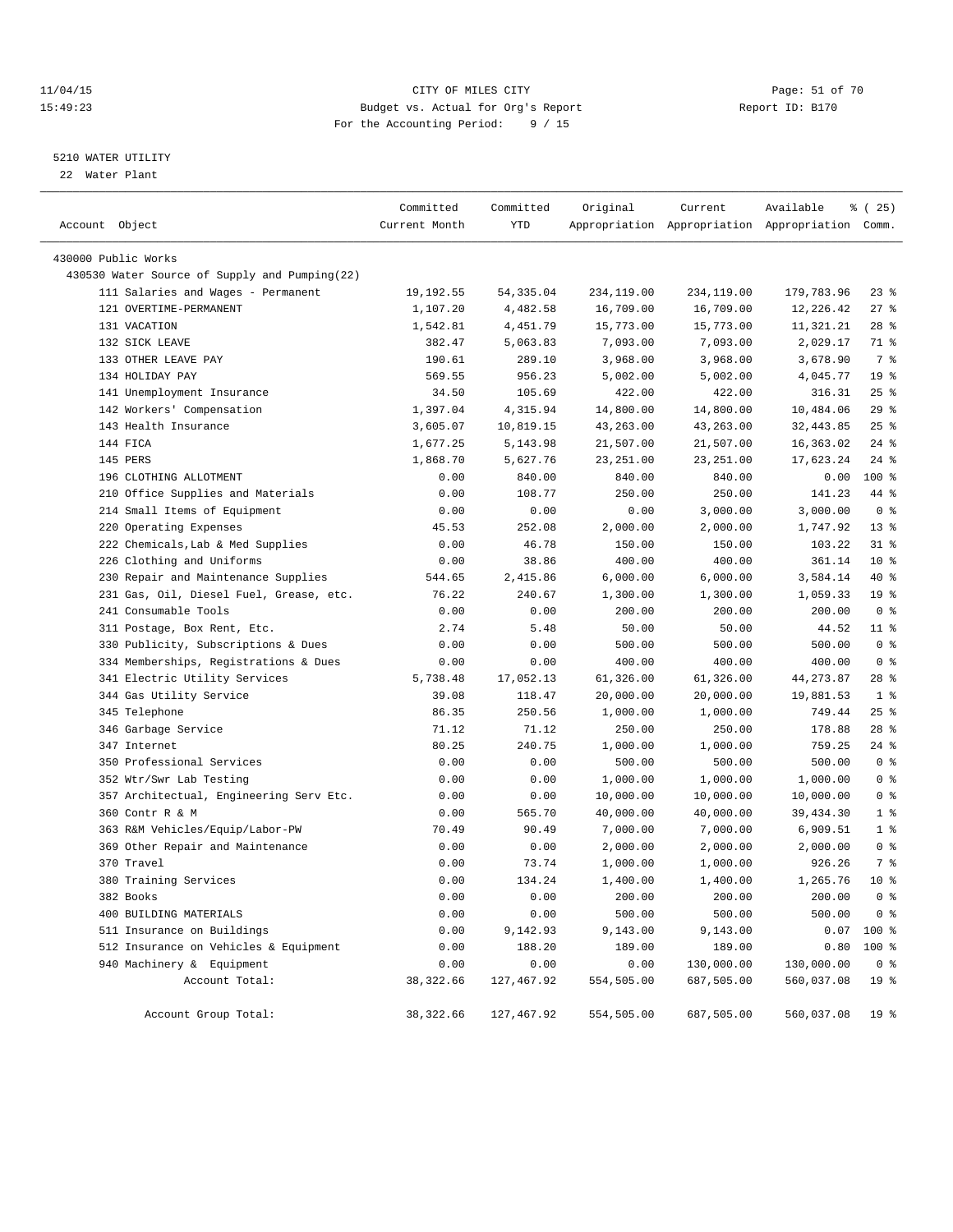CITY OF MILES CITY
Budget vs. Actual for Org's Report
For the Accounting Period: 9 / 15

11/04/15
15:49:23

Report ID: B170

5210 WATER UTILITY
22 Water Plant

| Account Object | Committed Current Month | Committed YTD | Original Appropriation | Current Appropriation | Available Appropriation | % ( 25) Comm. |
|---|---|---|---|---|---|---|
| 430000 Public Works | | | | | | |
| 430530 Water Source of Supply and Pumping(22) | | | | | | |
| 111 Salaries and Wages - Permanent | 19,192.55 | 54,335.04 | 234,119.00 | 234,119.00 | 179,783.96 | 23 % |
| 121 OVERTIME-PERMANENT | 1,107.20 | 4,482.58 | 16,709.00 | 16,709.00 | 12,226.42 | 27 % |
| 131 VACATION | 1,542.81 | 4,451.79 | 15,773.00 | 15,773.00 | 11,321.21 | 28 % |
| 132 SICK LEAVE | 382.47 | 5,063.83 | 7,093.00 | 7,093.00 | 2,029.17 | 71 % |
| 133 OTHER LEAVE PAY | 190.61 | 289.10 | 3,968.00 | 3,968.00 | 3,678.90 | 7 % |
| 134 HOLIDAY PAY | 569.55 | 956.23 | 5,002.00 | 5,002.00 | 4,045.77 | 19 % |
| 141 Unemployment Insurance | 34.50 | 105.69 | 422.00 | 422.00 | 316.31 | 25 % |
| 142 Workers' Compensation | 1,397.04 | 4,315.94 | 14,800.00 | 14,800.00 | 10,484.06 | 29 % |
| 143 Health Insurance | 3,605.07 | 10,819.15 | 43,263.00 | 43,263.00 | 32,443.85 | 25 % |
| 144 FICA | 1,677.25 | 5,143.98 | 21,507.00 | 21,507.00 | 16,363.02 | 24 % |
| 145 PERS | 1,868.70 | 5,627.76 | 23,251.00 | 23,251.00 | 17,623.24 | 24 % |
| 196 CLOTHING ALLOTMENT | 0.00 | 840.00 | 840.00 | 840.00 | 0.00 | 100 % |
| 210 Office Supplies and Materials | 0.00 | 108.77 | 250.00 | 250.00 | 141.23 | 44 % |
| 214 Small Items of Equipment | 0.00 | 0.00 | 0.00 | 3,000.00 | 3,000.00 | 0 % |
| 220 Operating Expenses | 45.53 | 252.08 | 2,000.00 | 2,000.00 | 1,747.92 | 13 % |
| 222 Chemicals,Lab & Med Supplies | 0.00 | 46.78 | 150.00 | 150.00 | 103.22 | 31 % |
| 226 Clothing and Uniforms | 0.00 | 38.86 | 400.00 | 400.00 | 361.14 | 10 % |
| 230 Repair and Maintenance Supplies | 544.65 | 2,415.86 | 6,000.00 | 6,000.00 | 3,584.14 | 40 % |
| 231 Gas, Oil, Diesel Fuel, Grease, etc. | 76.22 | 240.67 | 1,300.00 | 1,300.00 | 1,059.33 | 19 % |
| 241 Consumable Tools | 0.00 | 0.00 | 200.00 | 200.00 | 200.00 | 0 % |
| 311 Postage, Box Rent, Etc. | 2.74 | 5.48 | 50.00 | 50.00 | 44.52 | 11 % |
| 330 Publicity, Subscriptions & Dues | 0.00 | 0.00 | 500.00 | 500.00 | 500.00 | 0 % |
| 334 Memberships, Registrations & Dues | 0.00 | 0.00 | 400.00 | 400.00 | 400.00 | 0 % |
| 341 Electric Utility Services | 5,738.48 | 17,052.13 | 61,326.00 | 61,326.00 | 44,273.87 | 28 % |
| 344 Gas Utility Service | 39.08 | 118.47 | 20,000.00 | 20,000.00 | 19,881.53 | 1 % |
| 345 Telephone | 86.35 | 250.56 | 1,000.00 | 1,000.00 | 749.44 | 25 % |
| 346 Garbage Service | 71.12 | 71.12 | 250.00 | 250.00 | 178.88 | 28 % |
| 347 Internet | 80.25 | 240.75 | 1,000.00 | 1,000.00 | 759.25 | 24 % |
| 350 Professional Services | 0.00 | 0.00 | 500.00 | 500.00 | 500.00 | 0 % |
| 352 Wtr/Swr Lab Testing | 0.00 | 0.00 | 1,000.00 | 1,000.00 | 1,000.00 | 0 % |
| 357 Architectual, Engineering Serv Etc. | 0.00 | 0.00 | 10,000.00 | 10,000.00 | 10,000.00 | 0 % |
| 360 Contr R & M | 0.00 | 565.70 | 40,000.00 | 40,000.00 | 39,434.30 | 1 % |
| 363 R&M Vehicles/Equip/Labor-PW | 70.49 | 90.49 | 7,000.00 | 7,000.00 | 6,909.51 | 1 % |
| 369 Other Repair and Maintenance | 0.00 | 0.00 | 2,000.00 | 2,000.00 | 2,000.00 | 0 % |
| 370 Travel | 0.00 | 73.74 | 1,000.00 | 1,000.00 | 926.26 | 7 % |
| 380 Training Services | 0.00 | 134.24 | 1,400.00 | 1,400.00 | 1,265.76 | 10 % |
| 382 Books | 0.00 | 0.00 | 200.00 | 200.00 | 200.00 | 0 % |
| 400 BUILDING MATERIALS | 0.00 | 0.00 | 500.00 | 500.00 | 500.00 | 0 % |
| 511 Insurance on Buildings | 0.00 | 9,142.93 | 9,143.00 | 9,143.00 | 0.07 | 100 % |
| 512 Insurance on Vehicles & Equipment | 0.00 | 188.20 | 189.00 | 189.00 | 0.80 | 100 % |
| 940 Machinery & Equipment | 0.00 | 0.00 | 0.00 | 130,000.00 | 130,000.00 | 0 % |
| Account Total: | 38,322.66 | 127,467.92 | 554,505.00 | 687,505.00 | 560,037.08 | 19 % |
| Account Group Total: | 38,322.66 | 127,467.92 | 554,505.00 | 687,505.00 | 560,037.08 | 19 % |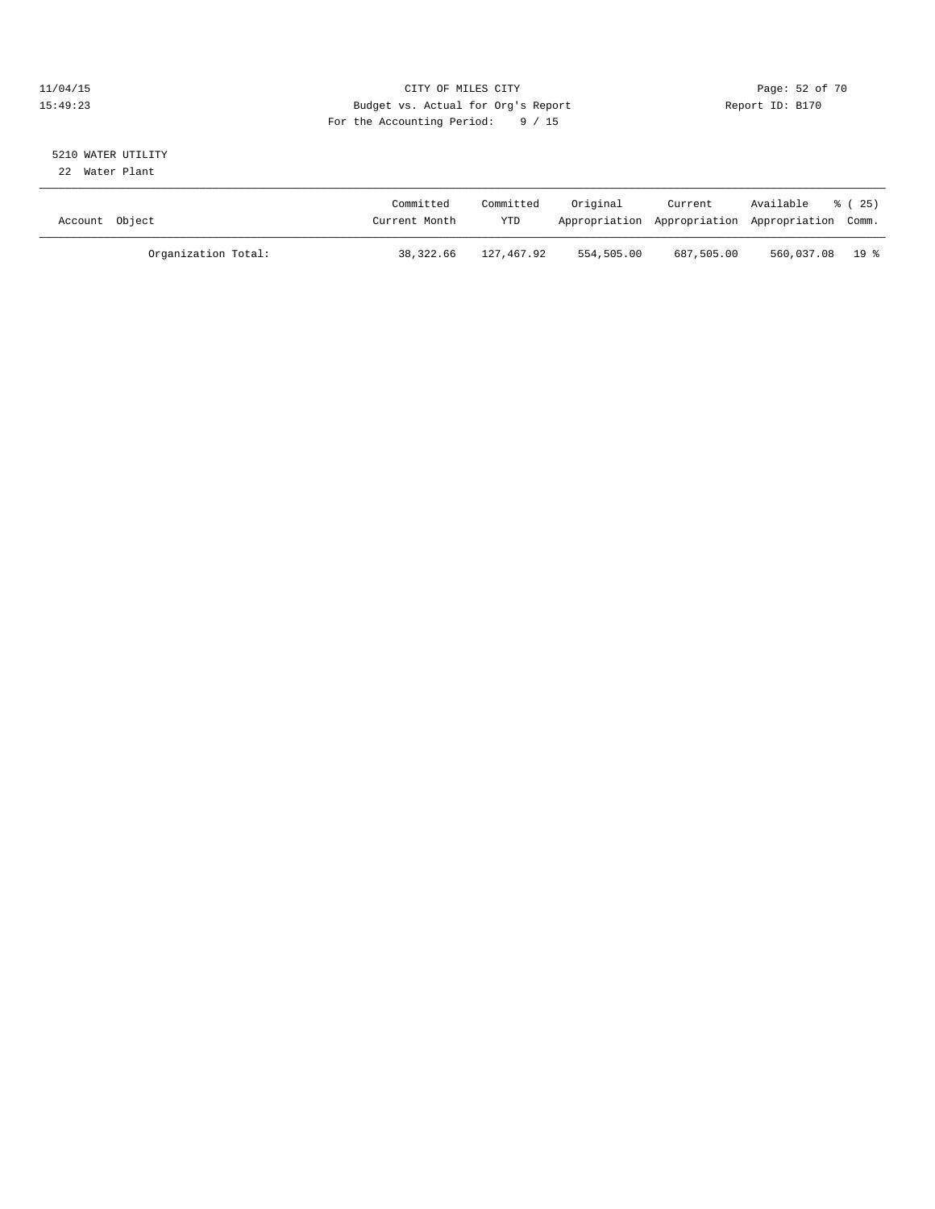CITY OF MILES CITY
Budget vs. Actual for Org's Report
For the Accounting Period: 9 / 15

11/04/15
15:49:23

Report ID: B170

5210 WATER UTILITY
22 Water Plant

| Account Object | Committed Current Month | Committed YTD | Original Appropriation | Current Appropriation | Available Appropriation | % ( 25) Comm. |
|---|---|---|---|---|---|---|
| Organization Total: | 38,322.66 | 127,467.92 | 554,505.00 | 687,505.00 | 560,037.08 | 19 % |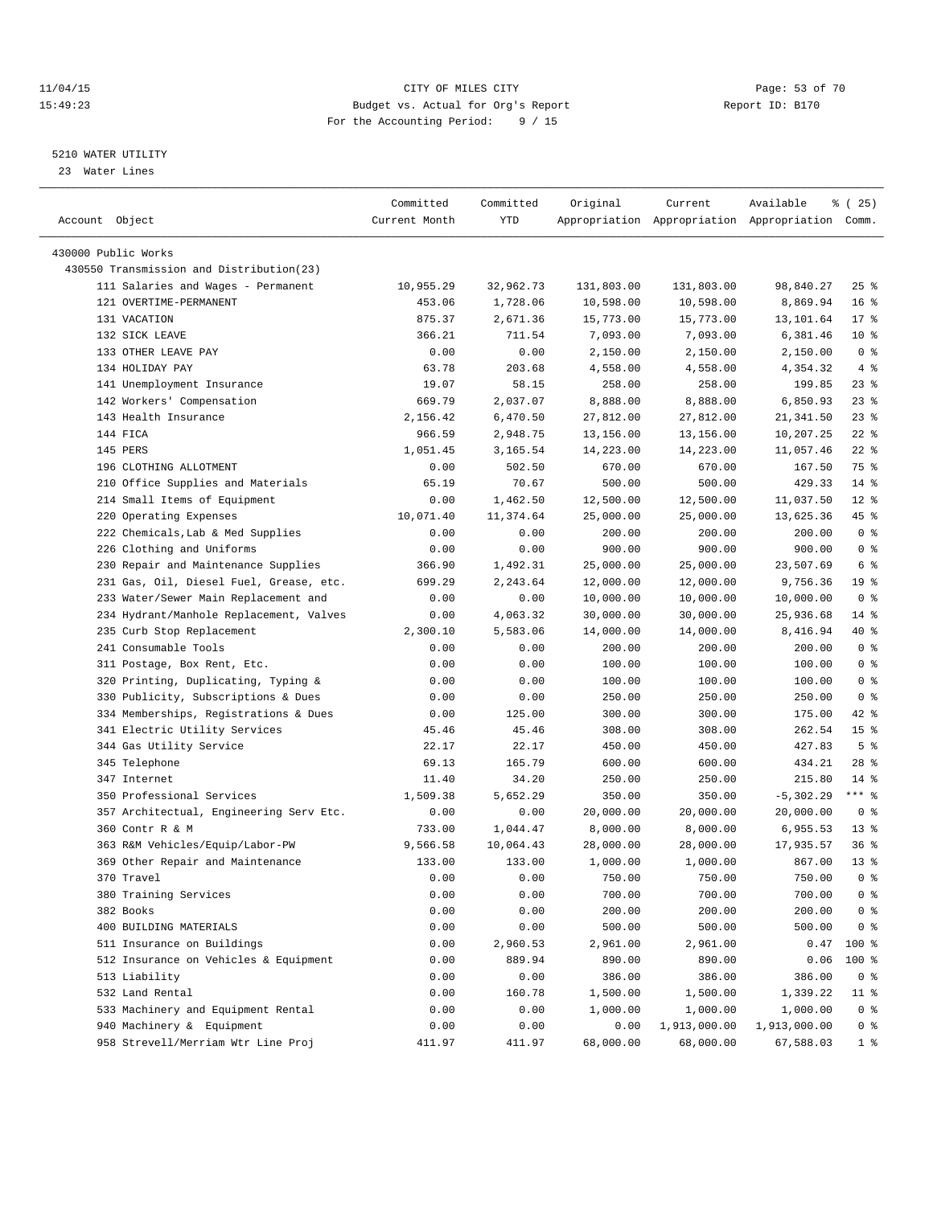CITY OF MILES CITY
Budget vs. Actual for Org's Report
For the Accounting Period: 9 / 15

11/04/15 15:49:23 — Report ID: B170

## 5210 WATER UTILITY

23 Water Lines

| Account Object | Committed Current Month | Committed YTD | Original Appropriation | Current Appropriation | Available Appropriation | % ( 25) Comm. |
|---|---|---|---|---|---|---|
| 430000 Public Works | | | | | | |
| 430550 Transmission and Distribution(23) | | | | | | |
| 111 Salaries and Wages - Permanent | 10,955.29 | 32,962.73 | 131,803.00 | 131,803.00 | 98,840.27 | 25 % |
| 121 OVERTIME-PERMANENT | 453.06 | 1,728.06 | 10,598.00 | 10,598.00 | 8,869.94 | 16 % |
| 131 VACATION | 875.37 | 2,671.36 | 15,773.00 | 15,773.00 | 13,101.64 | 17 % |
| 132 SICK LEAVE | 366.21 | 711.54 | 7,093.00 | 7,093.00 | 6,381.46 | 10 % |
| 133 OTHER LEAVE PAY | 0.00 | 0.00 | 2,150.00 | 2,150.00 | 2,150.00 | 0 % |
| 134 HOLIDAY PAY | 63.78 | 203.68 | 4,558.00 | 4,558.00 | 4,354.32 | 4 % |
| 141 Unemployment Insurance | 19.07 | 58.15 | 258.00 | 258.00 | 199.85 | 23 % |
| 142 Workers' Compensation | 669.79 | 2,037.07 | 8,888.00 | 8,888.00 | 6,850.93 | 23 % |
| 143 Health Insurance | 2,156.42 | 6,470.50 | 27,812.00 | 27,812.00 | 21,341.50 | 23 % |
| 144 FICA | 966.59 | 2,948.75 | 13,156.00 | 13,156.00 | 10,207.25 | 22 % |
| 145 PERS | 1,051.45 | 3,165.54 | 14,223.00 | 14,223.00 | 11,057.46 | 22 % |
| 196 CLOTHING ALLOTMENT | 0.00 | 502.50 | 670.00 | 670.00 | 167.50 | 75 % |
| 210 Office Supplies and Materials | 65.19 | 70.67 | 500.00 | 500.00 | 429.33 | 14 % |
| 214 Small Items of Equipment | 0.00 | 1,462.50 | 12,500.00 | 12,500.00 | 11,037.50 | 12 % |
| 220 Operating Expenses | 10,071.40 | 11,374.64 | 25,000.00 | 25,000.00 | 13,625.36 | 45 % |
| 222 Chemicals,Lab & Med Supplies | 0.00 | 0.00 | 200.00 | 200.00 | 200.00 | 0 % |
| 226 Clothing and Uniforms | 0.00 | 0.00 | 900.00 | 900.00 | 900.00 | 0 % |
| 230 Repair and Maintenance Supplies | 366.90 | 1,492.31 | 25,000.00 | 25,000.00 | 23,507.69 | 6 % |
| 231 Gas, Oil, Diesel Fuel, Grease, etc. | 699.29 | 2,243.64 | 12,000.00 | 12,000.00 | 9,756.36 | 19 % |
| 233 Water/Sewer Main Replacement and | 0.00 | 0.00 | 10,000.00 | 10,000.00 | 10,000.00 | 0 % |
| 234 Hydrant/Manhole Replacement, Valves | 0.00 | 4,063.32 | 30,000.00 | 30,000.00 | 25,936.68 | 14 % |
| 235 Curb Stop Replacement | 2,300.10 | 5,583.06 | 14,000.00 | 14,000.00 | 8,416.94 | 40 % |
| 241 Consumable Tools | 0.00 | 0.00 | 200.00 | 200.00 | 200.00 | 0 % |
| 311 Postage, Box Rent, Etc. | 0.00 | 0.00 | 100.00 | 100.00 | 100.00 | 0 % |
| 320 Printing, Duplicating, Typing & | 0.00 | 0.00 | 100.00 | 100.00 | 100.00 | 0 % |
| 330 Publicity, Subscriptions & Dues | 0.00 | 0.00 | 250.00 | 250.00 | 250.00 | 0 % |
| 334 Memberships, Registrations & Dues | 0.00 | 125.00 | 300.00 | 300.00 | 175.00 | 42 % |
| 341 Electric Utility Services | 45.46 | 45.46 | 308.00 | 308.00 | 262.54 | 15 % |
| 344 Gas Utility Service | 22.17 | 22.17 | 450.00 | 450.00 | 427.83 | 5 % |
| 345 Telephone | 69.13 | 165.79 | 600.00 | 600.00 | 434.21 | 28 % |
| 347 Internet | 11.40 | 34.20 | 250.00 | 250.00 | 215.80 | 14 % |
| 350 Professional Services | 1,509.38 | 5,652.29 | 350.00 | 350.00 | -5,302.29 | *** % |
| 357 Architectual, Engineering Serv Etc. | 0.00 | 0.00 | 20,000.00 | 20,000.00 | 20,000.00 | 0 % |
| 360 Contr R & M | 733.00 | 1,044.47 | 8,000.00 | 8,000.00 | 6,955.53 | 13 % |
| 363 R&M Vehicles/Equip/Labor-PW | 9,566.58 | 10,064.43 | 28,000.00 | 28,000.00 | 17,935.57 | 36 % |
| 369 Other Repair and Maintenance | 133.00 | 133.00 | 1,000.00 | 1,000.00 | 867.00 | 13 % |
| 370 Travel | 0.00 | 0.00 | 750.00 | 750.00 | 750.00 | 0 % |
| 380 Training Services | 0.00 | 0.00 | 700.00 | 700.00 | 700.00 | 0 % |
| 382 Books | 0.00 | 0.00 | 200.00 | 200.00 | 200.00 | 0 % |
| 400 BUILDING MATERIALS | 0.00 | 0.00 | 500.00 | 500.00 | 500.00 | 0 % |
| 511 Insurance on Buildings | 0.00 | 2,960.53 | 2,961.00 | 2,961.00 | 0.47 | 100 % |
| 512 Insurance on Vehicles & Equipment | 0.00 | 889.94 | 890.00 | 890.00 | 0.06 | 100 % |
| 513 Liability | 0.00 | 0.00 | 386.00 | 386.00 | 386.00 | 0 % |
| 532 Land Rental | 0.00 | 160.78 | 1,500.00 | 1,500.00 | 1,339.22 | 11 % |
| 533 Machinery and Equipment Rental | 0.00 | 0.00 | 1,000.00 | 1,000.00 | 1,000.00 | 0 % |
| 940 Machinery & Equipment | 0.00 | 0.00 | 0.00 | 1,913,000.00 | 1,913,000.00 | 0 % |
| 958 Strevell/Merriam Wtr Line Proj | 411.97 | 411.97 | 68,000.00 | 68,000.00 | 67,588.03 | 1 % |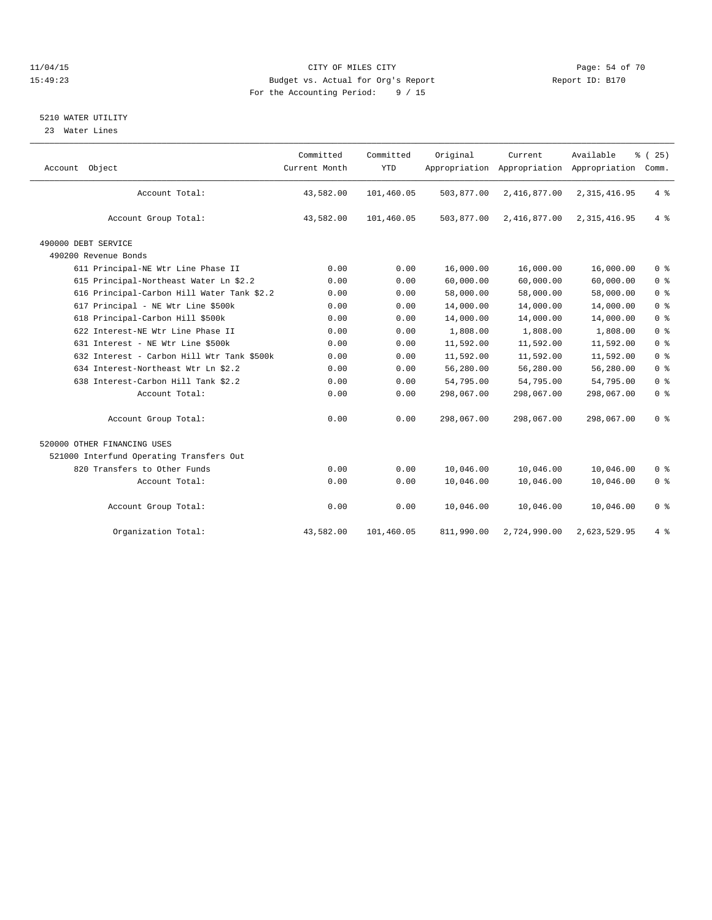CITY OF MILES CITY
Budget vs. Actual for Org's Report
For the Accounting Period: 9 / 15

11/04/15
15:49:23

Report ID: B170

## 5210 WATER UTILITY

23 Water Lines

| Account Object | Committed Current Month | Committed YTD | Original Appropriation | Current Appropriation | Available Appropriation | % ( 25) Comm. |
|---|---|---|---|---|---|---|
| Account Total: | 43,582.00 | 101,460.05 | 503,877.00 | 2,416,877.00 | 2,315,416.95 | 4 % |
| Account Group Total: | 43,582.00 | 101,460.05 | 503,877.00 | 2,416,877.00 | 2,315,416.95 | 4 % |
| 490000 DEBT SERVICE | | | | | | |
| 490200 Revenue Bonds | | | | | | |
| 611 Principal-NE Wtr Line Phase II | 0.00 | 0.00 | 16,000.00 | 16,000.00 | 16,000.00 | 0 % |
| 615 Principal-Northeast Water Ln $2.2 | 0.00 | 0.00 | 60,000.00 | 60,000.00 | 60,000.00 | 0 % |
| 616 Principal-Carbon Hill Water Tank $2.2 | 0.00 | 0.00 | 58,000.00 | 58,000.00 | 58,000.00 | 0 % |
| 617 Principal - NE Wtr Line $500k | 0.00 | 0.00 | 14,000.00 | 14,000.00 | 14,000.00 | 0 % |
| 618 Principal-Carbon Hill $500k | 0.00 | 0.00 | 14,000.00 | 14,000.00 | 14,000.00 | 0 % |
| 622 Interest-NE Wtr Line Phase II | 0.00 | 0.00 | 1,808.00 | 1,808.00 | 1,808.00 | 0 % |
| 631 Interest - NE Wtr Line $500k | 0.00 | 0.00 | 11,592.00 | 11,592.00 | 11,592.00 | 0 % |
| 632 Interest - Carbon Hill Wtr Tank $500k | 0.00 | 0.00 | 11,592.00 | 11,592.00 | 11,592.00 | 0 % |
| 634 Interest-Northeast Wtr Ln $2.2 | 0.00 | 0.00 | 56,280.00 | 56,280.00 | 56,280.00 | 0 % |
| 638 Interest-Carbon Hill Tank $2.2 | 0.00 | 0.00 | 54,795.00 | 54,795.00 | 54,795.00 | 0 % |
| Account Total: | 0.00 | 0.00 | 298,067.00 | 298,067.00 | 298,067.00 | 0 % |
| Account Group Total: | 0.00 | 0.00 | 298,067.00 | 298,067.00 | 298,067.00 | 0 % |
| 520000 OTHER FINANCING USES | | | | | | |
| 521000 Interfund Operating Transfers Out | | | | | | |
| 820 Transfers to Other Funds | 0.00 | 0.00 | 10,046.00 | 10,046.00 | 10,046.00 | 0 % |
| Account Total: | 0.00 | 0.00 | 10,046.00 | 10,046.00 | 10,046.00 | 0 % |
| Account Group Total: | 0.00 | 0.00 | 10,046.00 | 10,046.00 | 10,046.00 | 0 % |
| Organization Total: | 43,582.00 | 101,460.05 | 811,990.00 | 2,724,990.00 | 2,623,529.95 | 4 % |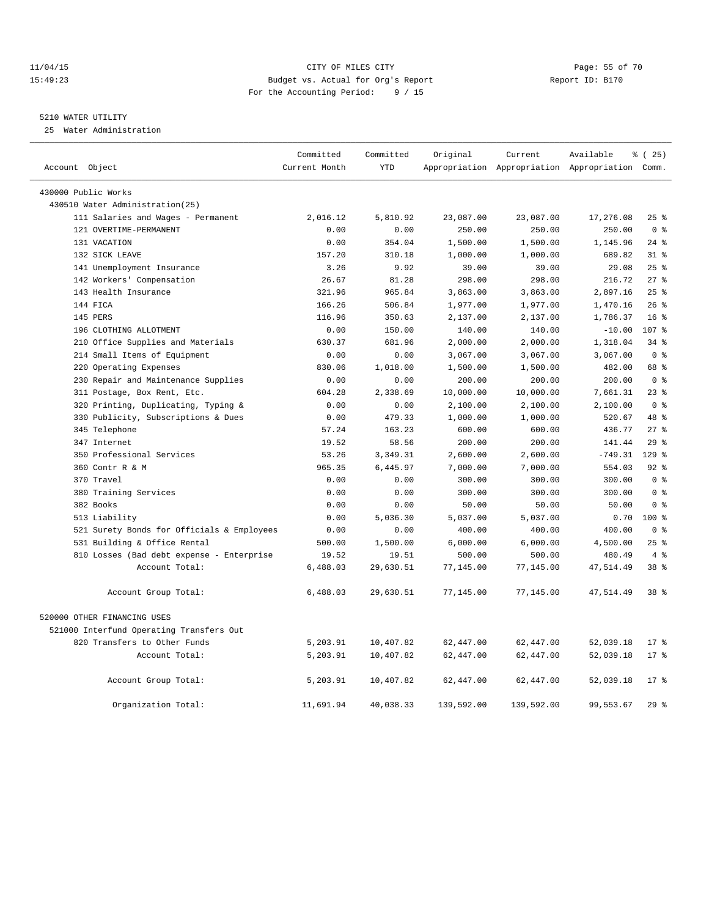CITY OF MILES CITY
Budget vs. Actual for Org's Report
For the Accounting Period: 9 / 15

11/04/15
15:49:23

Report ID: B170

5210 WATER UTILITY
25 Water Administration

| Account Object | Committed Current Month | Committed YTD | Original Appropriation | Current Appropriation | Available Appropriation | % ( 25) Comm. |
|---|---|---|---|---|---|---|
| 430000 Public Works | | | | | | |
| 430510 Water Administration(25) | | | | | | |
| 111 Salaries and Wages - Permanent | 2,016.12 | 5,810.92 | 23,087.00 | 23,087.00 | 17,276.08 | 25 % |
| 121 OVERTIME-PERMANENT | 0.00 | 0.00 | 250.00 | 250.00 | 250.00 | 0 % |
| 131 VACATION | 0.00 | 354.04 | 1,500.00 | 1,500.00 | 1,145.96 | 24 % |
| 132 SICK LEAVE | 157.20 | 310.18 | 1,000.00 | 1,000.00 | 689.82 | 31 % |
| 141 Unemployment Insurance | 3.26 | 9.92 | 39.00 | 39.00 | 29.08 | 25 % |
| 142 Workers' Compensation | 26.67 | 81.28 | 298.00 | 298.00 | 216.72 | 27 % |
| 143 Health Insurance | 321.96 | 965.84 | 3,863.00 | 3,863.00 | 2,897.16 | 25 % |
| 144 FICA | 166.26 | 506.84 | 1,977.00 | 1,977.00 | 1,470.16 | 26 % |
| 145 PERS | 116.96 | 350.63 | 2,137.00 | 2,137.00 | 1,786.37 | 16 % |
| 196 CLOTHING ALLOTMENT | 0.00 | 150.00 | 140.00 | 140.00 | -10.00 | 107 % |
| 210 Office Supplies and Materials | 630.37 | 681.96 | 2,000.00 | 2,000.00 | 1,318.04 | 34 % |
| 214 Small Items of Equipment | 0.00 | 0.00 | 3,067.00 | 3,067.00 | 3,067.00 | 0 % |
| 220 Operating Expenses | 830.06 | 1,018.00 | 1,500.00 | 1,500.00 | 482.00 | 68 % |
| 230 Repair and Maintenance Supplies | 0.00 | 0.00 | 200.00 | 200.00 | 200.00 | 0 % |
| 311 Postage, Box Rent, Etc. | 604.28 | 2,338.69 | 10,000.00 | 10,000.00 | 7,661.31 | 23 % |
| 320 Printing, Duplicating, Typing & | 0.00 | 0.00 | 2,100.00 | 2,100.00 | 2,100.00 | 0 % |
| 330 Publicity, Subscriptions & Dues | 0.00 | 479.33 | 1,000.00 | 1,000.00 | 520.67 | 48 % |
| 345 Telephone | 57.24 | 163.23 | 600.00 | 600.00 | 436.77 | 27 % |
| 347 Internet | 19.52 | 58.56 | 200.00 | 200.00 | 141.44 | 29 % |
| 350 Professional Services | 53.26 | 3,349.31 | 2,600.00 | 2,600.00 | -749.31 | 129 % |
| 360 Contr R & M | 965.35 | 6,445.97 | 7,000.00 | 7,000.00 | 554.03 | 92 % |
| 370 Travel | 0.00 | 0.00 | 300.00 | 300.00 | 300.00 | 0 % |
| 380 Training Services | 0.00 | 0.00 | 300.00 | 300.00 | 300.00 | 0 % |
| 382 Books | 0.00 | 0.00 | 50.00 | 50.00 | 50.00 | 0 % |
| 513 Liability | 0.00 | 5,036.30 | 5,037.00 | 5,037.00 | 0.70 | 100 % |
| 521 Surety Bonds for Officials & Employees | 0.00 | 0.00 | 400.00 | 400.00 | 400.00 | 0 % |
| 531 Building & Office Rental | 500.00 | 1,500.00 | 6,000.00 | 6,000.00 | 4,500.00 | 25 % |
| 810 Losses (Bad debt expense - Enterprise | 19.52 | 19.51 | 500.00 | 500.00 | 480.49 | 4 % |
| Account Total: | 6,488.03 | 29,630.51 | 77,145.00 | 77,145.00 | 47,514.49 | 38 % |
| Account Group Total: | 6,488.03 | 29,630.51 | 77,145.00 | 77,145.00 | 47,514.49 | 38 % |
| 520000 OTHER FINANCING USES | | | | | | |
| 521000 Interfund Operating Transfers Out | | | | | | |
| 820 Transfers to Other Funds | 5,203.91 | 10,407.82 | 62,447.00 | 62,447.00 | 52,039.18 | 17 % |
| Account Total: | 5,203.91 | 10,407.82 | 62,447.00 | 62,447.00 | 52,039.18 | 17 % |
| Account Group Total: | 5,203.91 | 10,407.82 | 62,447.00 | 62,447.00 | 52,039.18 | 17 % |
| Organization Total: | 11,691.94 | 40,038.33 | 139,592.00 | 139,592.00 | 99,553.67 | 29 % |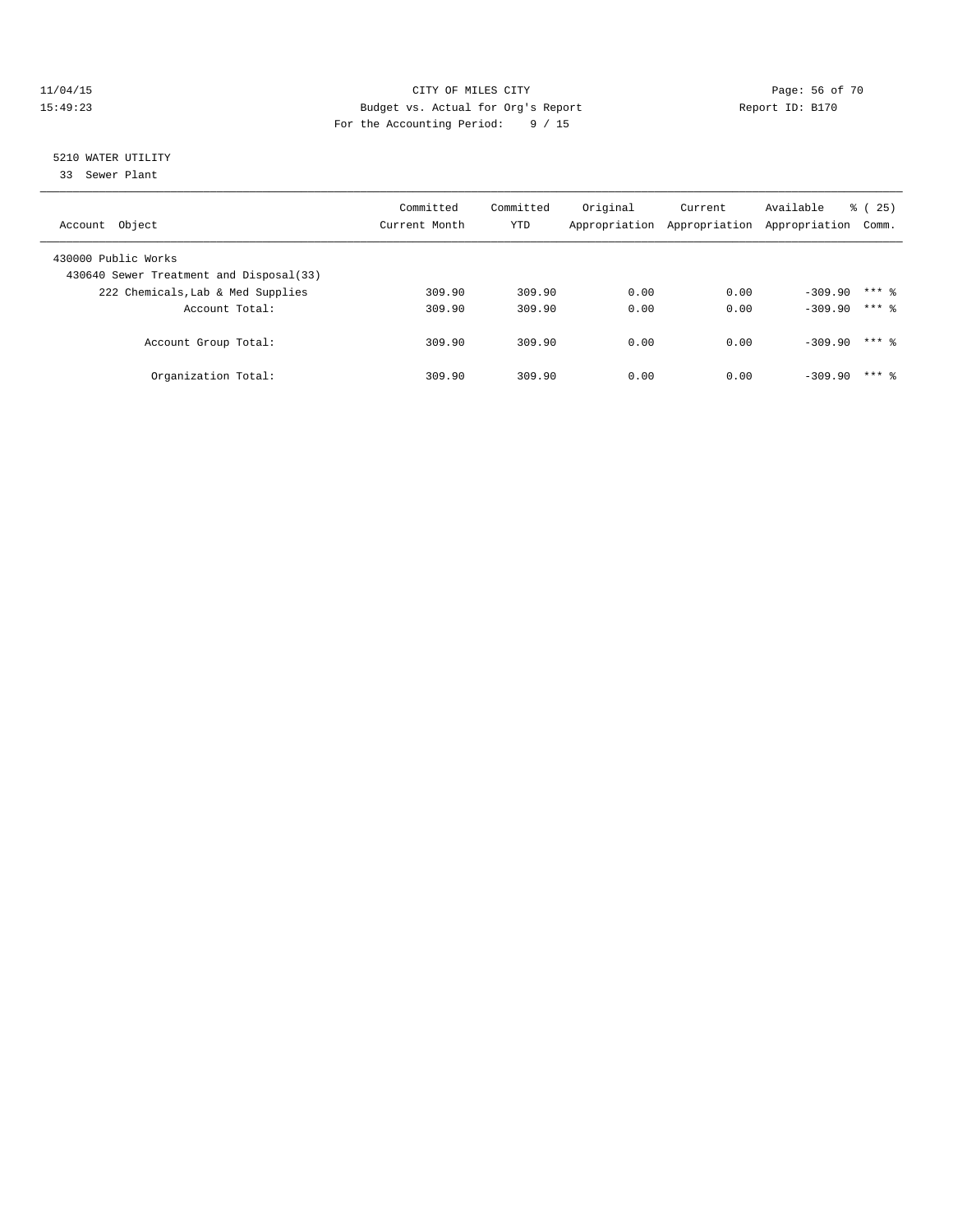CITY OF MILES CITY
Budget vs. Actual for Org's Report
For the Accounting Period: 9 / 15

11/04/15
15:49:23

Report ID: B170

## 5210 WATER UTILITY

33 Sewer Plant

| Account Object | Committed Current Month | Committed YTD | Original Appropriation | Current Appropriation | Available Appropriation | % ( 25) Comm. |
|---|---|---|---|---|---|---|
| 430000 Public Works | | | | | | |
| 430640 Sewer Treatment and Disposal(33) | | | | | | |
| 222 Chemicals,Lab & Med Supplies | 309.90 | 309.90 | 0.00 | 0.00 | -309.90 | *** % |
| Account Total: | 309.90 | 309.90 | 0.00 | 0.00 | -309.90 | *** % |
| Account Group Total: | 309.90 | 309.90 | 0.00 | 0.00 | -309.90 | *** % |
| Organization Total: | 309.90 | 309.90 | 0.00 | 0.00 | -309.90 | *** % |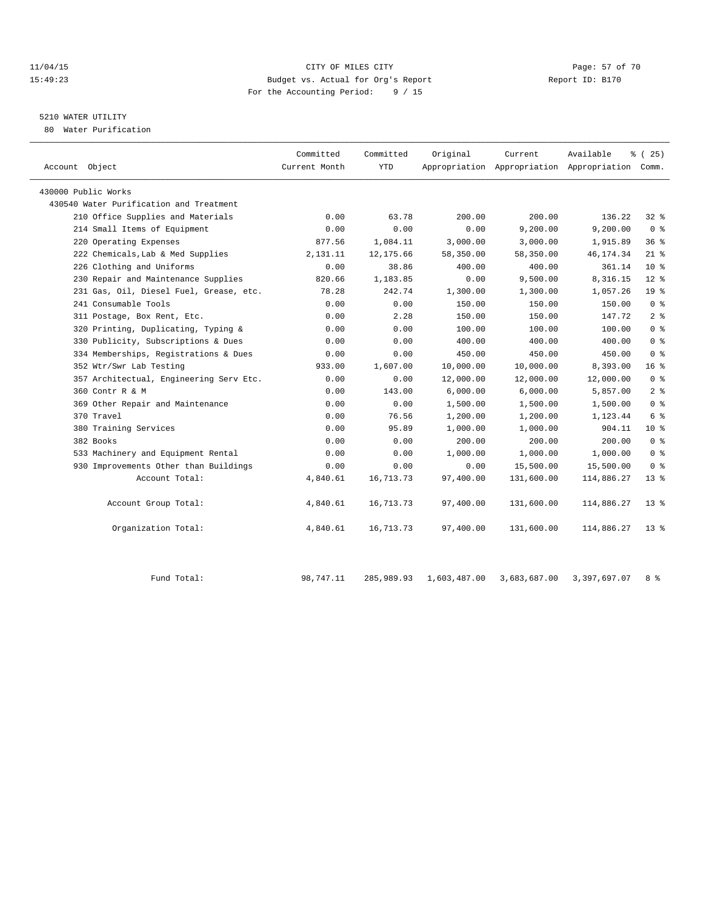11/04/15 CITY OF MILES CITY
15:49:23 Budget vs. Actual for Org's Report Report ID: B170
For the Accounting Period: 9 / 15

5210 WATER UTILITY
80 Water Purification

| Account Object | Committed Current Month | Committed YTD | Original Appropriation | Current Appropriation | Available Appropriation | % ( 25) Comm. |
|---|---|---|---|---|---|---|
| 430000 Public Works | | | | | | |
| 430540 Water Purification and Treatment | | | | | | |
| 210 Office Supplies and Materials | 0.00 | 63.78 | 200.00 | 200.00 | 136.22 | 32 % |
| 214 Small Items of Equipment | 0.00 | 0.00 | 0.00 | 9,200.00 | 9,200.00 | 0 % |
| 220 Operating Expenses | 877.56 | 1,084.11 | 3,000.00 | 3,000.00 | 1,915.89 | 36 % |
| 222 Chemicals,Lab & Med Supplies | 2,131.11 | 12,175.66 | 58,350.00 | 58,350.00 | 46,174.34 | 21 % |
| 226 Clothing and Uniforms | 0.00 | 38.86 | 400.00 | 400.00 | 361.14 | 10 % |
| 230 Repair and Maintenance Supplies | 820.66 | 1,183.85 | 0.00 | 9,500.00 | 8,316.15 | 12 % |
| 231 Gas, Oil, Diesel Fuel, Grease, etc. | 78.28 | 242.74 | 1,300.00 | 1,300.00 | 1,057.26 | 19 % |
| 241 Consumable Tools | 0.00 | 0.00 | 150.00 | 150.00 | 150.00 | 0 % |
| 311 Postage, Box Rent, Etc. | 0.00 | 2.28 | 150.00 | 150.00 | 147.72 | 2 % |
| 320 Printing, Duplicating, Typing & | 0.00 | 0.00 | 100.00 | 100.00 | 100.00 | 0 % |
| 330 Publicity, Subscriptions & Dues | 0.00 | 0.00 | 400.00 | 400.00 | 400.00 | 0 % |
| 334 Memberships, Registrations & Dues | 0.00 | 0.00 | 450.00 | 450.00 | 450.00 | 0 % |
| 352 Wtr/Swr Lab Testing | 933.00 | 1,607.00 | 10,000.00 | 10,000.00 | 8,393.00 | 16 % |
| 357 Architectual, Engineering Serv Etc. | 0.00 | 0.00 | 12,000.00 | 12,000.00 | 12,000.00 | 0 % |
| 360 Contr R & M | 0.00 | 143.00 | 6,000.00 | 6,000.00 | 5,857.00 | 2 % |
| 369 Other Repair and Maintenance | 0.00 | 0.00 | 1,500.00 | 1,500.00 | 1,500.00 | 0 % |
| 370 Travel | 0.00 | 76.56 | 1,200.00 | 1,200.00 | 1,123.44 | 6 % |
| 380 Training Services | 0.00 | 95.89 | 1,000.00 | 1,000.00 | 904.11 | 10 % |
| 382 Books | 0.00 | 0.00 | 200.00 | 200.00 | 200.00 | 0 % |
| 533 Machinery and Equipment Rental | 0.00 | 0.00 | 1,000.00 | 1,000.00 | 1,000.00 | 0 % |
| 930 Improvements Other than Buildings | 0.00 | 0.00 | 0.00 | 15,500.00 | 15,500.00 | 0 % |
| Account Total: | 4,840.61 | 16,713.73 | 97,400.00 | 131,600.00 | 114,886.27 | 13 % |
| Account Group Total: | 4,840.61 | 16,713.73 | 97,400.00 | 131,600.00 | 114,886.27 | 13 % |
| Organization Total: | 4,840.61 | 16,713.73 | 97,400.00 | 131,600.00 | 114,886.27 | 13 % |
| Fund Total: | 98,747.11 | 285,989.93 | 1,603,487.00 | 3,683,687.00 | 3,397,697.07 | 8 % |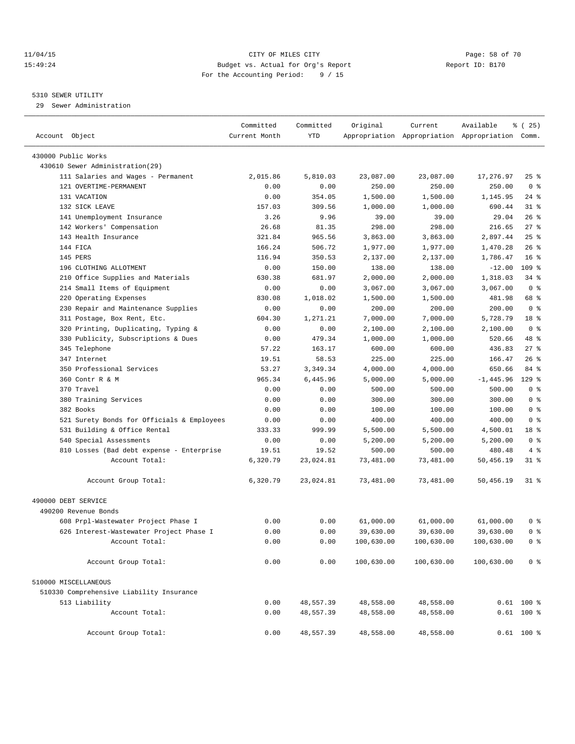11/04/15 CITY OF MILES CITY
15:49:24 Budget vs. Actual for Org's Report Report ID: B170
For the Accounting Period: 9 / 15

5310 SEWER UTILITY
29 Sewer Administration

| Account Object | Committed Current Month | Committed YTD | Original Appropriation | Current Appropriation | Available Appropriation | % ( 25) Comm. |
|---|---|---|---|---|---|---|
| 430000 Public Works | | | | | | |
| 430610 Sewer Administration(29) | | | | | | |
| 111 Salaries and Wages - Permanent | 2,015.86 | 5,810.03 | 23,087.00 | 23,087.00 | 17,276.97 | 25 % |
| 121 OVERTIME-PERMANENT | 0.00 | 0.00 | 250.00 | 250.00 | 250.00 | 0 % |
| 131 VACATION | 0.00 | 354.05 | 1,500.00 | 1,500.00 | 1,145.95 | 24 % |
| 132 SICK LEAVE | 157.03 | 309.56 | 1,000.00 | 1,000.00 | 690.44 | 31 % |
| 141 Unemployment Insurance | 3.26 | 9.96 | 39.00 | 39.00 | 29.04 | 26 % |
| 142 Workers' Compensation | 26.68 | 81.35 | 298.00 | 298.00 | 216.65 | 27 % |
| 143 Health Insurance | 321.84 | 965.56 | 3,863.00 | 3,863.00 | 2,897.44 | 25 % |
| 144 FICA | 166.24 | 506.72 | 1,977.00 | 1,977.00 | 1,470.28 | 26 % |
| 145 PERS | 116.94 | 350.53 | 2,137.00 | 2,137.00 | 1,786.47 | 16 % |
| 196 CLOTHING ALLOTMENT | 0.00 | 150.00 | 138.00 | 138.00 | -12.00 | 109 % |
| 210 Office Supplies and Materials | 630.38 | 681.97 | 2,000.00 | 2,000.00 | 1,318.03 | 34 % |
| 214 Small Items of Equipment | 0.00 | 0.00 | 3,067.00 | 3,067.00 | 3,067.00 | 0 % |
| 220 Operating Expenses | 830.08 | 1,018.02 | 1,500.00 | 1,500.00 | 481.98 | 68 % |
| 230 Repair and Maintenance Supplies | 0.00 | 0.00 | 200.00 | 200.00 | 200.00 | 0 % |
| 311 Postage, Box Rent, Etc. | 604.30 | 1,271.21 | 7,000.00 | 7,000.00 | 5,728.79 | 18 % |
| 320 Printing, Duplicating, Typing & | 0.00 | 0.00 | 2,100.00 | 2,100.00 | 2,100.00 | 0 % |
| 330 Publicity, Subscriptions & Dues | 0.00 | 479.34 | 1,000.00 | 1,000.00 | 520.66 | 48 % |
| 345 Telephone | 57.22 | 163.17 | 600.00 | 600.00 | 436.83 | 27 % |
| 347 Internet | 19.51 | 58.53 | 225.00 | 225.00 | 166.47 | 26 % |
| 350 Professional Services | 53.27 | 3,349.34 | 4,000.00 | 4,000.00 | 650.66 | 84 % |
| 360 Contr R & M | 965.34 | 6,445.96 | 5,000.00 | 5,000.00 | -1,445.96 | 129 % |
| 370 Travel | 0.00 | 0.00 | 500.00 | 500.00 | 500.00 | 0 % |
| 380 Training Services | 0.00 | 0.00 | 300.00 | 300.00 | 300.00 | 0 % |
| 382 Books | 0.00 | 0.00 | 100.00 | 100.00 | 100.00 | 0 % |
| 521 Surety Bonds for Officials & Employees | 0.00 | 0.00 | 400.00 | 400.00 | 400.00 | 0 % |
| 531 Building & Office Rental | 333.33 | 999.99 | 5,500.00 | 5,500.00 | 4,500.01 | 18 % |
| 540 Special Assessments | 0.00 | 0.00 | 5,200.00 | 5,200.00 | 5,200.00 | 0 % |
| 810 Losses (Bad debt expense - Enterprise | 19.51 | 19.52 | 500.00 | 500.00 | 480.48 | 4 % |
| Account Total: | 6,320.79 | 23,024.81 | 73,481.00 | 73,481.00 | 50,456.19 | 31 % |
| Account Group Total: | 6,320.79 | 23,024.81 | 73,481.00 | 73,481.00 | 50,456.19 | 31 % |
| 490000 DEBT SERVICE | | | | | | |
| 490200 Revenue Bonds | | | | | | |
| 608 Prpl-Wastewater Project Phase I | 0.00 | 0.00 | 61,000.00 | 61,000.00 | 61,000.00 | 0 % |
| 626 Interest-Wastewater Project Phase I | 0.00 | 0.00 | 39,630.00 | 39,630.00 | 39,630.00 | 0 % |
| Account Total: | 0.00 | 0.00 | 100,630.00 | 100,630.00 | 100,630.00 | 0 % |
| Account Group Total: | 0.00 | 0.00 | 100,630.00 | 100,630.00 | 100,630.00 | 0 % |
| 510000 MISCELLANEOUS | | | | | | |
| 510330 Comprehensive Liability Insurance | | | | | | |
| 513 Liability | 0.00 | 48,557.39 | 48,558.00 | 48,558.00 | 0.61 | 100 % |
| Account Total: | 0.00 | 48,557.39 | 48,558.00 | 48,558.00 | 0.61 | 100 % |
| Account Group Total: | 0.00 | 48,557.39 | 48,558.00 | 48,558.00 | 0.61 | 100 % |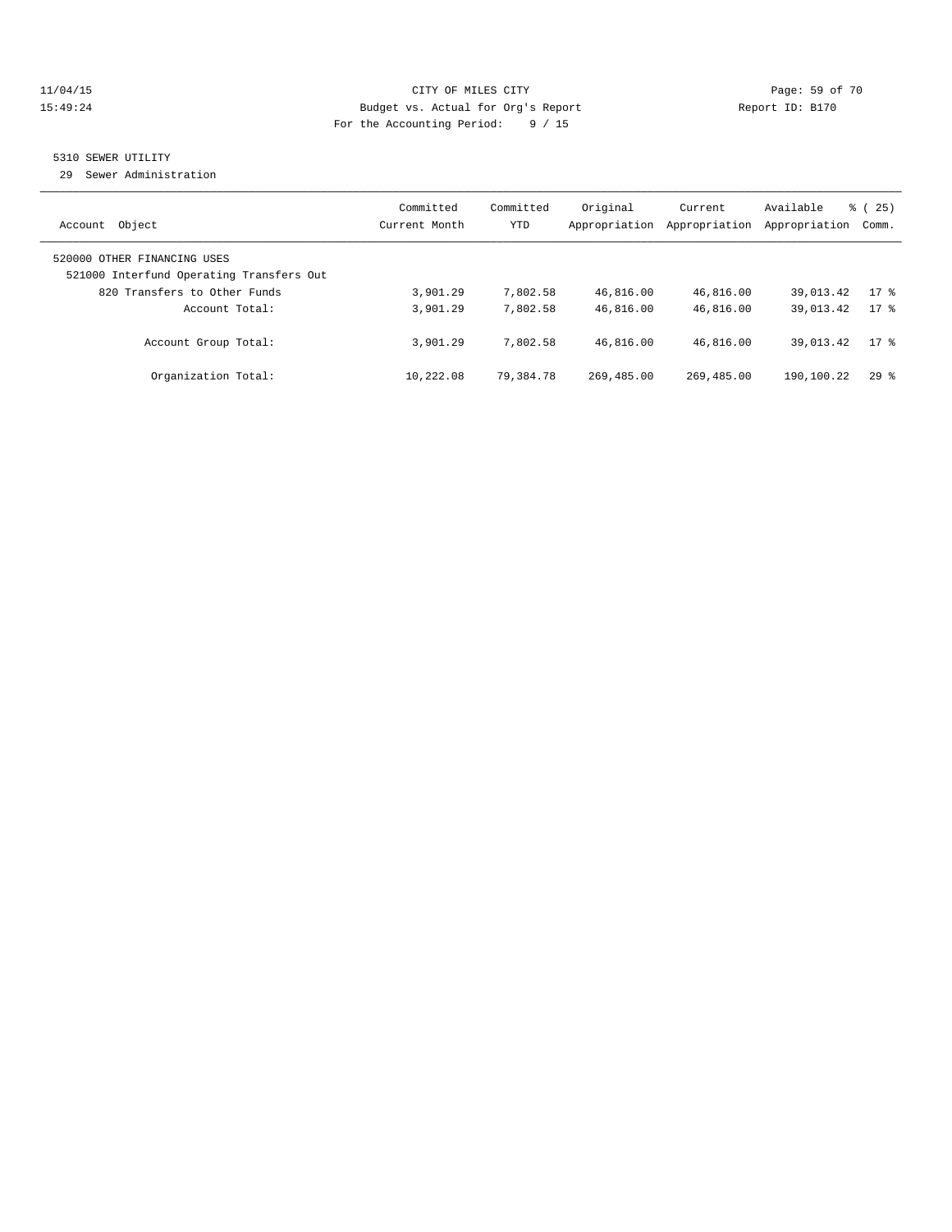CITY OF MILES CITY

Budget vs. Actual for Org's Report

For the Accounting Period: 9 / 15

11/04/15 15:49:24 — Report ID: B170

## 5310 SEWER UTILITY

29 Sewer Administration

| Account Object | Committed Current Month | Committed YTD | Original Appropriation | Current Appropriation | Available Appropriation | % ( 25) Comm. |
|---|---|---|---|---|---|---|
| 520000 OTHER FINANCING USES | | | | | | |
| 521000 Interfund Operating Transfers Out | | | | | | |
| 820 Transfers to Other Funds | 3,901.29 | 7,802.58 | 46,816.00 | 46,816.00 | 39,013.42 | 17 % |
| Account Total: | 3,901.29 | 7,802.58 | 46,816.00 | 46,816.00 | 39,013.42 | 17 % |
| Account Group Total: | 3,901.29 | 7,802.58 | 46,816.00 | 46,816.00 | 39,013.42 | 17 % |
| Organization Total: | 10,222.08 | 79,384.78 | 269,485.00 | 269,485.00 | 190,100.22 | 29 % |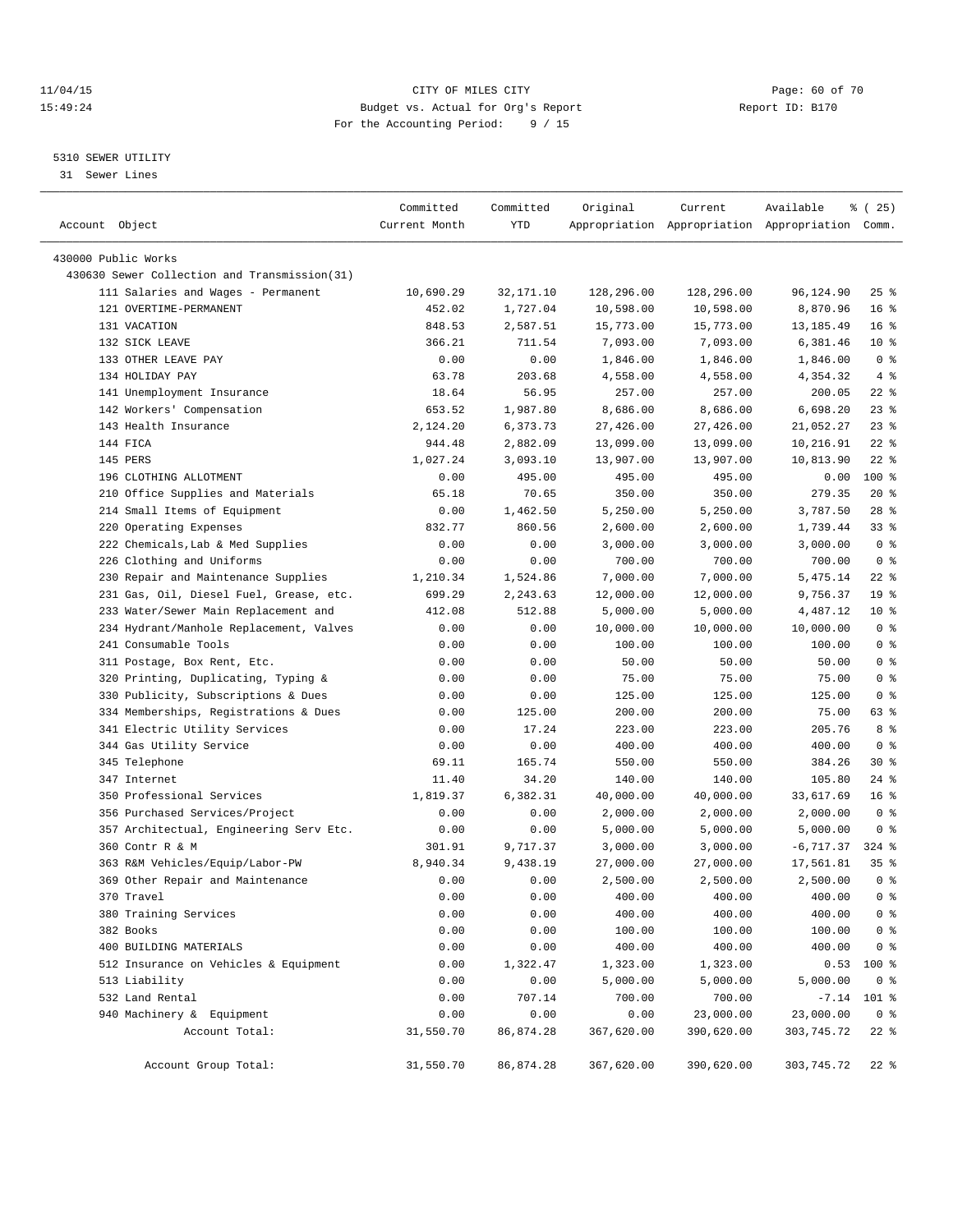CITY OF MILES CITY
Budget vs. Actual for Org's Report
For the Accounting Period: 9 / 15

11/04/15
15:49:24

Report ID: B170

## 5310 SEWER UTILITY

31 Sewer Lines

| Account Object | Committed Current Month | Committed YTD | Original Appropriation | Current Appropriation | Available Appropriation | % ( 25) Comm. |
|---|---|---|---|---|---|---|
| 430000 Public Works | | | | | | |
| 430630 Sewer Collection and Transmission(31) | | | | | | |
| 111 Salaries and Wages - Permanent | 10,690.29 | 32,171.10 | 128,296.00 | 128,296.00 | 96,124.90 | 25 % |
| 121 OVERTIME-PERMANENT | 452.02 | 1,727.04 | 10,598.00 | 10,598.00 | 8,870.96 | 16 % |
| 131 VACATION | 848.53 | 2,587.51 | 15,773.00 | 15,773.00 | 13,185.49 | 16 % |
| 132 SICK LEAVE | 366.21 | 711.54 | 7,093.00 | 7,093.00 | 6,381.46 | 10 % |
| 133 OTHER LEAVE PAY | 0.00 | 0.00 | 1,846.00 | 1,846.00 | 1,846.00 | 0 % |
| 134 HOLIDAY PAY | 63.78 | 203.68 | 4,558.00 | 4,558.00 | 4,354.32 | 4 % |
| 141 Unemployment Insurance | 18.64 | 56.95 | 257.00 | 257.00 | 200.05 | 22 % |
| 142 Workers' Compensation | 653.52 | 1,987.80 | 8,686.00 | 8,686.00 | 6,698.20 | 23 % |
| 143 Health Insurance | 2,124.20 | 6,373.73 | 27,426.00 | 27,426.00 | 21,052.27 | 23 % |
| 144 FICA | 944.48 | 2,882.09 | 13,099.00 | 13,099.00 | 10,216.91 | 22 % |
| 145 PERS | 1,027.24 | 3,093.10 | 13,907.00 | 13,907.00 | 10,813.90 | 22 % |
| 196 CLOTHING ALLOTMENT | 0.00 | 495.00 | 495.00 | 495.00 | 0.00 | 100 % |
| 210 Office Supplies and Materials | 65.18 | 70.65 | 350.00 | 350.00 | 279.35 | 20 % |
| 214 Small Items of Equipment | 0.00 | 1,462.50 | 5,250.00 | 5,250.00 | 3,787.50 | 28 % |
| 220 Operating Expenses | 832.77 | 860.56 | 2,600.00 | 2,600.00 | 1,739.44 | 33 % |
| 222 Chemicals,Lab & Med Supplies | 0.00 | 0.00 | 3,000.00 | 3,000.00 | 3,000.00 | 0 % |
| 226 Clothing and Uniforms | 0.00 | 0.00 | 700.00 | 700.00 | 700.00 | 0 % |
| 230 Repair and Maintenance Supplies | 1,210.34 | 1,524.86 | 7,000.00 | 7,000.00 | 5,475.14 | 22 % |
| 231 Gas, Oil, Diesel Fuel, Grease, etc. | 699.29 | 2,243.63 | 12,000.00 | 12,000.00 | 9,756.37 | 19 % |
| 233 Water/Sewer Main Replacement and | 412.08 | 512.88 | 5,000.00 | 5,000.00 | 4,487.12 | 10 % |
| 234 Hydrant/Manhole Replacement, Valves | 0.00 | 0.00 | 10,000.00 | 10,000.00 | 10,000.00 | 0 % |
| 241 Consumable Tools | 0.00 | 0.00 | 100.00 | 100.00 | 100.00 | 0 % |
| 311 Postage, Box Rent, Etc. | 0.00 | 0.00 | 50.00 | 50.00 | 50.00 | 0 % |
| 320 Printing, Duplicating, Typing & | 0.00 | 0.00 | 75.00 | 75.00 | 75.00 | 0 % |
| 330 Publicity, Subscriptions & Dues | 0.00 | 0.00 | 125.00 | 125.00 | 125.00 | 0 % |
| 334 Memberships, Registrations & Dues | 0.00 | 125.00 | 200.00 | 200.00 | 75.00 | 63 % |
| 341 Electric Utility Services | 0.00 | 17.24 | 223.00 | 223.00 | 205.76 | 8 % |
| 344 Gas Utility Service | 0.00 | 0.00 | 400.00 | 400.00 | 400.00 | 0 % |
| 345 Telephone | 69.11 | 165.74 | 550.00 | 550.00 | 384.26 | 30 % |
| 347 Internet | 11.40 | 34.20 | 140.00 | 140.00 | 105.80 | 24 % |
| 350 Professional Services | 1,819.37 | 6,382.31 | 40,000.00 | 40,000.00 | 33,617.69 | 16 % |
| 356 Purchased Services/Project | 0.00 | 0.00 | 2,000.00 | 2,000.00 | 2,000.00 | 0 % |
| 357 Architectual, Engineering Serv Etc. | 0.00 | 0.00 | 5,000.00 | 5,000.00 | 5,000.00 | 0 % |
| 360 Contr R & M | 301.91 | 9,717.37 | 3,000.00 | 3,000.00 | -6,717.37 | 324 % |
| 363 R&M Vehicles/Equip/Labor-PW | 8,940.34 | 9,438.19 | 27,000.00 | 27,000.00 | 17,561.81 | 35 % |
| 369 Other Repair and Maintenance | 0.00 | 0.00 | 2,500.00 | 2,500.00 | 2,500.00 | 0 % |
| 370 Travel | 0.00 | 0.00 | 400.00 | 400.00 | 400.00 | 0 % |
| 380 Training Services | 0.00 | 0.00 | 400.00 | 400.00 | 400.00 | 0 % |
| 382 Books | 0.00 | 0.00 | 100.00 | 100.00 | 100.00 | 0 % |
| 400 BUILDING MATERIALS | 0.00 | 0.00 | 400.00 | 400.00 | 400.00 | 0 % |
| 512 Insurance on Vehicles & Equipment | 0.00 | 1,322.47 | 1,323.00 | 1,323.00 | 0.53 | 100 % |
| 513 Liability | 0.00 | 0.00 | 5,000.00 | 5,000.00 | 5,000.00 | 0 % |
| 532 Land Rental | 0.00 | 707.14 | 700.00 | 700.00 | -7.14 | 101 % |
| 940 Machinery & Equipment | 0.00 | 0.00 | 0.00 | 23,000.00 | 23,000.00 | 0 % |
| Account Total: | 31,550.70 | 86,874.28 | 367,620.00 | 390,620.00 | 303,745.72 | 22 % |
| Account Group Total: | 31,550.70 | 86,874.28 | 367,620.00 | 390,620.00 | 303,745.72 | 22 % |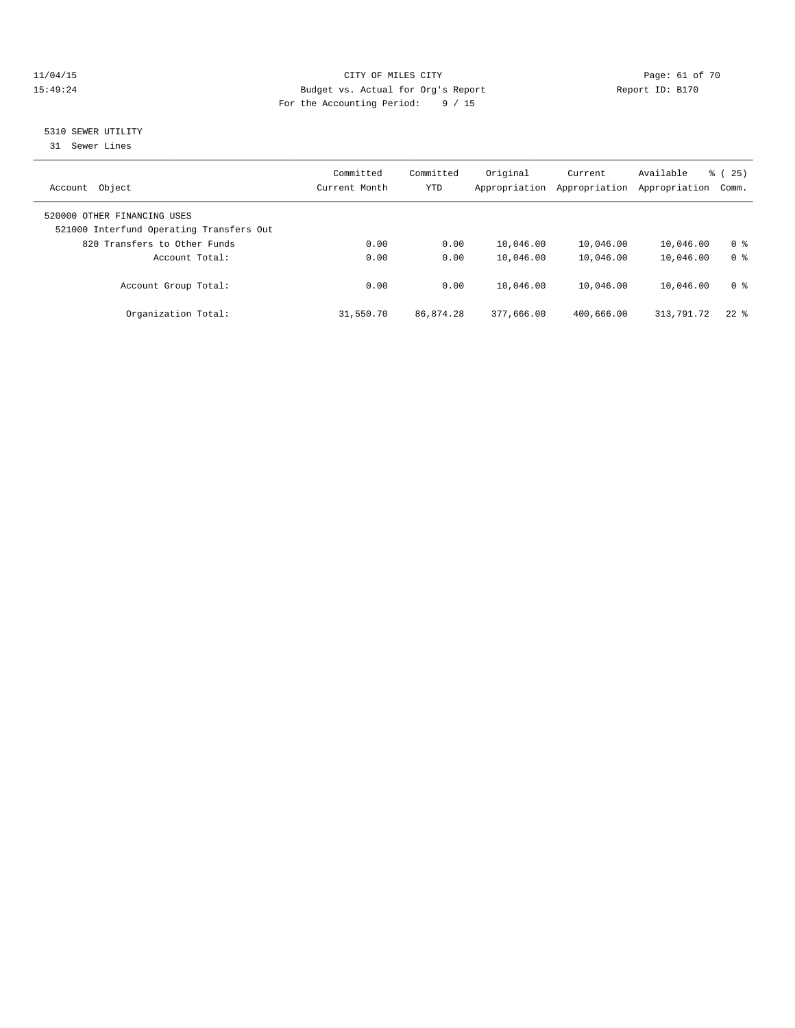CITY OF MILES CITY
Budget vs. Actual for Org's Report
For the Accounting Period: 9 / 15

11/04/15
15:49:24

Report ID: B170

## 5310 SEWER UTILITY

31 Sewer Lines

| Account Object | Committed Current Month | Committed YTD | Original Appropriation | Current Appropriation | Available Appropriation | % ( 25) Comm. |
|---|---|---|---|---|---|---|
| 520000 OTHER FINANCING USES | | | | | | |
| 521000 Interfund Operating Transfers Out | | | | | | |
| 820 Transfers to Other Funds | 0.00 | 0.00 | 10,046.00 | 10,046.00 | 10,046.00 | 0 % |
| Account Total: | 0.00 | 0.00 | 10,046.00 | 10,046.00 | 10,046.00 | 0 % |
| Account Group Total: | 0.00 | 0.00 | 10,046.00 | 10,046.00 | 10,046.00 | 0 % |
| Organization Total: | 31,550.70 | 86,874.28 | 377,666.00 | 400,666.00 | 313,791.72 | 22 % |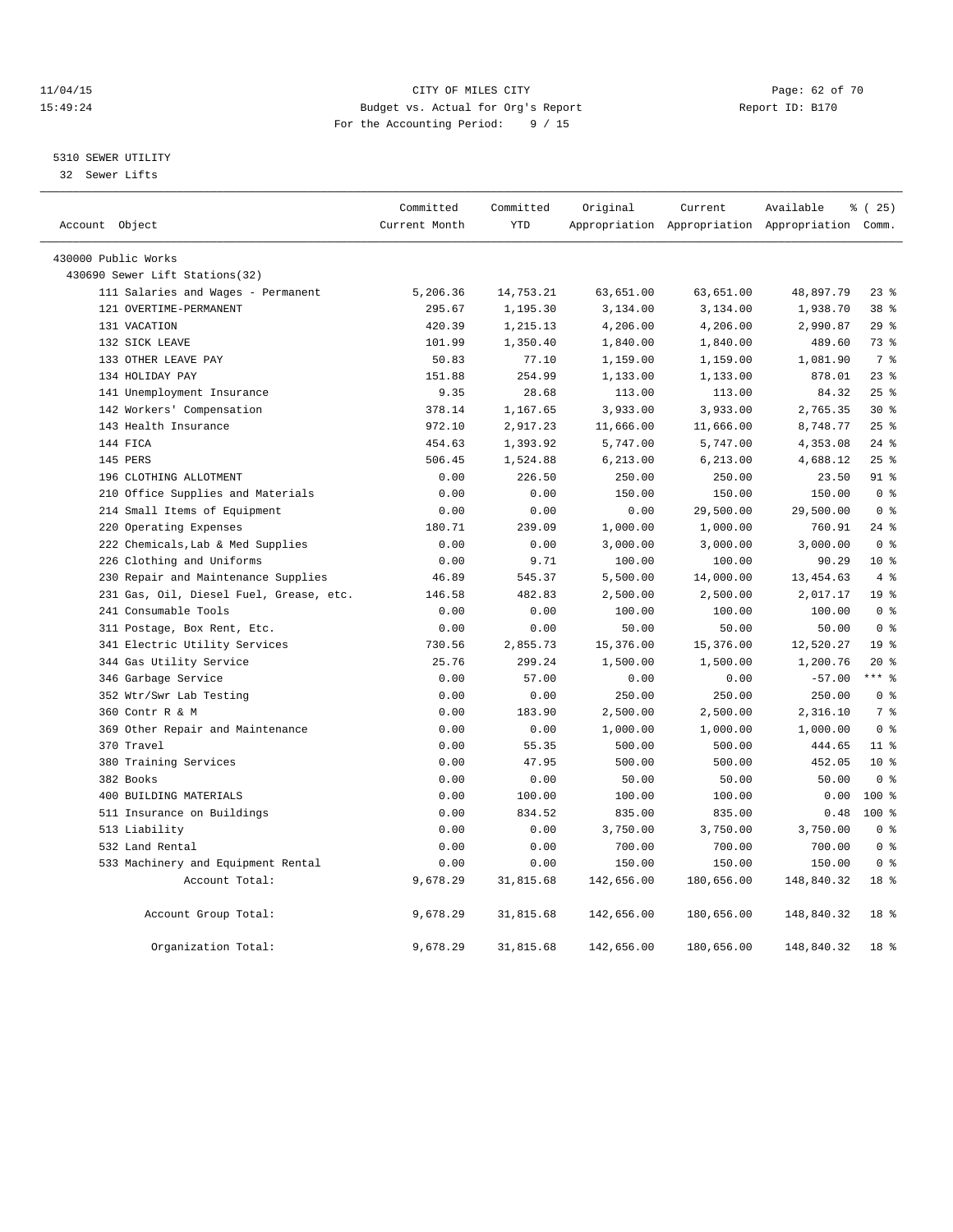CITY OF MILES CITY
Budget vs. Actual for Org's Report
For the Accounting Period: 9 / 15

11/04/15
15:49:24

Report ID: B170

## 5310 SEWER UTILITY

32 Sewer Lifts

| Account Object | Committed Current Month | Committed YTD | Original Appropriation | Current Appropriation | Available Appropriation | % ( 25) Comm. |
|---|---|---|---|---|---|---|
| 430000 Public Works | | | | | | |
| 430690 Sewer Lift Stations(32) | | | | | | |
| 111 Salaries and Wages - Permanent | 5,206.36 | 14,753.21 | 63,651.00 | 63,651.00 | 48,897.79 | 23 % |
| 121 OVERTIME-PERMANENT | 295.67 | 1,195.30 | 3,134.00 | 3,134.00 | 1,938.70 | 38 % |
| 131 VACATION | 420.39 | 1,215.13 | 4,206.00 | 4,206.00 | 2,990.87 | 29 % |
| 132 SICK LEAVE | 101.99 | 1,350.40 | 1,840.00 | 1,840.00 | 489.60 | 73 % |
| 133 OTHER LEAVE PAY | 50.83 | 77.10 | 1,159.00 | 1,159.00 | 1,081.90 | 7 % |
| 134 HOLIDAY PAY | 151.88 | 254.99 | 1,133.00 | 1,133.00 | 878.01 | 23 % |
| 141 Unemployment Insurance | 9.35 | 28.68 | 113.00 | 113.00 | 84.32 | 25 % |
| 142 Workers' Compensation | 378.14 | 1,167.65 | 3,933.00 | 3,933.00 | 2,765.35 | 30 % |
| 143 Health Insurance | 972.10 | 2,917.23 | 11,666.00 | 11,666.00 | 8,748.77 | 25 % |
| 144 FICA | 454.63 | 1,393.92 | 5,747.00 | 5,747.00 | 4,353.08 | 24 % |
| 145 PERS | 506.45 | 1,524.88 | 6,213.00 | 6,213.00 | 4,688.12 | 25 % |
| 196 CLOTHING ALLOTMENT | 0.00 | 226.50 | 250.00 | 250.00 | 23.50 | 91 % |
| 210 Office Supplies and Materials | 0.00 | 0.00 | 150.00 | 150.00 | 150.00 | 0 % |
| 214 Small Items of Equipment | 0.00 | 0.00 | 0.00 | 29,500.00 | 29,500.00 | 0 % |
| 220 Operating Expenses | 180.71 | 239.09 | 1,000.00 | 1,000.00 | 760.91 | 24 % |
| 222 Chemicals,Lab & Med Supplies | 0.00 | 0.00 | 3,000.00 | 3,000.00 | 3,000.00 | 0 % |
| 226 Clothing and Uniforms | 0.00 | 9.71 | 100.00 | 100.00 | 90.29 | 10 % |
| 230 Repair and Maintenance Supplies | 46.89 | 545.37 | 5,500.00 | 14,000.00 | 13,454.63 | 4 % |
| 231 Gas, Oil, Diesel Fuel, Grease, etc. | 146.58 | 482.83 | 2,500.00 | 2,500.00 | 2,017.17 | 19 % |
| 241 Consumable Tools | 0.00 | 0.00 | 100.00 | 100.00 | 100.00 | 0 % |
| 311 Postage, Box Rent, Etc. | 0.00 | 0.00 | 50.00 | 50.00 | 50.00 | 0 % |
| 341 Electric Utility Services | 730.56 | 2,855.73 | 15,376.00 | 15,376.00 | 12,520.27 | 19 % |
| 344 Gas Utility Service | 25.76 | 299.24 | 1,500.00 | 1,500.00 | 1,200.76 | 20 % |
| 346 Garbage Service | 0.00 | 57.00 | 0.00 | 0.00 | -57.00 | *** % |
| 352 Wtr/Swr Lab Testing | 0.00 | 0.00 | 250.00 | 250.00 | 250.00 | 0 % |
| 360 Contr R & M | 0.00 | 183.90 | 2,500.00 | 2,500.00 | 2,316.10 | 7 % |
| 369 Other Repair and Maintenance | 0.00 | 0.00 | 1,000.00 | 1,000.00 | 1,000.00 | 0 % |
| 370 Travel | 0.00 | 55.35 | 500.00 | 500.00 | 444.65 | 11 % |
| 380 Training Services | 0.00 | 47.95 | 500.00 | 500.00 | 452.05 | 10 % |
| 382 Books | 0.00 | 0.00 | 50.00 | 50.00 | 50.00 | 0 % |
| 400 BUILDING MATERIALS | 0.00 | 100.00 | 100.00 | 100.00 | 0.00 | 100 % |
| 511 Insurance on Buildings | 0.00 | 834.52 | 835.00 | 835.00 | 0.48 | 100 % |
| 513 Liability | 0.00 | 0.00 | 3,750.00 | 3,750.00 | 3,750.00 | 0 % |
| 532 Land Rental | 0.00 | 0.00 | 700.00 | 700.00 | 700.00 | 0 % |
| 533 Machinery and Equipment Rental | 0.00 | 0.00 | 150.00 | 150.00 | 150.00 | 0 % |
| Account Total: | 9,678.29 | 31,815.68 | 142,656.00 | 180,656.00 | 148,840.32 | 18 % |
| Account Group Total: | 9,678.29 | 31,815.68 | 142,656.00 | 180,656.00 | 148,840.32 | 18 % |
| Organization Total: | 9,678.29 | 31,815.68 | 142,656.00 | 180,656.00 | 148,840.32 | 18 % |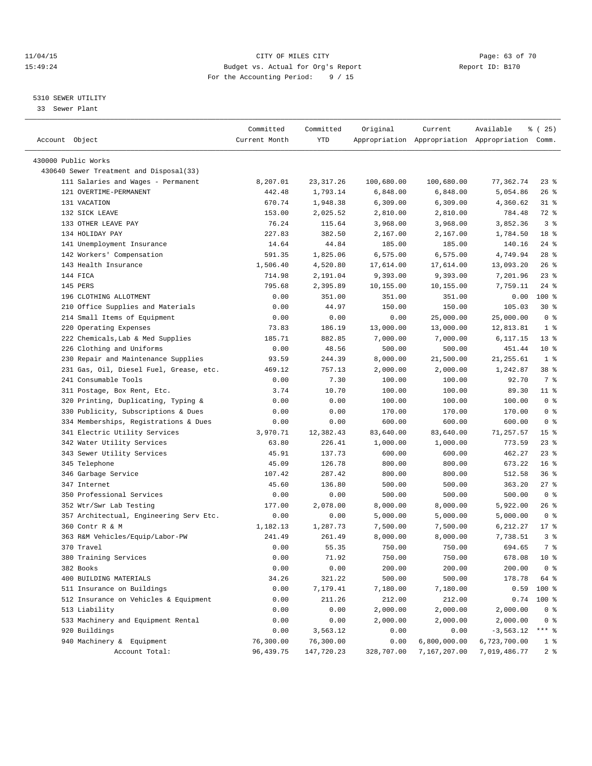CITY OF MILES CITY
Budget vs. Actual for Org's Report
For the Accounting Period: 9 / 15

11/04/15
15:49:24

Report ID: B170

5310 SEWER UTILITY
33 Sewer Plant

| Account Object | Committed Current Month | Committed YTD | Original Appropriation | Current Appropriation | Available Appropriation | % ( 25) Comm. |
|---|---|---|---|---|---|---|
| 430000 Public Works | | | | | | |
| 430640 Sewer Treatment and Disposal(33) | | | | | | |
| 111 Salaries and Wages - Permanent | 8,207.01 | 23,317.26 | 100,680.00 | 100,680.00 | 77,362.74 | 23 % |
| 121 OVERTIME-PERMANENT | 442.48 | 1,793.14 | 6,848.00 | 6,848.00 | 5,054.86 | 26 % |
| 131 VACATION | 670.74 | 1,948.38 | 6,309.00 | 6,309.00 | 4,360.62 | 31 % |
| 132 SICK LEAVE | 153.00 | 2,025.52 | 2,810.00 | 2,810.00 | 784.48 | 72 % |
| 133 OTHER LEAVE PAY | 76.24 | 115.64 | 3,968.00 | 3,968.00 | 3,852.36 | 3 % |
| 134 HOLIDAY PAY | 227.83 | 382.50 | 2,167.00 | 2,167.00 | 1,784.50 | 18 % |
| 141 Unemployment Insurance | 14.64 | 44.84 | 185.00 | 185.00 | 140.16 | 24 % |
| 142 Workers' Compensation | 591.35 | 1,825.06 | 6,575.00 | 6,575.00 | 4,749.94 | 28 % |
| 143 Health Insurance | 1,506.40 | 4,520.80 | 17,614.00 | 17,614.00 | 13,093.20 | 26 % |
| 144 FICA | 714.98 | 2,191.04 | 9,393.00 | 9,393.00 | 7,201.96 | 23 % |
| 145 PERS | 795.68 | 2,395.89 | 10,155.00 | 10,155.00 | 7,759.11 | 24 % |
| 196 CLOTHING ALLOTMENT | 0.00 | 351.00 | 351.00 | 351.00 | 0.00 | 100 % |
| 210 Office Supplies and Materials | 0.00 | 44.97 | 150.00 | 150.00 | 105.03 | 30 % |
| 214 Small Items of Equipment | 0.00 | 0.00 | 0.00 | 25,000.00 | 25,000.00 | 0 % |
| 220 Operating Expenses | 73.83 | 186.19 | 13,000.00 | 13,000.00 | 12,813.81 | 1 % |
| 222 Chemicals,Lab & Med Supplies | 185.71 | 882.85 | 7,000.00 | 7,000.00 | 6,117.15 | 13 % |
| 226 Clothing and Uniforms | 0.00 | 48.56 | 500.00 | 500.00 | 451.44 | 10 % |
| 230 Repair and Maintenance Supplies | 93.59 | 244.39 | 8,000.00 | 21,500.00 | 21,255.61 | 1 % |
| 231 Gas, Oil, Diesel Fuel, Grease, etc. | 469.12 | 757.13 | 2,000.00 | 2,000.00 | 1,242.87 | 38 % |
| 241 Consumable Tools | 0.00 | 7.30 | 100.00 | 100.00 | 92.70 | 7 % |
| 311 Postage, Box Rent, Etc. | 3.74 | 10.70 | 100.00 | 100.00 | 89.30 | 11 % |
| 320 Printing, Duplicating, Typing & | 0.00 | 0.00 | 100.00 | 100.00 | 100.00 | 0 % |
| 330 Publicity, Subscriptions & Dues | 0.00 | 0.00 | 170.00 | 170.00 | 170.00 | 0 % |
| 334 Memberships, Registrations & Dues | 0.00 | 0.00 | 600.00 | 600.00 | 600.00 | 0 % |
| 341 Electric Utility Services | 3,970.71 | 12,382.43 | 83,640.00 | 83,640.00 | 71,257.57 | 15 % |
| 342 Water Utility Services | 63.80 | 226.41 | 1,000.00 | 1,000.00 | 773.59 | 23 % |
| 343 Sewer Utility Services | 45.91 | 137.73 | 600.00 | 600.00 | 462.27 | 23 % |
| 345 Telephone | 45.09 | 126.78 | 800.00 | 800.00 | 673.22 | 16 % |
| 346 Garbage Service | 107.42 | 287.42 | 800.00 | 800.00 | 512.58 | 36 % |
| 347 Internet | 45.60 | 136.80 | 500.00 | 500.00 | 363.20 | 27 % |
| 350 Professional Services | 0.00 | 0.00 | 500.00 | 500.00 | 500.00 | 0 % |
| 352 Wtr/Swr Lab Testing | 177.00 | 2,078.00 | 8,000.00 | 8,000.00 | 5,922.00 | 26 % |
| 357 Architectual, Engineering Serv Etc. | 0.00 | 0.00 | 5,000.00 | 5,000.00 | 5,000.00 | 0 % |
| 360 Contr R & M | 1,182.13 | 1,287.73 | 7,500.00 | 7,500.00 | 6,212.27 | 17 % |
| 363 R&M Vehicles/Equip/Labor-PW | 241.49 | 261.49 | 8,000.00 | 8,000.00 | 7,738.51 | 3 % |
| 370 Travel | 0.00 | 55.35 | 750.00 | 750.00 | 694.65 | 7 % |
| 380 Training Services | 0.00 | 71.92 | 750.00 | 750.00 | 678.08 | 10 % |
| 382 Books | 0.00 | 0.00 | 200.00 | 200.00 | 200.00 | 0 % |
| 400 BUILDING MATERIALS | 34.26 | 321.22 | 500.00 | 500.00 | 178.78 | 64 % |
| 511 Insurance on Buildings | 0.00 | 7,179.41 | 7,180.00 | 7,180.00 | 0.59 | 100 % |
| 512 Insurance on Vehicles & Equipment | 0.00 | 211.26 | 212.00 | 212.00 | 0.74 | 100 % |
| 513 Liability | 0.00 | 0.00 | 2,000.00 | 2,000.00 | 2,000.00 | 0 % |
| 533 Machinery and Equipment Rental | 0.00 | 0.00 | 2,000.00 | 2,000.00 | 2,000.00 | 0 % |
| 920 Buildings | 0.00 | 3,563.12 | 0.00 | 0.00 | -3,563.12 | *** % |
| 940 Machinery & Equipment | 76,300.00 | 76,300.00 | 0.00 | 6,800,000.00 | 6,723,700.00 | 1 % |
| Account Total: | 96,439.75 | 147,720.23 | 328,707.00 | 7,167,207.00 | 7,019,486.77 | 2 % |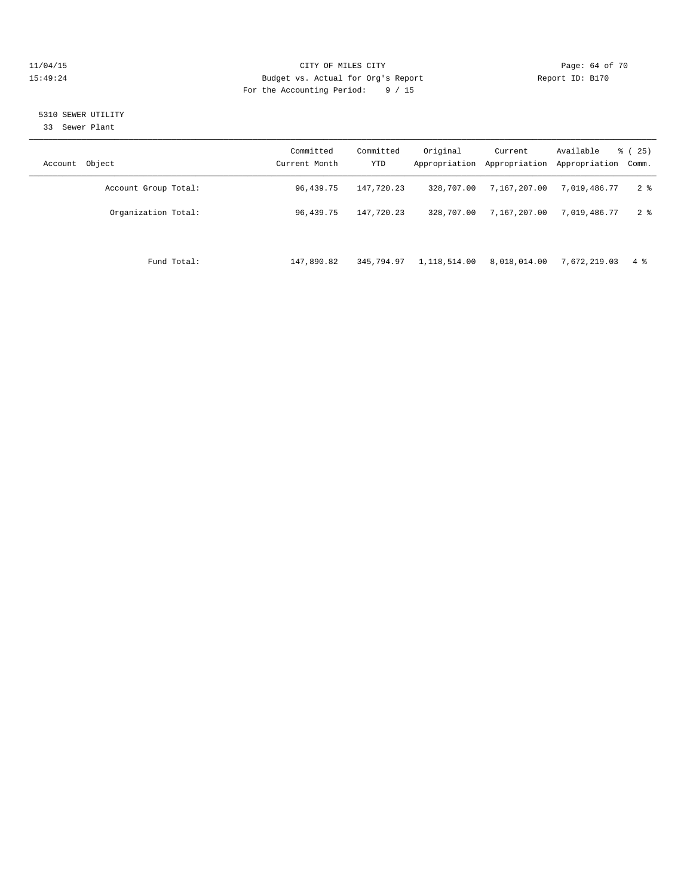5310 SEWER UTILITY

33 Sewer Plant

| Account Object | Committed Current Month | Committed YTD | Original Appropriation | Current Appropriation | Available Appropriation | % ( 25) Comm. |
|---|---|---|---|---|---|---|
| Account Group Total: | 96,439.75 | 147,720.23 | 328,707.00 | 7,167,207.00 | 7,019,486.77 | 2 % |
| Organization Total: | 96,439.75 | 147,720.23 | 328,707.00 | 7,167,207.00 | 7,019,486.77 | 2 % |
| Fund Total: | 147,890.82 | 345,794.97 | 1,118,514.00 | 8,018,014.00 | 7,672,219.03 | 4 % |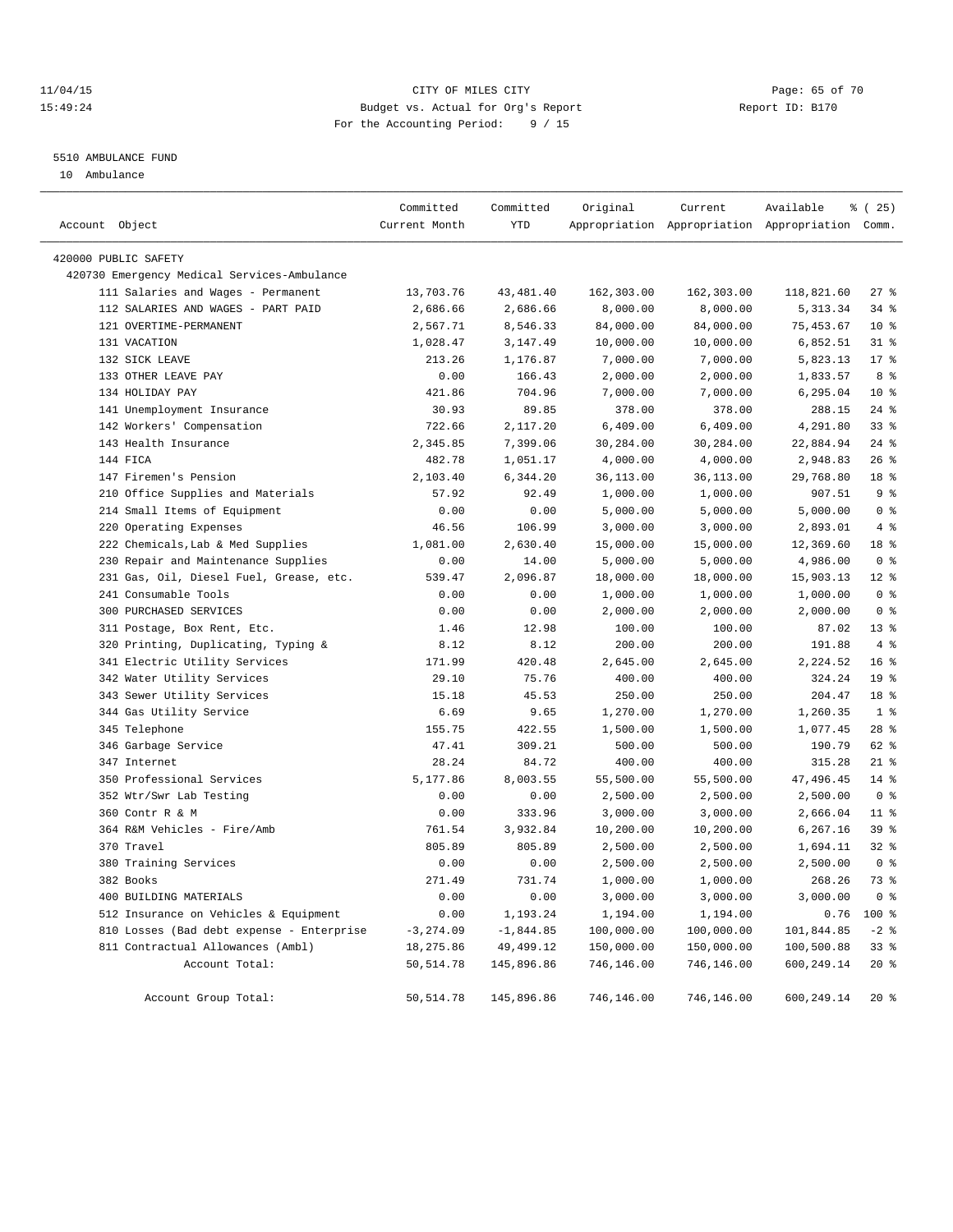CITY OF MILES CITY
Budget vs. Actual for Org's Report
For the Accounting Period: 9 / 15

11/04/15
15:49:24

Report ID: B170

## 5510 AMBULANCE FUND

10 Ambulance

| Account Object | Committed Current Month | Committed YTD | Original Appropriation | Current Appropriation | Available Appropriation | % ( 25) Comm. |
|---|---|---|---|---|---|---|
| 420000 PUBLIC SAFETY | | | | | | |
| 420730 Emergency Medical Services-Ambulance | | | | | | |
| 111 Salaries and Wages - Permanent | 13,703.76 | 43,481.40 | 162,303.00 | 162,303.00 | 118,821.60 | 27 % |
| 112 SALARIES AND WAGES - PART PAID | 2,686.66 | 2,686.66 | 8,000.00 | 8,000.00 | 5,313.34 | 34 % |
| 121 OVERTIME-PERMANENT | 2,567.71 | 8,546.33 | 84,000.00 | 84,000.00 | 75,453.67 | 10 % |
| 131 VACATION | 1,028.47 | 3,147.49 | 10,000.00 | 10,000.00 | 6,852.51 | 31 % |
| 132 SICK LEAVE | 213.26 | 1,176.87 | 7,000.00 | 7,000.00 | 5,823.13 | 17 % |
| 133 OTHER LEAVE PAY | 0.00 | 166.43 | 2,000.00 | 2,000.00 | 1,833.57 | 8 % |
| 134 HOLIDAY PAY | 421.86 | 704.96 | 7,000.00 | 7,000.00 | 6,295.04 | 10 % |
| 141 Unemployment Insurance | 30.93 | 89.85 | 378.00 | 378.00 | 288.15 | 24 % |
| 142 Workers' Compensation | 722.66 | 2,117.20 | 6,409.00 | 6,409.00 | 4,291.80 | 33 % |
| 143 Health Insurance | 2,345.85 | 7,399.06 | 30,284.00 | 30,284.00 | 22,884.94 | 24 % |
| 144 FICA | 482.78 | 1,051.17 | 4,000.00 | 4,000.00 | 2,948.83 | 26 % |
| 147 Firemen's Pension | 2,103.40 | 6,344.20 | 36,113.00 | 36,113.00 | 29,768.80 | 18 % |
| 210 Office Supplies and Materials | 57.92 | 92.49 | 1,000.00 | 1,000.00 | 907.51 | 9 % |
| 214 Small Items of Equipment | 0.00 | 0.00 | 5,000.00 | 5,000.00 | 5,000.00 | 0 % |
| 220 Operating Expenses | 46.56 | 106.99 | 3,000.00 | 3,000.00 | 2,893.01 | 4 % |
| 222 Chemicals,Lab & Med Supplies | 1,081.00 | 2,630.40 | 15,000.00 | 15,000.00 | 12,369.60 | 18 % |
| 230 Repair and Maintenance Supplies | 0.00 | 14.00 | 5,000.00 | 5,000.00 | 4,986.00 | 0 % |
| 231 Gas, Oil, Diesel Fuel, Grease, etc. | 539.47 | 2,096.87 | 18,000.00 | 18,000.00 | 15,903.13 | 12 % |
| 241 Consumable Tools | 0.00 | 0.00 | 1,000.00 | 1,000.00 | 1,000.00 | 0 % |
| 300 PURCHASED SERVICES | 0.00 | 0.00 | 2,000.00 | 2,000.00 | 2,000.00 | 0 % |
| 311 Postage, Box Rent, Etc. | 1.46 | 12.98 | 100.00 | 100.00 | 87.02 | 13 % |
| 320 Printing, Duplicating, Typing & | 8.12 | 8.12 | 200.00 | 200.00 | 191.88 | 4 % |
| 341 Electric Utility Services | 171.99 | 420.48 | 2,645.00 | 2,645.00 | 2,224.52 | 16 % |
| 342 Water Utility Services | 29.10 | 75.76 | 400.00 | 400.00 | 324.24 | 19 % |
| 343 Sewer Utility Services | 15.18 | 45.53 | 250.00 | 250.00 | 204.47 | 18 % |
| 344 Gas Utility Service | 6.69 | 9.65 | 1,270.00 | 1,270.00 | 1,260.35 | 1 % |
| 345 Telephone | 155.75 | 422.55 | 1,500.00 | 1,500.00 | 1,077.45 | 28 % |
| 346 Garbage Service | 47.41 | 309.21 | 500.00 | 500.00 | 190.79 | 62 % |
| 347 Internet | 28.24 | 84.72 | 400.00 | 400.00 | 315.28 | 21 % |
| 350 Professional Services | 5,177.86 | 8,003.55 | 55,500.00 | 55,500.00 | 47,496.45 | 14 % |
| 352 Wtr/Swr Lab Testing | 0.00 | 0.00 | 2,500.00 | 2,500.00 | 2,500.00 | 0 % |
| 360 Contr R & M | 0.00 | 333.96 | 3,000.00 | 3,000.00 | 2,666.04 | 11 % |
| 364 R&M Vehicles - Fire/Amb | 761.54 | 3,932.84 | 10,200.00 | 10,200.00 | 6,267.16 | 39 % |
| 370 Travel | 805.89 | 805.89 | 2,500.00 | 2,500.00 | 1,694.11 | 32 % |
| 380 Training Services | 0.00 | 0.00 | 2,500.00 | 2,500.00 | 2,500.00 | 0 % |
| 382 Books | 271.49 | 731.74 | 1,000.00 | 1,000.00 | 268.26 | 73 % |
| 400 BUILDING MATERIALS | 0.00 | 0.00 | 3,000.00 | 3,000.00 | 3,000.00 | 0 % |
| 512 Insurance on Vehicles & Equipment | 0.00 | 1,193.24 | 1,194.00 | 1,194.00 | 0.76 | 100 % |
| 810 Losses (Bad debt expense - Enterprise | -3,274.09 | -1,844.85 | 100,000.00 | 100,000.00 | 101,844.85 | -2 % |
| 811 Contractual Allowances (Ambl) | 18,275.86 | 49,499.12 | 150,000.00 | 150,000.00 | 100,500.88 | 33 % |
| Account Total: | 50,514.78 | 145,896.86 | 746,146.00 | 746,146.00 | 600,249.14 | 20 % |
| Account Group Total: | 50,514.78 | 145,896.86 | 746,146.00 | 746,146.00 | 600,249.14 | 20 % |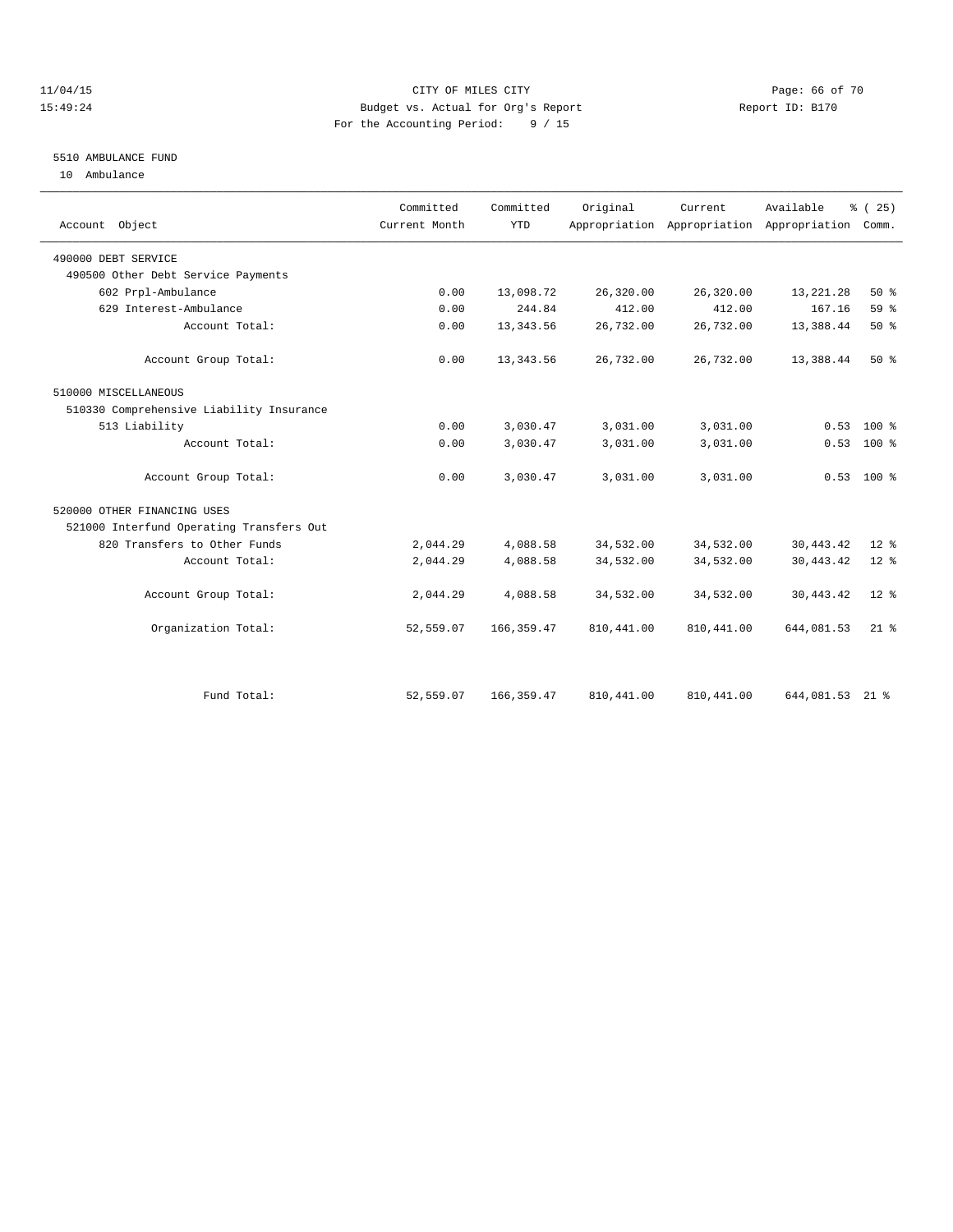CITY OF MILES CITY
Budget vs. Actual for Org's Report
For the Accounting Period: 9 / 15

11/04/15
15:49:24

Report ID: B170

## 5510 AMBULANCE FUND

10 Ambulance

| Account Object | Committed Current Month | Committed YTD | Original Appropriation | Current Appropriation | Available Appropriation | % ( 25) Comm. |
|---|---|---|---|---|---|---|
| 490000 DEBT SERVICE | | | | | | |
| 490500 Other Debt Service Payments | | | | | | |
| 602 Prpl-Ambulance | 0.00 | 13,098.72 | 26,320.00 | 26,320.00 | 13,221.28 | 50 % |
| 629 Interest-Ambulance | 0.00 | 244.84 | 412.00 | 412.00 | 167.16 | 59 % |
| Account Total: | 0.00 | 13,343.56 | 26,732.00 | 26,732.00 | 13,388.44 | 50 % |
| Account Group Total: | 0.00 | 13,343.56 | 26,732.00 | 26,732.00 | 13,388.44 | 50 % |
| 510000 MISCELLANEOUS | | | | | | |
| 510330 Comprehensive Liability Insurance | | | | | | |
| 513 Liability | 0.00 | 3,030.47 | 3,031.00 | 3,031.00 | 0.53 | 100 % |
| Account Total: | 0.00 | 3,030.47 | 3,031.00 | 3,031.00 | 0.53 | 100 % |
| Account Group Total: | 0.00 | 3,030.47 | 3,031.00 | 3,031.00 | 0.53 | 100 % |
| 520000 OTHER FINANCING USES | | | | | | |
| 521000 Interfund Operating Transfers Out | | | | | | |
| 820 Transfers to Other Funds | 2,044.29 | 4,088.58 | 34,532.00 | 34,532.00 | 30,443.42 | 12 % |
| Account Total: | 2,044.29 | 4,088.58 | 34,532.00 | 34,532.00 | 30,443.42 | 12 % |
| Account Group Total: | 2,044.29 | 4,088.58 | 34,532.00 | 34,532.00 | 30,443.42 | 12 % |
| Organization Total: | 52,559.07 | 166,359.47 | 810,441.00 | 810,441.00 | 644,081.53 | 21 % |
| Fund Total: | 52,559.07 | 166,359.47 | 810,441.00 | 810,441.00 | 644,081.53 | 21 % |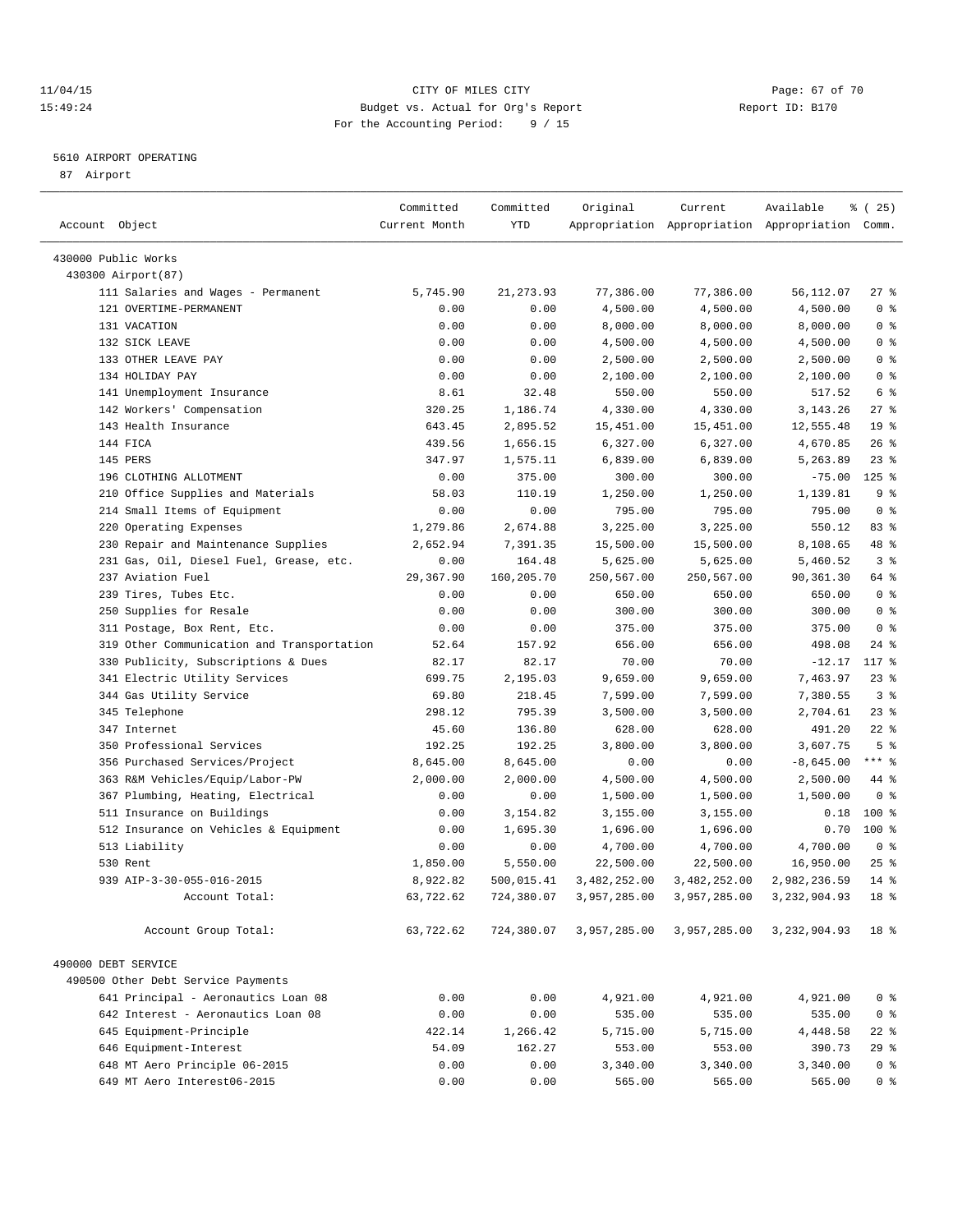11/04/15 CITY OF MILES CITY
15:49:24 Budget vs. Actual for Org's Report Report ID: B170
For the Accounting Period: 9 / 15

5610 AIRPORT OPERATING
87 Airport

| Account Object | Committed Current Month | Committed YTD | Original Appropriation | Current Appropriation | Available Appropriation | % ( 25) Comm. |
|---|---|---|---|---|---|---|
| 430000 Public Works | | | | | | |
| 430300 Airport(87) | | | | | | |
| 111 Salaries and Wages - Permanent | 5,745.90 | 21,273.93 | 77,386.00 | 77,386.00 | 56,112.07 | 27 % |
| 121 OVERTIME-PERMANENT | 0.00 | 0.00 | 4,500.00 | 4,500.00 | 4,500.00 | 0 % |
| 131 VACATION | 0.00 | 0.00 | 8,000.00 | 8,000.00 | 8,000.00 | 0 % |
| 132 SICK LEAVE | 0.00 | 0.00 | 4,500.00 | 4,500.00 | 4,500.00 | 0 % |
| 133 OTHER LEAVE PAY | 0.00 | 0.00 | 2,500.00 | 2,500.00 | 2,500.00 | 0 % |
| 134 HOLIDAY PAY | 0.00 | 0.00 | 2,100.00 | 2,100.00 | 2,100.00 | 0 % |
| 141 Unemployment Insurance | 8.61 | 32.48 | 550.00 | 550.00 | 517.52 | 6 % |
| 142 Workers' Compensation | 320.25 | 1,186.74 | 4,330.00 | 4,330.00 | 3,143.26 | 27 % |
| 143 Health Insurance | 643.45 | 2,895.52 | 15,451.00 | 15,451.00 | 12,555.48 | 19 % |
| 144 FICA | 439.56 | 1,656.15 | 6,327.00 | 6,327.00 | 4,670.85 | 26 % |
| 145 PERS | 347.97 | 1,575.11 | 6,839.00 | 6,839.00 | 5,263.89 | 23 % |
| 196 CLOTHING ALLOTMENT | 0.00 | 375.00 | 300.00 | 300.00 | -75.00 | 125 % |
| 210 Office Supplies and Materials | 58.03 | 110.19 | 1,250.00 | 1,250.00 | 1,139.81 | 9 % |
| 214 Small Items of Equipment | 0.00 | 0.00 | 795.00 | 795.00 | 795.00 | 0 % |
| 220 Operating Expenses | 1,279.86 | 2,674.88 | 3,225.00 | 3,225.00 | 550.12 | 83 % |
| 230 Repair and Maintenance Supplies | 2,652.94 | 7,391.35 | 15,500.00 | 15,500.00 | 8,108.65 | 48 % |
| 231 Gas, Oil, Diesel Fuel, Grease, etc. | 0.00 | 164.48 | 5,625.00 | 5,625.00 | 5,460.52 | 3 % |
| 237 Aviation Fuel | 29,367.90 | 160,205.70 | 250,567.00 | 250,567.00 | 90,361.30 | 64 % |
| 239 Tires, Tubes Etc. | 0.00 | 0.00 | 650.00 | 650.00 | 650.00 | 0 % |
| 250 Supplies for Resale | 0.00 | 0.00 | 300.00 | 300.00 | 300.00 | 0 % |
| 311 Postage, Box Rent, Etc. | 0.00 | 0.00 | 375.00 | 375.00 | 375.00 | 0 % |
| 319 Other Communication and Transportation | 52.64 | 157.92 | 656.00 | 656.00 | 498.08 | 24 % |
| 330 Publicity, Subscriptions & Dues | 82.17 | 82.17 | 70.00 | 70.00 | -12.17 | 117 % |
| 341 Electric Utility Services | 699.75 | 2,195.03 | 9,659.00 | 9,659.00 | 7,463.97 | 23 % |
| 344 Gas Utility Service | 69.80 | 218.45 | 7,599.00 | 7,599.00 | 7,380.55 | 3 % |
| 345 Telephone | 298.12 | 795.39 | 3,500.00 | 3,500.00 | 2,704.61 | 23 % |
| 347 Internet | 45.60 | 136.80 | 628.00 | 628.00 | 491.20 | 22 % |
| 350 Professional Services | 192.25 | 192.25 | 3,800.00 | 3,800.00 | 3,607.75 | 5 % |
| 356 Purchased Services/Project | 8,645.00 | 8,645.00 | 0.00 | 0.00 | -8,645.00 | *** % |
| 363 R&M Vehicles/Equip/Labor-PW | 2,000.00 | 2,000.00 | 4,500.00 | 4,500.00 | 2,500.00 | 44 % |
| 367 Plumbing, Heating, Electrical | 0.00 | 0.00 | 1,500.00 | 1,500.00 | 1,500.00 | 0 % |
| 511 Insurance on Buildings | 0.00 | 3,154.82 | 3,155.00 | 3,155.00 | 0.18 | 100 % |
| 512 Insurance on Vehicles & Equipment | 0.00 | 1,695.30 | 1,696.00 | 1,696.00 | 0.70 | 100 % |
| 513 Liability | 0.00 | 0.00 | 4,700.00 | 4,700.00 | 4,700.00 | 0 % |
| 530 Rent | 1,850.00 | 5,550.00 | 22,500.00 | 22,500.00 | 16,950.00 | 25 % |
| 939 AIP-3-30-055-016-2015 | 8,922.82 | 500,015.41 | 3,482,252.00 | 3,482,252.00 | 2,982,236.59 | 14 % |
| Account Total: | 63,722.62 | 724,380.07 | 3,957,285.00 | 3,957,285.00 | 3,232,904.93 | 18 % |
| Account Group Total: | 63,722.62 | 724,380.07 | 3,957,285.00 | 3,957,285.00 | 3,232,904.93 | 18 % |
| 490000 DEBT SERVICE | | | | | | |
| 490500 Other Debt Service Payments | | | | | | |
| 641 Principal - Aeronautics Loan 08 | 0.00 | 0.00 | 4,921.00 | 4,921.00 | 4,921.00 | 0 % |
| 642 Interest - Aeronautics Loan 08 | 0.00 | 0.00 | 535.00 | 535.00 | 535.00 | 0 % |
| 645 Equipment-Principle | 422.14 | 1,266.42 | 5,715.00 | 5,715.00 | 4,448.58 | 22 % |
| 646 Equipment-Interest | 54.09 | 162.27 | 553.00 | 553.00 | 390.73 | 29 % |
| 648 MT Aero Principle 06-2015 | 0.00 | 0.00 | 3,340.00 | 3,340.00 | 3,340.00 | 0 % |
| 649 MT Aero Interest06-2015 | 0.00 | 0.00 | 565.00 | 565.00 | 565.00 | 0 % |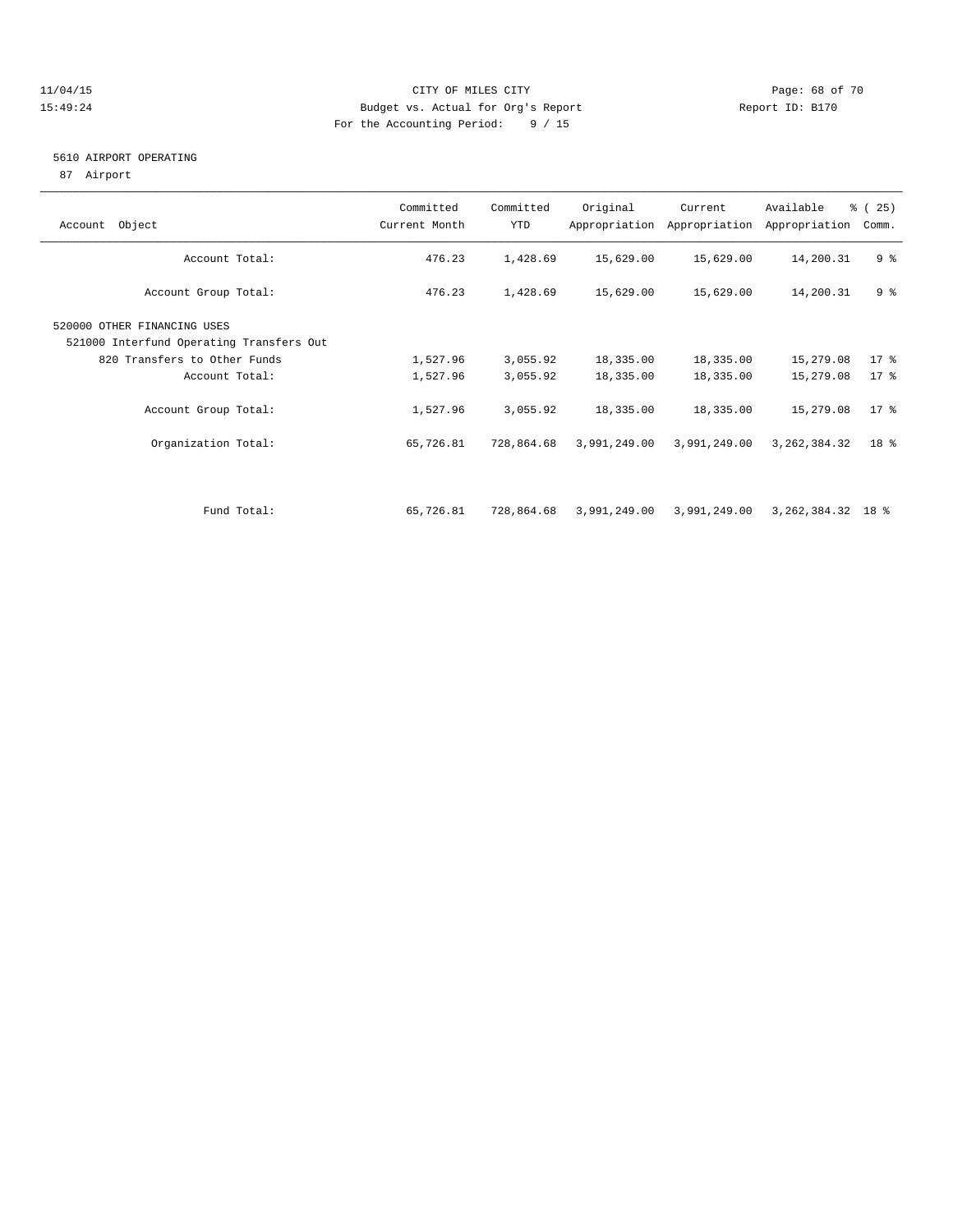CITY OF MILES CITY
Budget vs. Actual for Org's Report
For the Accounting Period: 9 / 15

11/04/15
15:49:24

Report ID: B170

## 5610 AIRPORT OPERATING

87 Airport

| Account Object | Committed Current Month | Committed YTD | Original Appropriation | Current Appropriation | Available Appropriation | % ( 25) Comm. |
|---|---|---|---|---|---|---|
| Account Total: | 476.23 | 1,428.69 | 15,629.00 | 15,629.00 | 14,200.31 | 9 % |
| Account Group Total: | 476.23 | 1,428.69 | 15,629.00 | 15,629.00 | 14,200.31 | 9 % |
| 520000 OTHER FINANCING USES | | | | | | |
| 521000 Interfund Operating Transfers Out | | | | | | |
| 820 Transfers to Other Funds | 1,527.96 | 3,055.92 | 18,335.00 | 18,335.00 | 15,279.08 | 17 % |
| Account Total: | 1,527.96 | 3,055.92 | 18,335.00 | 18,335.00 | 15,279.08 | 17 % |
| Account Group Total: | 1,527.96 | 3,055.92 | 18,335.00 | 18,335.00 | 15,279.08 | 17 % |
| Organization Total: | 65,726.81 | 728,864.68 | 3,991,249.00 | 3,991,249.00 | 3,262,384.32 | 18 % |
| Fund Total: | 65,726.81 | 728,864.68 | 3,991,249.00 | 3,991,249.00 | 3,262,384.32 | 18 % |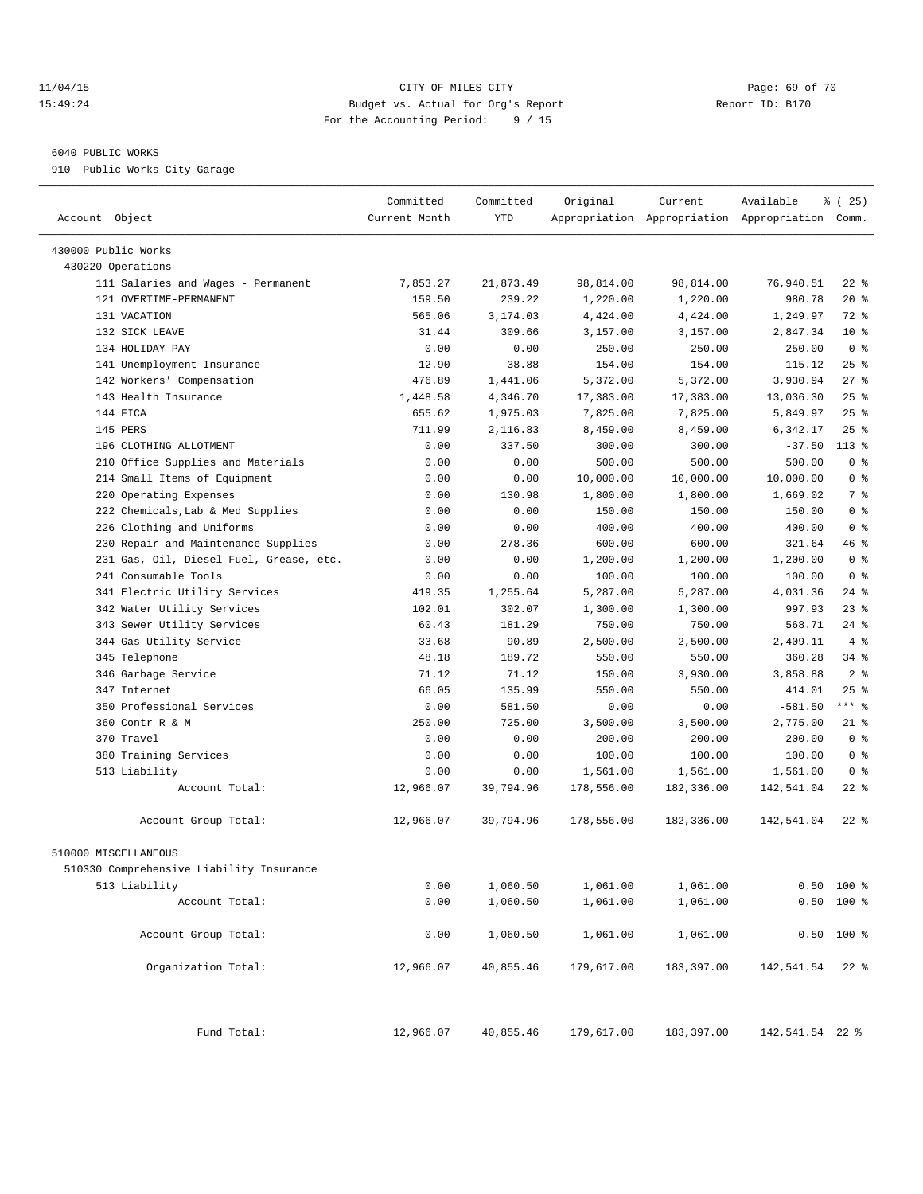CITY OF MILES CITY
Budget vs. Actual for Org's Report
For the Accounting Period: 9 / 15

11/04/15
15:49:24

Report ID: B170

6040 PUBLIC WORKS
910 Public Works City Garage

| Account Object | Committed Current Month | Committed YTD | Original Appropriation | Current Appropriation | Available Appropriation | % ( 25) Comm. |
|---|---|---|---|---|---|---|
| 430000 Public Works | | | | | | |
| 430220 Operations | | | | | | |
| 111 Salaries and Wages - Permanent | 7,853.27 | 21,873.49 | 98,814.00 | 98,814.00 | 76,940.51 | 22 % |
| 121 OVERTIME-PERMANENT | 159.50 | 239.22 | 1,220.00 | 1,220.00 | 980.78 | 20 % |
| 131 VACATION | 565.06 | 3,174.03 | 4,424.00 | 4,424.00 | 1,249.97 | 72 % |
| 132 SICK LEAVE | 31.44 | 309.66 | 3,157.00 | 3,157.00 | 2,847.34 | 10 % |
| 134 HOLIDAY PAY | 0.00 | 0.00 | 250.00 | 250.00 | 250.00 | 0 % |
| 141 Unemployment Insurance | 12.90 | 38.88 | 154.00 | 154.00 | 115.12 | 25 % |
| 142 Workers' Compensation | 476.89 | 1,441.06 | 5,372.00 | 5,372.00 | 3,930.94 | 27 % |
| 143 Health Insurance | 1,448.58 | 4,346.70 | 17,383.00 | 17,383.00 | 13,036.30 | 25 % |
| 144 FICA | 655.62 | 1,975.03 | 7,825.00 | 7,825.00 | 5,849.97 | 25 % |
| 145 PERS | 711.99 | 2,116.83 | 8,459.00 | 8,459.00 | 6,342.17 | 25 % |
| 196 CLOTHING ALLOTMENT | 0.00 | 337.50 | 300.00 | 300.00 | -37.50 | 113 % |
| 210 Office Supplies and Materials | 0.00 | 0.00 | 500.00 | 500.00 | 500.00 | 0 % |
| 214 Small Items of Equipment | 0.00 | 0.00 | 10,000.00 | 10,000.00 | 10,000.00 | 0 % |
| 220 Operating Expenses | 0.00 | 130.98 | 1,800.00 | 1,800.00 | 1,669.02 | 7 % |
| 222 Chemicals,Lab & Med Supplies | 0.00 | 0.00 | 150.00 | 150.00 | 150.00 | 0 % |
| 226 Clothing and Uniforms | 0.00 | 0.00 | 400.00 | 400.00 | 400.00 | 0 % |
| 230 Repair and Maintenance Supplies | 0.00 | 278.36 | 600.00 | 600.00 | 321.64 | 46 % |
| 231 Gas, Oil, Diesel Fuel, Grease, etc. | 0.00 | 0.00 | 1,200.00 | 1,200.00 | 1,200.00 | 0 % |
| 241 Consumable Tools | 0.00 | 0.00 | 100.00 | 100.00 | 100.00 | 0 % |
| 341 Electric Utility Services | 419.35 | 1,255.64 | 5,287.00 | 5,287.00 | 4,031.36 | 24 % |
| 342 Water Utility Services | 102.01 | 302.07 | 1,300.00 | 1,300.00 | 997.93 | 23 % |
| 343 Sewer Utility Services | 60.43 | 181.29 | 750.00 | 750.00 | 568.71 | 24 % |
| 344 Gas Utility Service | 33.68 | 90.89 | 2,500.00 | 2,500.00 | 2,409.11 | 4 % |
| 345 Telephone | 48.18 | 189.72 | 550.00 | 550.00 | 360.28 | 34 % |
| 346 Garbage Service | 71.12 | 71.12 | 150.00 | 3,930.00 | 3,858.88 | 2 % |
| 347 Internet | 66.05 | 135.99 | 550.00 | 550.00 | 414.01 | 25 % |
| 350 Professional Services | 0.00 | 581.50 | 0.00 | 0.00 | -581.50 | *** % |
| 360 Contr R & M | 250.00 | 725.00 | 3,500.00 | 3,500.00 | 2,775.00 | 21 % |
| 370 Travel | 0.00 | 0.00 | 200.00 | 200.00 | 200.00 | 0 % |
| 380 Training Services | 0.00 | 0.00 | 100.00 | 100.00 | 100.00 | 0 % |
| 513 Liability | 0.00 | 0.00 | 1,561.00 | 1,561.00 | 1,561.00 | 0 % |
| Account Total: | 12,966.07 | 39,794.96 | 178,556.00 | 182,336.00 | 142,541.04 | 22 % |
| Account Group Total: | 12,966.07 | 39,794.96 | 178,556.00 | 182,336.00 | 142,541.04 | 22 % |
| 510000 MISCELLANEOUS | | | | | | |
| 510330 Comprehensive Liability Insurance | | | | | | |
| 513 Liability | 0.00 | 1,060.50 | 1,061.00 | 1,061.00 | 0.50 | 100 % |
| Account Total: | 0.00 | 1,060.50 | 1,061.00 | 1,061.00 | 0.50 | 100 % |
| Account Group Total: | 0.00 | 1,060.50 | 1,061.00 | 1,061.00 | 0.50 | 100 % |
| Organization Total: | 12,966.07 | 40,855.46 | 179,617.00 | 183,397.00 | 142,541.54 | 22 % |
| Fund Total: | 12,966.07 | 40,855.46 | 179,617.00 | 183,397.00 | 142,541.54 | 22 % |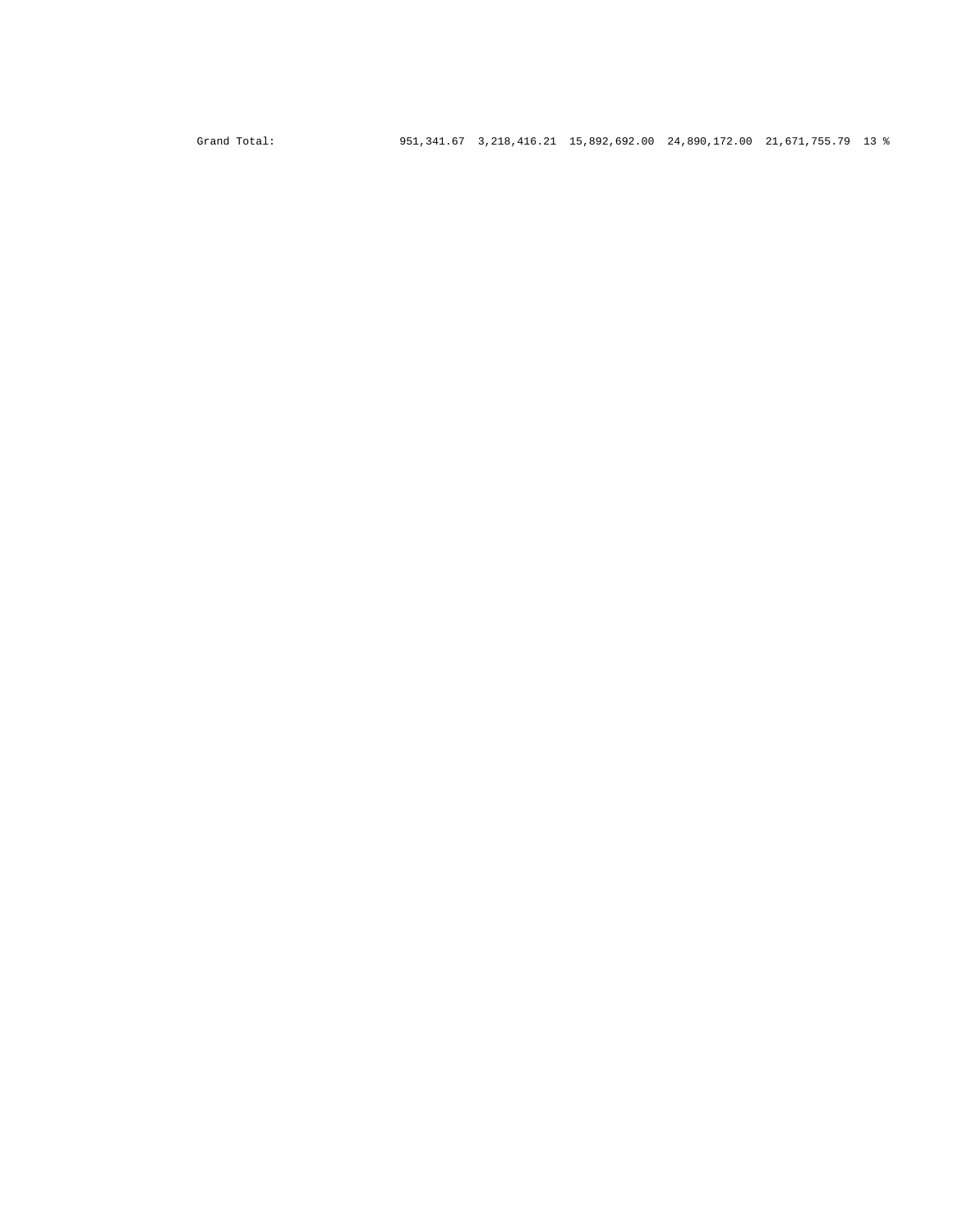| | | | | | | |
|---|---|---|---|---|---|---|
| Grand Total: | 951,341.67 | 3,218,416.21 | 15,892,692.00 | 24,890,172.00 | 21,671,755.79 | 13 % |